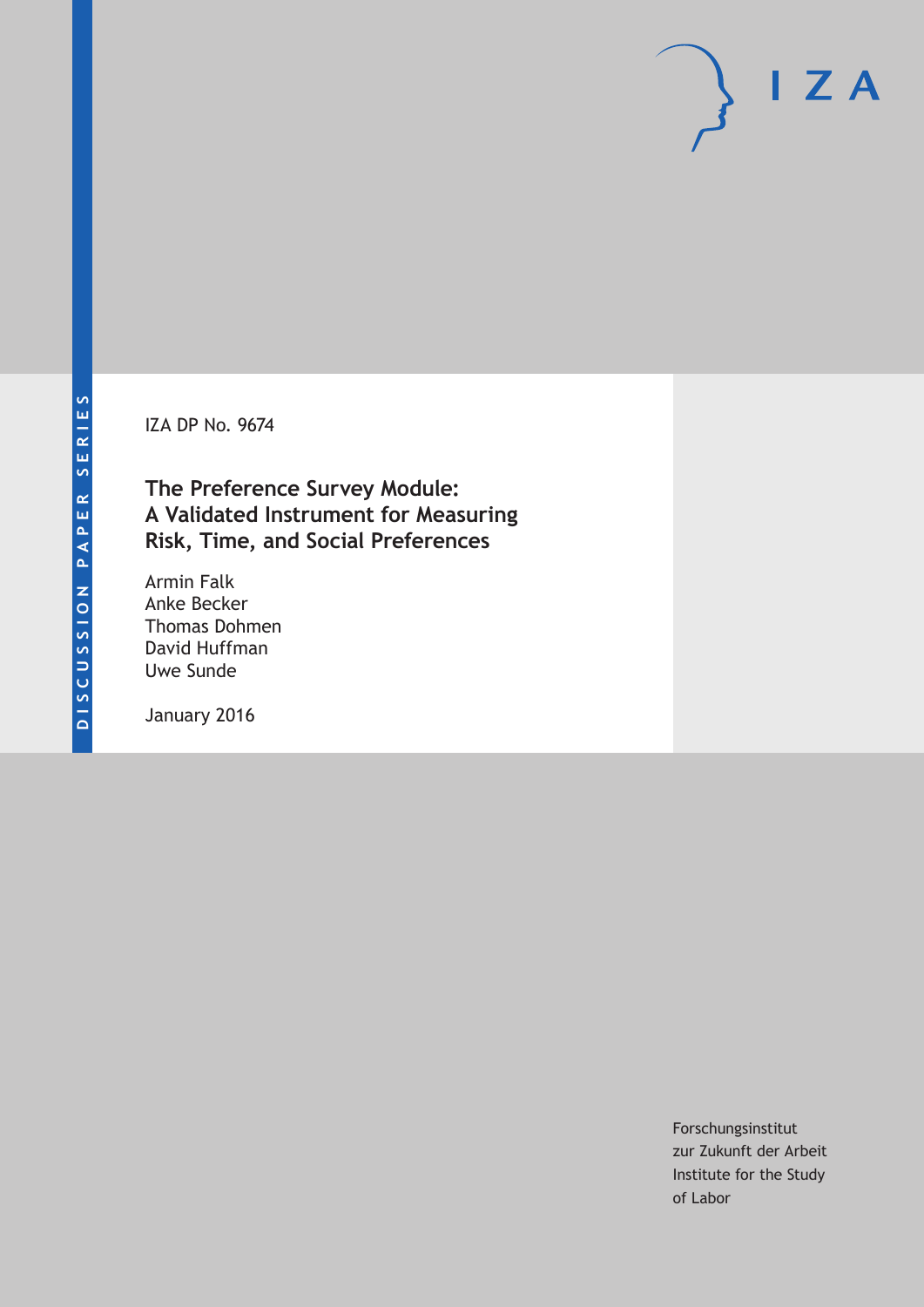DISCUSSION PAPER SERIES

IZA DP No. 9674

# The Preference Survey Module: A Validated Instrument for Measuring Risk, Time, and Social Preferences

Armin Falk
Anke Becker
Thomas Dohmen
David Huffman
Uwe Sunde

January 2016

Forschungsinstitut
zur Zukunft der Arbeit
Institute for the Study
of Labor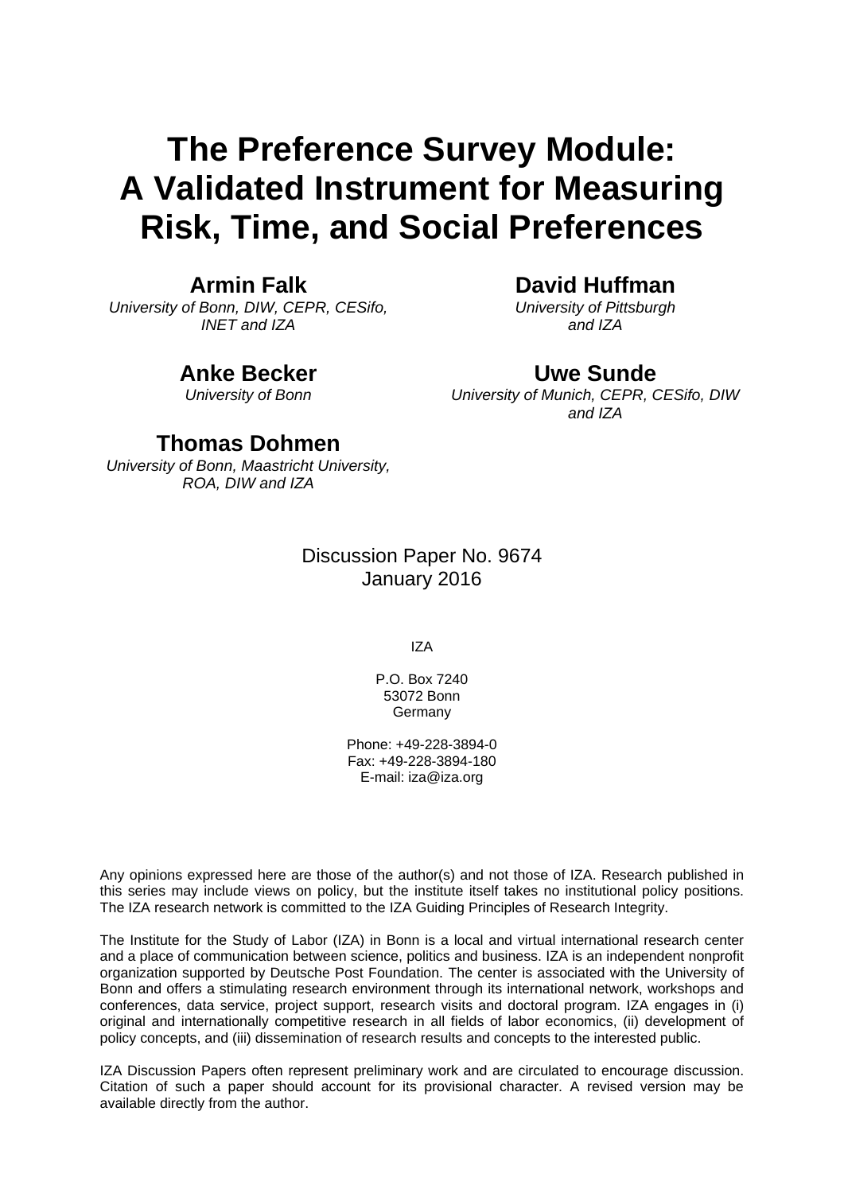# The Preference Survey Module: A Validated Instrument for Measuring Risk, Time, and Social Preferences

**Armin Falk**
*University of Bonn, DIW, CEPR, CESifo, INET and IZA*

**David Huffman**
*University of Pittsburgh and IZA*

**Anke Becker**
*University of Bonn*

**Uwe Sunde**
*University of Munich, CEPR, CESifo, DIW and IZA*

**Thomas Dohmen**
*University of Bonn, Maastricht University, ROA, DIW and IZA*

Discussion Paper No. 9674
January 2016

IZA

P.O. Box 7240
53072 Bonn
Germany

Phone: +49-228-3894-0
Fax: +49-228-3894-180
E-mail: iza@iza.org

Any opinions expressed here are those of the author(s) and not those of IZA. Research published in this series may include views on policy, but the institute itself takes no institutional policy positions. The IZA research network is committed to the IZA Guiding Principles of Research Integrity.

The Institute for the Study of Labor (IZA) in Bonn is a local and virtual international research center and a place of communication between science, politics and business. IZA is an independent nonprofit organization supported by Deutsche Post Foundation. The center is associated with the University of Bonn and offers a stimulating research environment through its international network, workshops and conferences, data service, project support, research visits and doctoral program. IZA engages in (i) original and internationally competitive research in all fields of labor economics, (ii) development of policy concepts, and (iii) dissemination of research results and concepts to the interested public.

IZA Discussion Papers often represent preliminary work and are circulated to encourage discussion. Citation of such a paper should account for its provisional character. A revised version may be available directly from the author.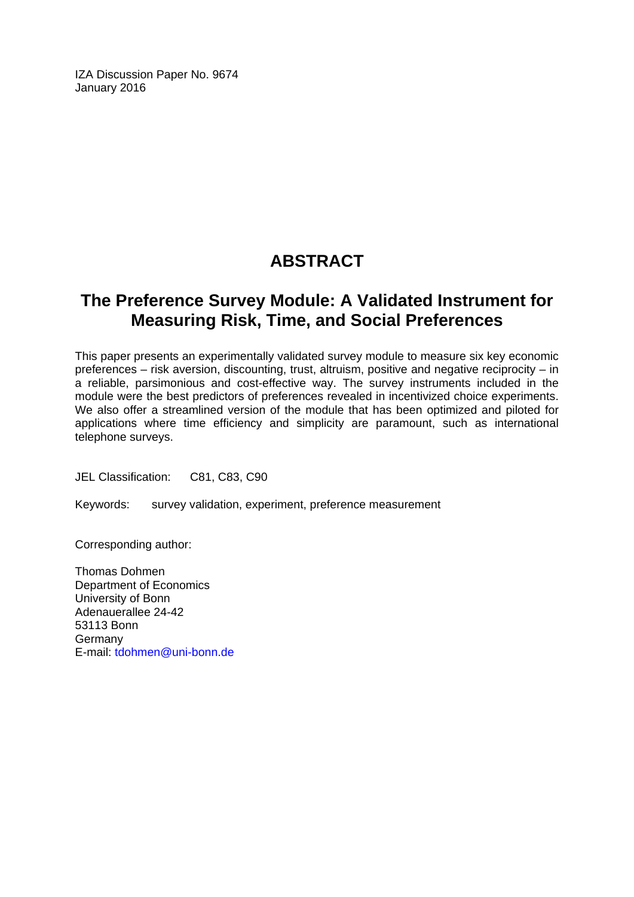IZA Discussion Paper No. 9674
January 2016

# ABSTRACT

## The Preference Survey Module: A Validated Instrument for Measuring Risk, Time, and Social Preferences

This paper presents an experimentally validated survey module to measure six key economic preferences – risk aversion, discounting, trust, altruism, positive and negative reciprocity – in a reliable, parsimonious and cost-effective way. The survey instruments included in the module were the best predictors of preferences revealed in incentivized choice experiments. We also offer a streamlined version of the module that has been optimized and piloted for applications where time efficiency and simplicity are paramount, such as international telephone surveys.

JEL Classification: C81, C83, C90

Keywords: survey validation, experiment, preference measurement

Corresponding author:

Thomas Dohmen
Department of Economics
University of Bonn
Adenauerallee 24-42
53113 Bonn
Germany
E-mail: tdohmen@uni-bonn.de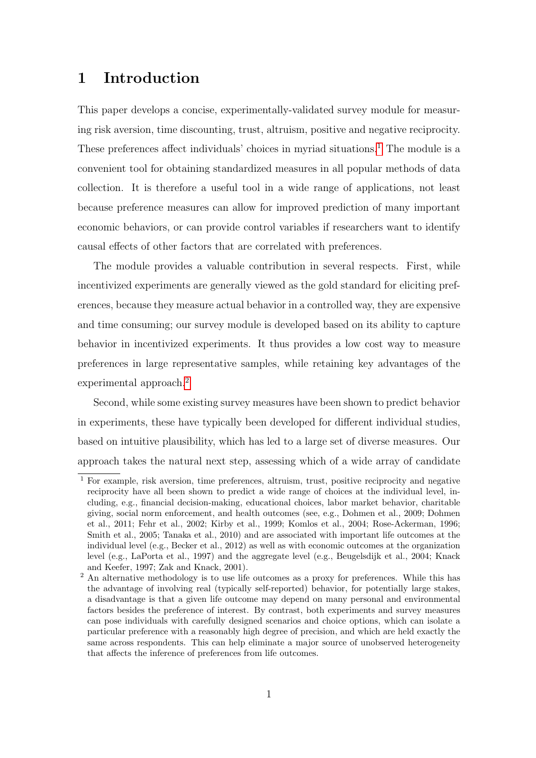# 1 Introduction

This paper develops a concise, experimentally-validated survey module for measuring risk aversion, time discounting, trust, altruism, positive and negative reciprocity. These preferences affect individuals' choices in myriad situations.[1] The module is a convenient tool for obtaining standardized measures in all popular methods of data collection. It is therefore a useful tool in a wide range of applications, not least because preference measures can allow for improved prediction of many important economic behaviors, or can provide control variables if researchers want to identify causal effects of other factors that are correlated with preferences.

The module provides a valuable contribution in several respects. First, while incentivized experiments are generally viewed as the gold standard for eliciting preferences, because they measure actual behavior in a controlled way, they are expensive and time consuming; our survey module is developed based on its ability to capture behavior in incentivized experiments. It thus provides a low cost way to measure preferences in large representative samples, while retaining key advantages of the experimental approach.[2]

Second, while some existing survey measures have been shown to predict behavior in experiments, these have typically been developed for different individual studies, based on intuitive plausibility, which has led to a large set of diverse measures. Our approach takes the natural next step, assessing which of a wide array of candidate

[1] For example, risk aversion, time preferences, altruism, trust, positive reciprocity and negative reciprocity have all been shown to predict a wide range of choices at the individual level, including, e.g., financial decision-making, educational choices, labor market behavior, charitable giving, social norm enforcement, and health outcomes (see, e.g., Dohmen et al., 2009; Dohmen et al., 2011; Fehr et al., 2002; Kirby et al., 1999; Komlos et al., 2004; Rose-Ackerman, 1996; Smith et al., 2005; Tanaka et al., 2010) and are associated with important life outcomes at the individual level (e.g., Becker et al., 2012) as well as with economic outcomes at the organization level (e.g., LaPorta et al., 1997) and the aggregate level (e.g., Beugelsdijk et al., 2004; Knack and Keefer, 1997; Zak and Knack, 2001).

[2] An alternative methodology is to use life outcomes as a proxy for preferences. While this has the advantage of involving real (typically self-reported) behavior, for potentially large stakes, a disadvantage is that a given life outcome may depend on many personal and environmental factors besides the preference of interest. By contrast, both experiments and survey measures can pose individuals with carefully designed scenarios and choice options, which can isolate a particular preference with a reasonably high degree of precision, and which are held exactly the same across respondents. This can help eliminate a major source of unobserved heterogeneity that affects the inference of preferences from life outcomes.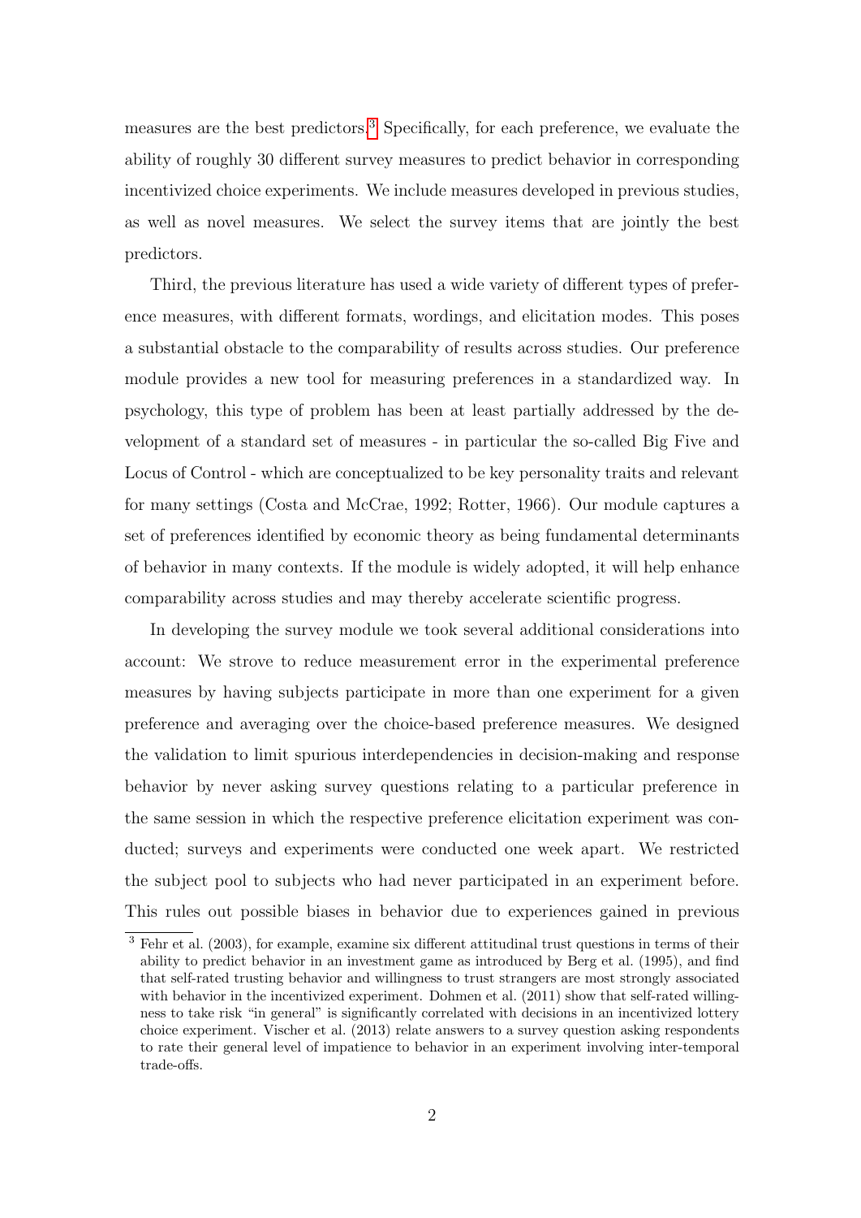measures are the best predictors.[3] Specifically, for each preference, we evaluate the ability of roughly 30 different survey measures to predict behavior in corresponding incentivized choice experiments. We include measures developed in previous studies, as well as novel measures. We select the survey items that are jointly the best predictors.

Third, the previous literature has used a wide variety of different types of preference measures, with different formats, wordings, and elicitation modes. This poses a substantial obstacle to the comparability of results across studies. Our preference module provides a new tool for measuring preferences in a standardized way. In psychology, this type of problem has been at least partially addressed by the development of a standard set of measures - in particular the so-called Big Five and Locus of Control - which are conceptualized to be key personality traits and relevant for many settings (Costa and McCrae, 1992; Rotter, 1966). Our module captures a set of preferences identified by economic theory as being fundamental determinants of behavior in many contexts. If the module is widely adopted, it will help enhance comparability across studies and may thereby accelerate scientific progress.

In developing the survey module we took several additional considerations into account: We strove to reduce measurement error in the experimental preference measures by having subjects participate in more than one experiment for a given preference and averaging over the choice-based preference measures. We designed the validation to limit spurious interdependencies in decision-making and response behavior by never asking survey questions relating to a particular preference in the same session in which the respective preference elicitation experiment was conducted; surveys and experiments were conducted one week apart. We restricted the subject pool to subjects who had never participated in an experiment before. This rules out possible biases in behavior due to experiences gained in previous

[3] Fehr et al. (2003), for example, examine six different attitudinal trust questions in terms of their ability to predict behavior in an investment game as introduced by Berg et al. (1995), and find that self-rated trusting behavior and willingness to trust strangers are most strongly associated with behavior in the incentivized experiment. Dohmen et al. (2011) show that self-rated willingness to take risk "in general" is significantly correlated with decisions in an incentivized lottery choice experiment. Vischer et al. (2013) relate answers to a survey question asking respondents to rate their general level of impatience to behavior in an experiment involving inter-temporal trade-offs.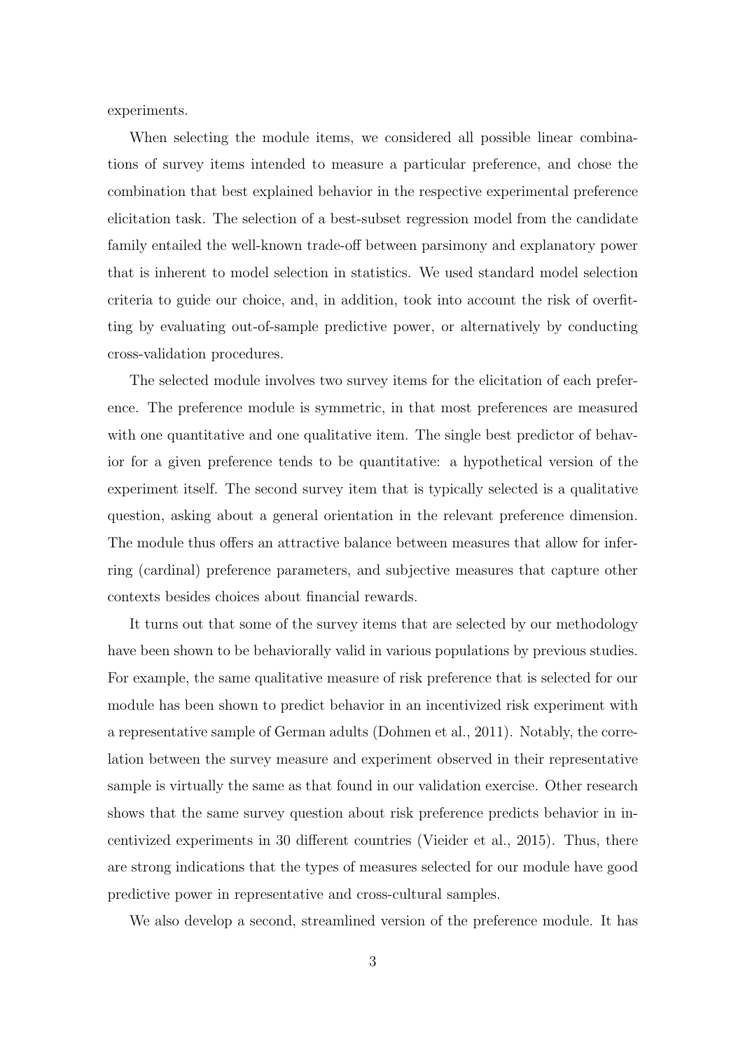experiments.

When selecting the module items, we considered all possible linear combinations of survey items intended to measure a particular preference, and chose the combination that best explained behavior in the respective experimental preference elicitation task. The selection of a best-subset regression model from the candidate family entailed the well-known trade-off between parsimony and explanatory power that is inherent to model selection in statistics. We used standard model selection criteria to guide our choice, and, in addition, took into account the risk of overfitting by evaluating out-of-sample predictive power, or alternatively by conducting cross-validation procedures.

The selected module involves two survey items for the elicitation of each preference. The preference module is symmetric, in that most preferences are measured with one quantitative and one qualitative item. The single best predictor of behavior for a given preference tends to be quantitative: a hypothetical version of the experiment itself. The second survey item that is typically selected is a qualitative question, asking about a general orientation in the relevant preference dimension. The module thus offers an attractive balance between measures that allow for inferring (cardinal) preference parameters, and subjective measures that capture other contexts besides choices about financial rewards.

It turns out that some of the survey items that are selected by our methodology have been shown to be behaviorally valid in various populations by previous studies. For example, the same qualitative measure of risk preference that is selected for our module has been shown to predict behavior in an incentivized risk experiment with a representative sample of German adults (Dohmen et al., 2011). Notably, the correlation between the survey measure and experiment observed in their representative sample is virtually the same as that found in our validation exercise. Other research shows that the same survey question about risk preference predicts behavior in incentivized experiments in 30 different countries (Vieider et al., 2015). Thus, there are strong indications that the types of measures selected for our module have good predictive power in representative and cross-cultural samples.

We also develop a second, streamlined version of the preference module. It has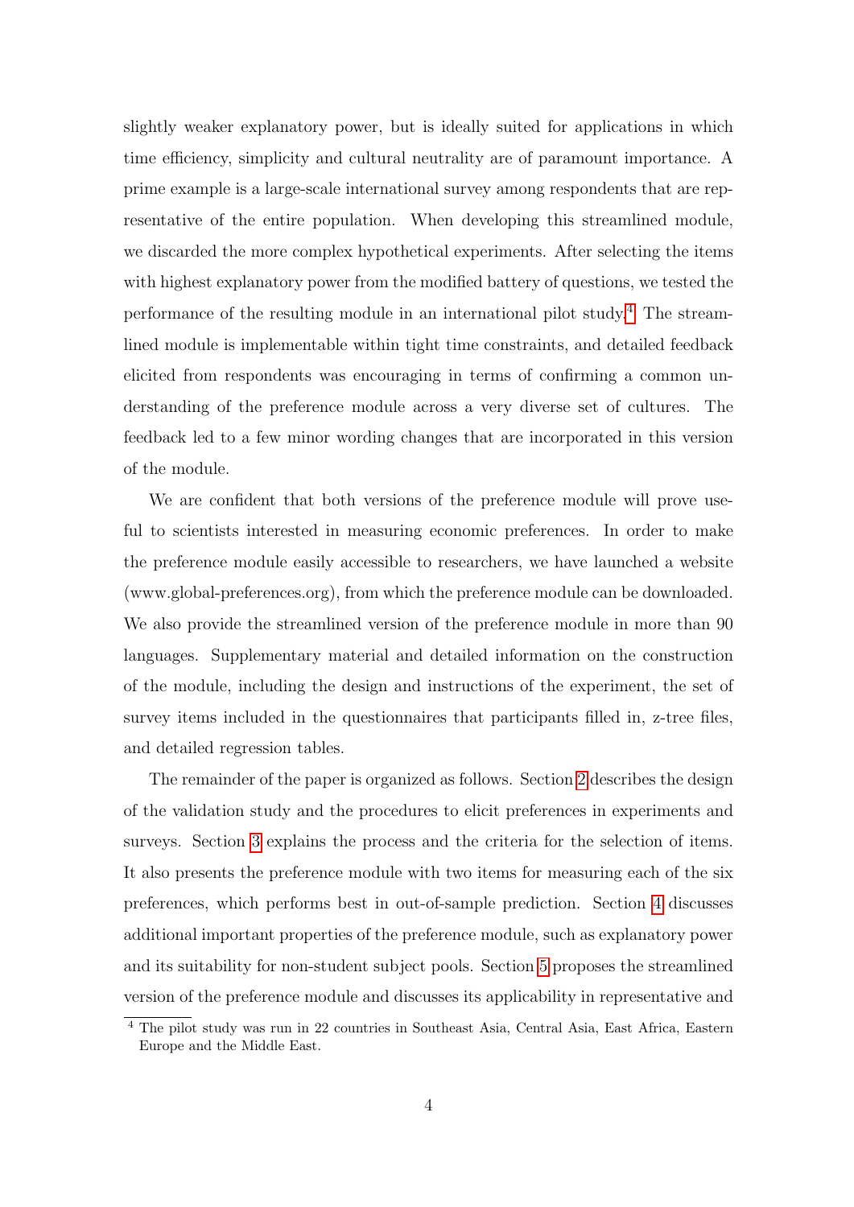slightly weaker explanatory power, but is ideally suited for applications in which time efficiency, simplicity and cultural neutrality are of paramount importance. A prime example is a large-scale international survey among respondents that are representative of the entire population. When developing this streamlined module, we discarded the more complex hypothetical experiments. After selecting the items with highest explanatory power from the modified battery of questions, we tested the performance of the resulting module in an international pilot study.[4] The streamlined module is implementable within tight time constraints, and detailed feedback elicited from respondents was encouraging in terms of confirming a common understanding of the preference module across a very diverse set of cultures. The feedback led to a few minor wording changes that are incorporated in this version of the module.

We are confident that both versions of the preference module will prove useful to scientists interested in measuring economic preferences. In order to make the preference module easily accessible to researchers, we have launched a website (www.global-preferences.org), from which the preference module can be downloaded. We also provide the streamlined version of the preference module in more than 90 languages. Supplementary material and detailed information on the construction of the module, including the design and instructions of the experiment, the set of survey items included in the questionnaires that participants filled in, z-tree files, and detailed regression tables.

The remainder of the paper is organized as follows. Section 2 describes the design of the validation study and the procedures to elicit preferences in experiments and surveys. Section 3 explains the process and the criteria for the selection of items. It also presents the preference module with two items for measuring each of the six preferences, which performs best in out-of-sample prediction. Section 4 discusses additional important properties of the preference module, such as explanatory power and its suitability for non-student subject pools. Section 5 proposes the streamlined version of the preference module and discusses its applicability in representative and

[4] The pilot study was run in 22 countries in Southeast Asia, Central Asia, East Africa, Eastern Europe and the Middle East.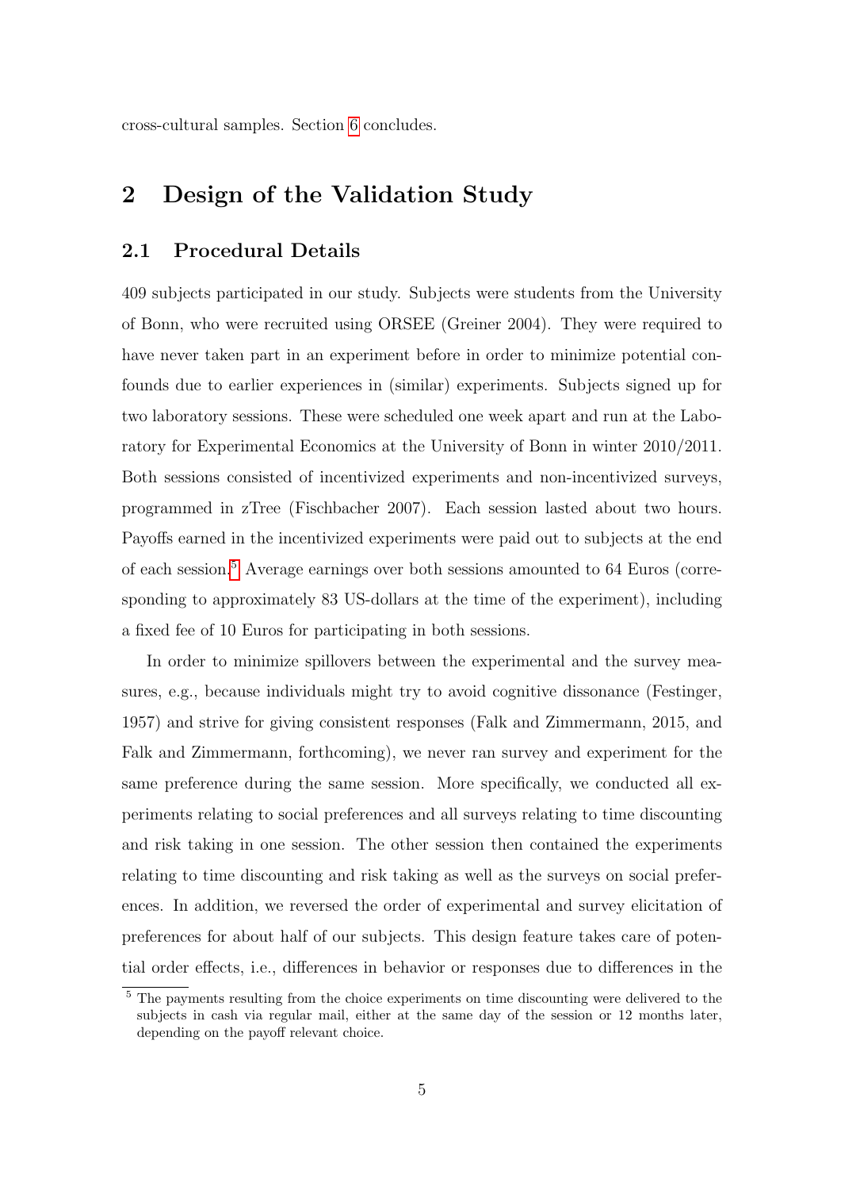cross-cultural samples. Section 6 concludes.

## 2 Design of the Validation Study

### 2.1 Procedural Details

409 subjects participated in our study. Subjects were students from the University of Bonn, who were recruited using ORSEE (Greiner 2004). They were required to have never taken part in an experiment before in order to minimize potential confounds due to earlier experiences in (similar) experiments. Subjects signed up for two laboratory sessions. These were scheduled one week apart and run at the Laboratory for Experimental Economics at the University of Bonn in winter 2010/2011. Both sessions consisted of incentivized experiments and non-incentivized surveys, programmed in zTree (Fischbacher 2007). Each session lasted about two hours. Payoffs earned in the incentivized experiments were paid out to subjects at the end of each session.[5] Average earnings over both sessions amounted to 64 Euros (corresponding to approximately 83 US-dollars at the time of the experiment), including a fixed fee of 10 Euros for participating in both sessions.

In order to minimize spillovers between the experimental and the survey measures, e.g., because individuals might try to avoid cognitive dissonance (Festinger, 1957) and strive for giving consistent responses (Falk and Zimmermann, 2015, and Falk and Zimmermann, forthcoming), we never ran survey and experiment for the same preference during the same session. More specifically, we conducted all experiments relating to social preferences and all surveys relating to time discounting and risk taking in one session. The other session then contained the experiments relating to time discounting and risk taking as well as the surveys on social preferences. In addition, we reversed the order of experimental and survey elicitation of preferences for about half of our subjects. This design feature takes care of potential order effects, i.e., differences in behavior or responses due to differences in the

[5] The payments resulting from the choice experiments on time discounting were delivered to the subjects in cash via regular mail, either at the same day of the session or 12 months later, depending on the payoff relevant choice.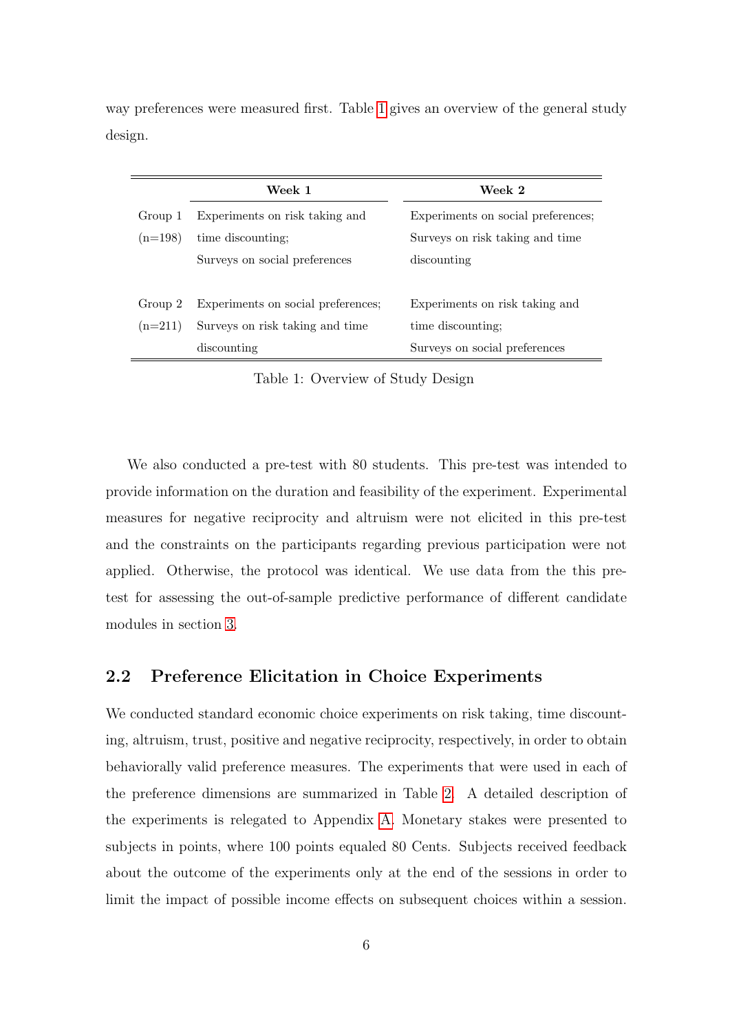way preferences were measured first. Table 1 gives an overview of the general study design.

| | Week 1 | Week 2 |
|---|---|---|
| Group 1 (n=198) | Experiments on risk taking and time discounting; Surveys on social preferences | Experiments on social preferences; Surveys on risk taking and time discounting |
| Group 2 (n=211) | Experiments on social preferences; Surveys on risk taking and time discounting | Experiments on risk taking and time discounting; Surveys on social preferences |

Table 1: Overview of Study Design

We also conducted a pre-test with 80 students. This pre-test was intended to provide information on the duration and feasibility of the experiment. Experimental measures for negative reciprocity and altruism were not elicited in this pre-test and the constraints on the participants regarding previous participation were not applied. Otherwise, the protocol was identical. We use data from the this pre-test for assessing the out-of-sample predictive performance of different candidate modules in section 3.

## 2.2 Preference Elicitation in Choice Experiments

We conducted standard economic choice experiments on risk taking, time discounting, altruism, trust, positive and negative reciprocity, respectively, in order to obtain behaviorally valid preference measures. The experiments that were used in each of the preference dimensions are summarized in Table 2. A detailed description of the experiments is relegated to Appendix A. Monetary stakes were presented to subjects in points, where 100 points equaled 80 Cents. Subjects received feedback about the outcome of the experiments only at the end of the sessions in order to limit the impact of possible income effects on subsequent choices within a session.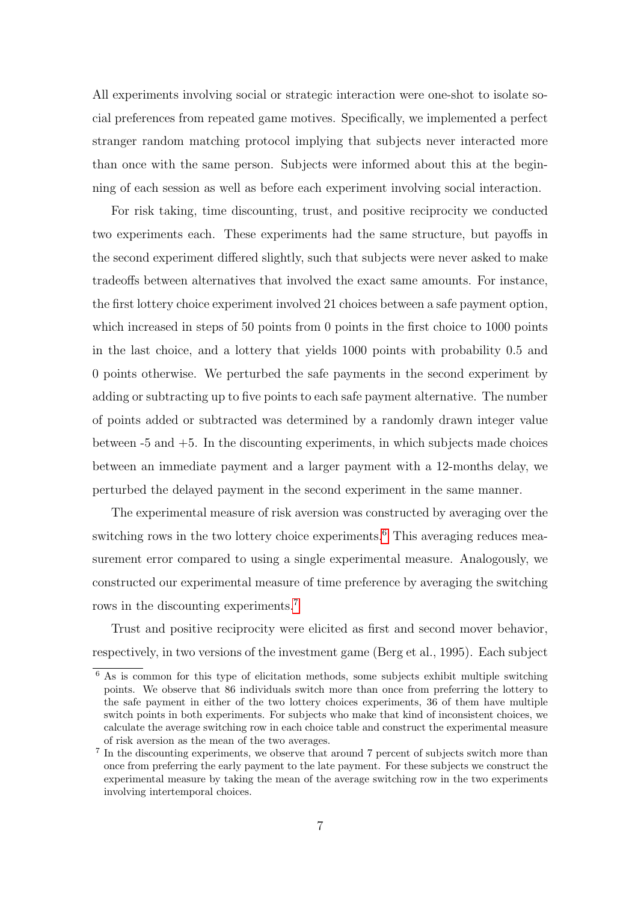All experiments involving social or strategic interaction were one-shot to isolate social preferences from repeated game motives. Specifically, we implemented a perfect stranger random matching protocol implying that subjects never interacted more than once with the same person. Subjects were informed about this at the beginning of each session as well as before each experiment involving social interaction.

For risk taking, time discounting, trust, and positive reciprocity we conducted two experiments each. These experiments had the same structure, but payoffs in the second experiment differed slightly, such that subjects were never asked to make tradeoffs between alternatives that involved the exact same amounts. For instance, the first lottery choice experiment involved 21 choices between a safe payment option, which increased in steps of 50 points from 0 points in the first choice to 1000 points in the last choice, and a lottery that yields 1000 points with probability 0.5 and 0 points otherwise. We perturbed the safe payments in the second experiment by adding or subtracting up to five points to each safe payment alternative. The number of points added or subtracted was determined by a randomly drawn integer value between -5 and +5. In the discounting experiments, in which subjects made choices between an immediate payment and a larger payment with a 12-months delay, we perturbed the delayed payment in the second experiment in the same manner.

The experimental measure of risk aversion was constructed by averaging over the switching rows in the two lottery choice experiments.[6] This averaging reduces measurement error compared to using a single experimental measure. Analogously, we constructed our experimental measure of time preference by averaging the switching rows in the discounting experiments.[7]

Trust and positive reciprocity were elicited as first and second mover behavior, respectively, in two versions of the investment game (Berg et al., 1995). Each subject

[6] As is common for this type of elicitation methods, some subjects exhibit multiple switching points. We observe that 86 individuals switch more than once from preferring the lottery to the safe payment in either of the two lottery choices experiments, 36 of them have multiple switch points in both experiments. For subjects who make that kind of inconsistent choices, we calculate the average switching row in each choice table and construct the experimental measure of risk aversion as the mean of the two averages.

[7] In the discounting experiments, we observe that around 7 percent of subjects switch more than once from preferring the early payment to the late payment. For these subjects we construct the experimental measure by taking the mean of the average switching row in the two experiments involving intertemporal choices.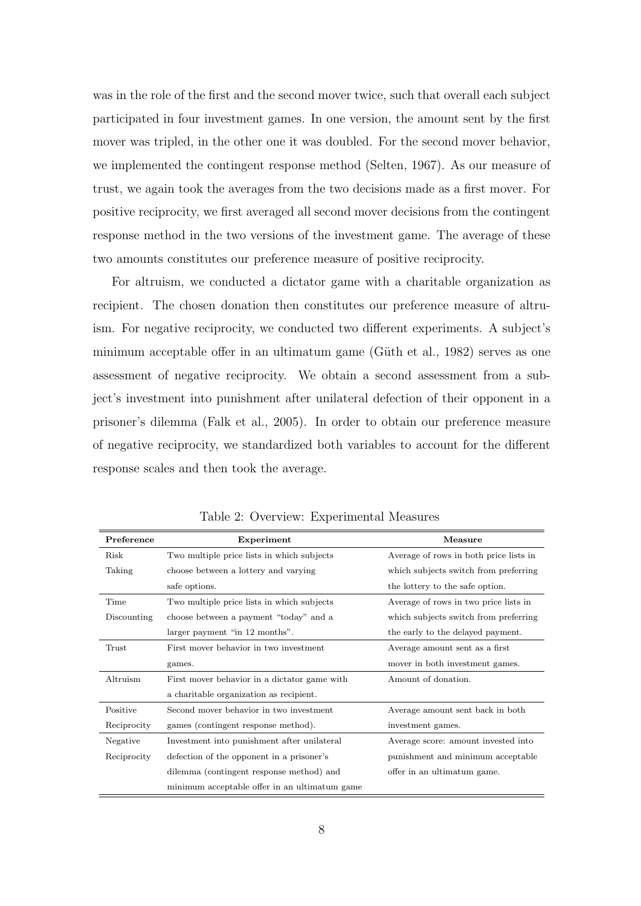was in the role of the first and the second mover twice, such that overall each subject participated in four investment games. In one version, the amount sent by the first mover was tripled, in the other one it was doubled. For the second mover behavior, we implemented the contingent response method (Selten, 1967). As our measure of trust, we again took the averages from the two decisions made as a first mover. For positive reciprocity, we first averaged all second mover decisions from the contingent response method in the two versions of the investment game. The average of these two amounts constitutes our preference measure of positive reciprocity.

For altruism, we conducted a dictator game with a charitable organization as recipient. The chosen donation then constitutes our preference measure of altruism. For negative reciprocity, we conducted two different experiments. A subject's minimum acceptable offer in an ultimatum game (Güth et al., 1982) serves as one assessment of negative reciprocity. We obtain a second assessment from a subject's investment into punishment after unilateral defection of their opponent in a prisoner's dilemma (Falk et al., 2005). In order to obtain our preference measure of negative reciprocity, we standardized both variables to account for the different response scales and then took the average.

Table 2: Overview: Experimental Measures

| Preference | Experiment | Measure |
|---|---|---|
| Risk Taking | Two multiple price lists in which subjects choose between a lottery and varying safe options. | Average of rows in both price lists in which subjects switch from preferring the lottery to the safe option. |
| Time Discounting | Two multiple price lists in which subjects choose between a payment "today" and a larger payment "in 12 months". | Average of rows in two price lists in which subjects switch from preferring the early to the delayed payment. |
| Trust | First mover behavior in two investment games. | Average amount sent as a first mover in both investment games. |
| Altruism | First mover behavior in a dictator game with a charitable organization as recipient. | Amount of donation. |
| Positive Reciprocity | Second mover behavior in two investment games (contingent response method). | Average amount sent back in both investment games. |
| Negative Reciprocity | Investment into punishment after unilateral defection of the opponent in a prisoner's dilemma (contingent response method) and minimum acceptable offer in an ultimatum game | Average score: amount invested into punishment and minimum acceptable offer in an ultimatum game. |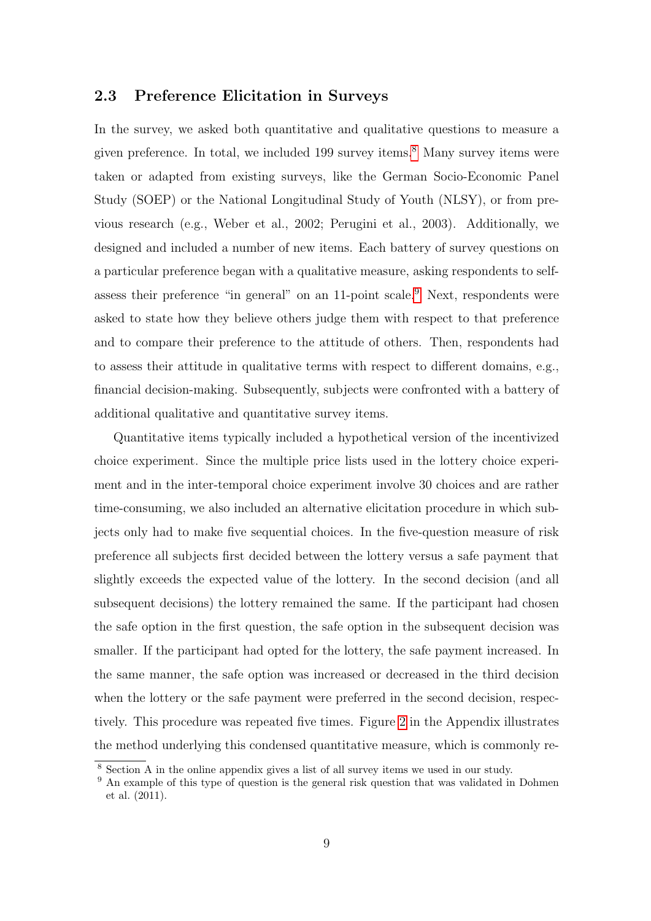## 2.3 Preference Elicitation in Surveys

In the survey, we asked both quantitative and qualitative questions to measure a given preference. In total, we included 199 survey items.[8] Many survey items were taken or adapted from existing surveys, like the German Socio-Economic Panel Study (SOEP) or the National Longitudinal Study of Youth (NLSY), or from previous research (e.g., Weber et al., 2002; Perugini et al., 2003). Additionally, we designed and included a number of new items. Each battery of survey questions on a particular preference began with a qualitative measure, asking respondents to self-assess their preference "in general" on an 11-point scale.[9] Next, respondents were asked to state how they believe others judge them with respect to that preference and to compare their preference to the attitude of others. Then, respondents had to assess their attitude in qualitative terms with respect to different domains, e.g., financial decision-making. Subsequently, subjects were confronted with a battery of additional qualitative and quantitative survey items.

Quantitative items typically included a hypothetical version of the incentivized choice experiment. Since the multiple price lists used in the lottery choice experiment and in the inter-temporal choice experiment involve 30 choices and are rather time-consuming, we also included an alternative elicitation procedure in which subjects only had to make five sequential choices. In the five-question measure of risk preference all subjects first decided between the lottery versus a safe payment that slightly exceeds the expected value of the lottery. In the second decision (and all subsequent decisions) the lottery remained the same. If the participant had chosen the safe option in the first question, the safe option in the subsequent decision was smaller. If the participant had opted for the lottery, the safe payment increased. In the same manner, the safe option was increased or decreased in the third decision when the lottery or the safe payment were preferred in the second decision, respectively. This procedure was repeated five times. Figure 2 in the Appendix illustrates the method underlying this condensed quantitative measure, which is commonly re-

[8] Section A in the online appendix gives a list of all survey items we used in our study.

[9] An example of this type of question is the general risk question that was validated in Dohmen et al. (2011).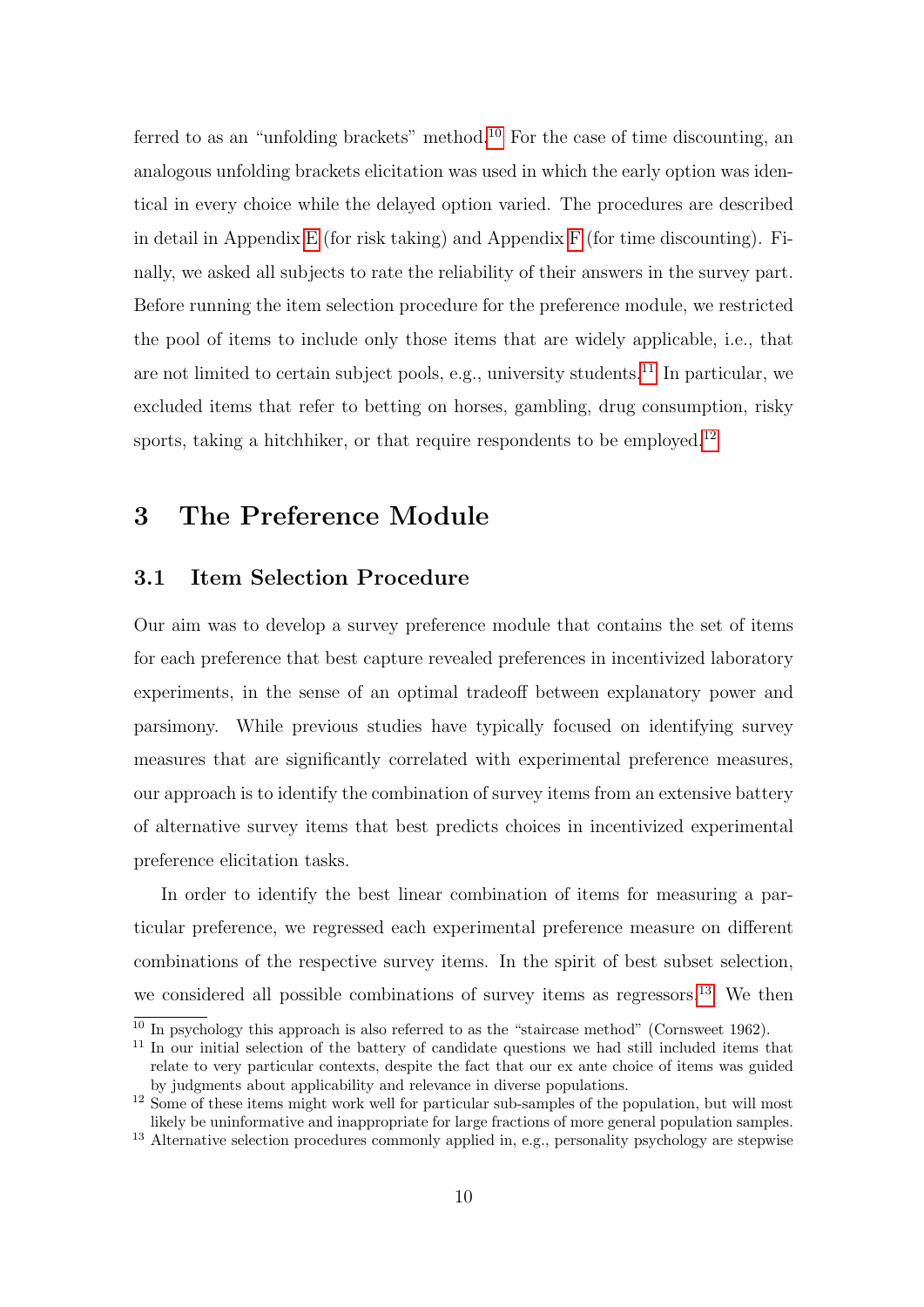ferred to as an "unfolding brackets" method.[10] For the case of time discounting, an analogous unfolding brackets elicitation was used in which the early option was identical in every choice while the delayed option varied. The procedures are described in detail in Appendix E (for risk taking) and Appendix F (for time discounting). Finally, we asked all subjects to rate the reliability of their answers in the survey part. Before running the item selection procedure for the preference module, we restricted the pool of items to include only those items that are widely applicable, i.e., that are not limited to certain subject pools, e.g., university students.[11] In particular, we excluded items that refer to betting on horses, gambling, drug consumption, risky sports, taking a hitchhiker, or that require respondents to be employed.[12]

# 3 The Preference Module

## 3.1 Item Selection Procedure

Our aim was to develop a survey preference module that contains the set of items for each preference that best capture revealed preferences in incentivized laboratory experiments, in the sense of an optimal tradeoff between explanatory power and parsimony. While previous studies have typically focused on identifying survey measures that are significantly correlated with experimental preference measures, our approach is to identify the combination of survey items from an extensive battery of alternative survey items that best predicts choices in incentivized experimental preference elicitation tasks.

In order to identify the best linear combination of items for measuring a particular preference, we regressed each experimental preference measure on different combinations of the respective survey items. In the spirit of best subset selection, we considered all possible combinations of survey items as regressors.[13] We then

[10] In psychology this approach is also referred to as the "staircase method" (Cornsweet 1962).

[11] In our initial selection of the battery of candidate questions we had still included items that relate to very particular contexts, despite the fact that our ex ante choice of items was guided by judgments about applicability and relevance in diverse populations.

[12] Some of these items might work well for particular sub-samples of the population, but will most likely be uninformative and inappropriate for large fractions of more general population samples.

[13] Alternative selection procedures commonly applied in, e.g., personality psychology are stepwise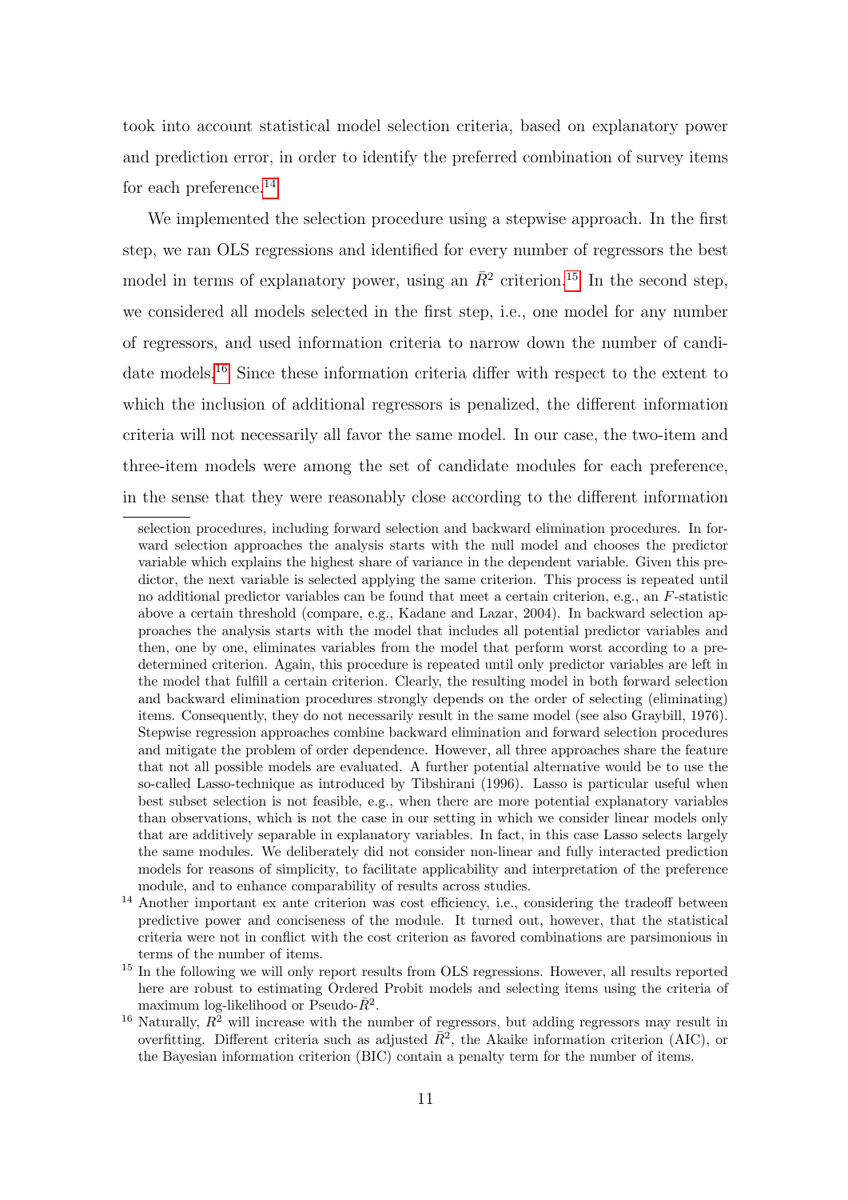took into account statistical model selection criteria, based on explanatory power and prediction error, in order to identify the preferred combination of survey items for each preference.[14]

We implemented the selection procedure using a stepwise approach. In the first step, we ran OLS regressions and identified for every number of regressors the best model in terms of explanatory power, using an $\bar{R}^2$ criterion.[15] In the second step, we considered all models selected in the first step, i.e., one model for any number of regressors, and used information criteria to narrow down the number of candidate models.[16] Since these information criteria differ with respect to the extent to which the inclusion of additional regressors is penalized, the different information criteria will not necessarily all favor the same model. In our case, the two-item and three-item models were among the set of candidate modules for each preference, in the sense that they were reasonably close according to the different information

selection procedures, including forward selection and backward elimination procedures. In forward selection approaches the analysis starts with the null model and chooses the predictor variable which explains the highest share of variance in the dependent variable. Given this predictor, the next variable is selected applying the same criterion. This process is repeated until no additional predictor variables can be found that meet a certain criterion, e.g., an $F$-statistic above a certain threshold (compare, e.g., Kadane and Lazar, 2004). In backward selection approaches the analysis starts with the model that includes all potential predictor variables and then, one by one, eliminates variables from the model that perform worst according to a predetermined criterion. Again, this procedure is repeated until only predictor variables are left in the model that fulfill a certain criterion. Clearly, the resulting model in both forward selection and backward elimination procedures strongly depends on the order of selecting (eliminating) items. Consequently, they do not necessarily result in the same model (see also Graybill, 1976). Stepwise regression approaches combine backward elimination and forward selection procedures and mitigate the problem of order dependence. However, all three approaches share the feature that not all possible models are evaluated. A further potential alternative would be to use the so-called Lasso-technique as introduced by Tibshirani (1996). Lasso is particular useful when best subset selection is not feasible, e.g., when there are more potential explanatory variables than observations, which is not the case in our setting in which we consider linear models only that are additively separable in explanatory variables. In fact, in this case Lasso selects largely the same modules. We deliberately did not consider non-linear and fully interacted prediction models for reasons of simplicity, to facilitate applicability and interpretation of the preference module, and to enhance comparability of results across studies.

[14] Another important ex ante criterion was cost efficiency, i.e., considering the tradeoff between predictive power and conciseness of the module. It turned out, however, that the statistical criteria were not in conflict with the cost criterion as favored combinations are parsimonious in terms of the number of items.

[15] In the following we will only report results from OLS regressions. However, all results reported here are robust to estimating Ordered Probit models and selecting items using the criteria of maximum log-likelihood or Pseudo-$\bar{R}^2$.

[16] Naturally, $R^2$ will increase with the number of regressors, but adding regressors may result in overfitting. Different criteria such as adjusted $\bar{R}^2$, the Akaike information criterion (AIC), or the Bayesian information criterion (BIC) contain a penalty term for the number of items.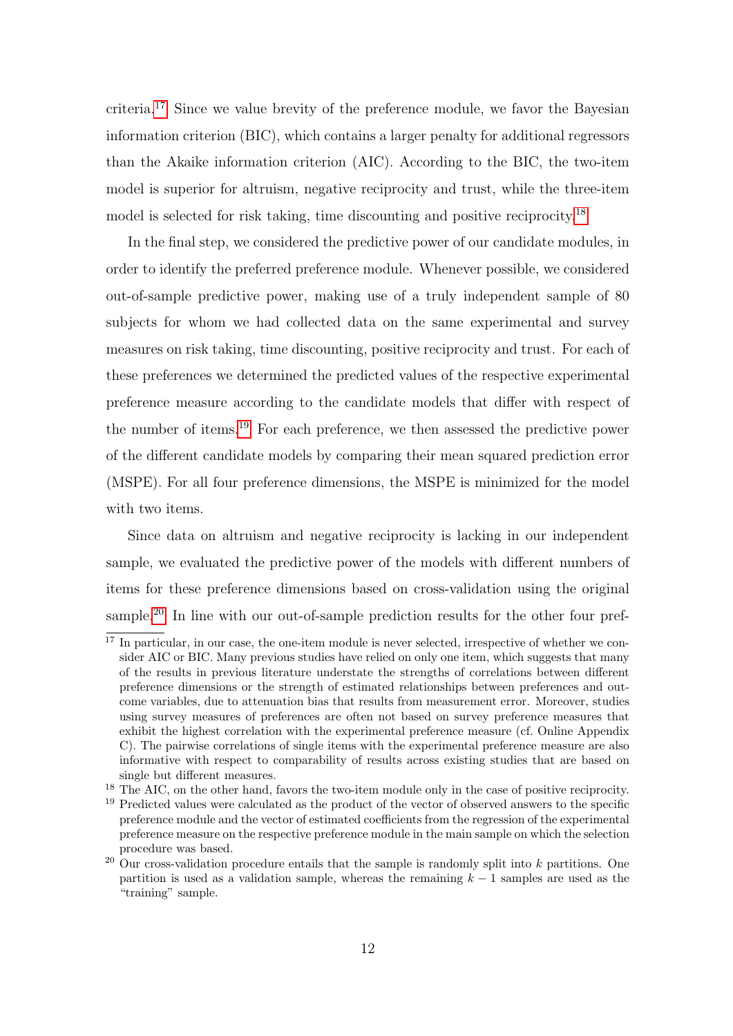criteria.[17] Since we value brevity of the preference module, we favor the Bayesian information criterion (BIC), which contains a larger penalty for additional regressors than the Akaike information criterion (AIC). According to the BIC, the two-item model is superior for altruism, negative reciprocity and trust, while the three-item model is selected for risk taking, time discounting and positive reciprocity.[18]

In the final step, we considered the predictive power of our candidate modules, in order to identify the preferred preference module. Whenever possible, we considered out-of-sample predictive power, making use of a truly independent sample of 80 subjects for whom we had collected data on the same experimental and survey measures on risk taking, time discounting, positive reciprocity and trust. For each of these preferences we determined the predicted values of the respective experimental preference measure according to the candidate models that differ with respect of the number of items.[19] For each preference, we then assessed the predictive power of the different candidate models by comparing their mean squared prediction error (MSPE). For all four preference dimensions, the MSPE is minimized for the model with two items.

Since data on altruism and negative reciprocity is lacking in our independent sample, we evaluated the predictive power of the models with different numbers of items for these preference dimensions based on cross-validation using the original sample.[20] In line with our out-of-sample prediction results for the other four pref-

---

[17] In particular, in our case, the one-item module is never selected, irrespective of whether we consider AIC or BIC. Many previous studies have relied on only one item, which suggests that many of the results in previous literature understate the strengths of correlations between different preference dimensions or the strength of estimated relationships between preferences and outcome variables, due to attenuation bias that results from measurement error. Moreover, studies using survey measures of preferences are often not based on survey preference measures that exhibit the highest correlation with the experimental preference measure (cf. Online Appendix C). The pairwise correlations of single items with the experimental preference measure are also informative with respect to comparability of results across existing studies that are based on single but different measures.

[18] The AIC, on the other hand, favors the two-item module only in the case of positive reciprocity.

[19] Predicted values were calculated as the product of the vector of observed answers to the specific preference module and the vector of estimated coefficients from the regression of the experimental preference measure on the respective preference module in the main sample on which the selection procedure was based.

[20] Our cross-validation procedure entails that the sample is randomly split into $k$ partitions. One partition is used as a validation sample, whereas the remaining $k-1$ samples are used as the "training" sample.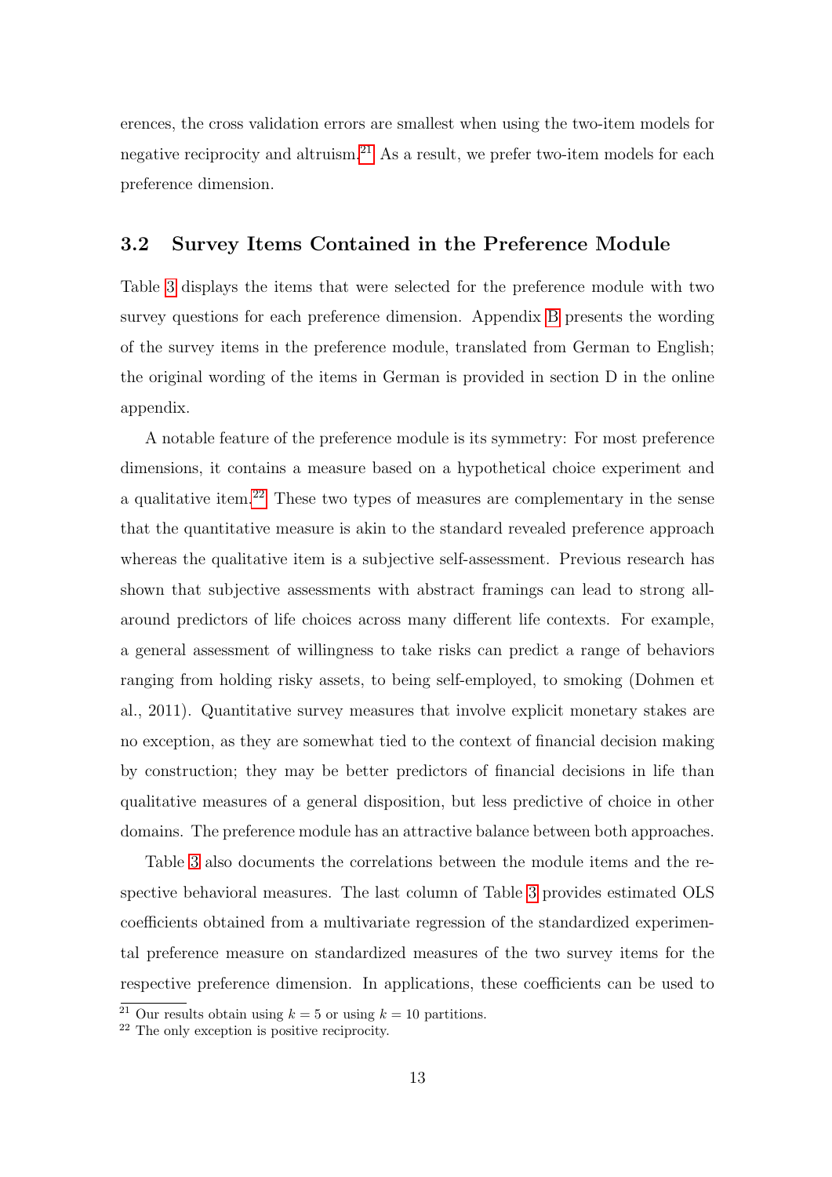erences, the cross validation errors are smallest when using the two-item models for negative reciprocity and altruism.[21] As a result, we prefer two-item models for each preference dimension.

## 3.2 Survey Items Contained in the Preference Module

Table 3 displays the items that were selected for the preference module with two survey questions for each preference dimension. Appendix B presents the wording of the survey items in the preference module, translated from German to English; the original wording of the items in German is provided in section D in the online appendix.

A notable feature of the preference module is its symmetry: For most preference dimensions, it contains a measure based on a hypothetical choice experiment and a qualitative item.[22] These two types of measures are complementary in the sense that the quantitative measure is akin to the standard revealed preference approach whereas the qualitative item is a subjective self-assessment. Previous research has shown that subjective assessments with abstract framings can lead to strong all-around predictors of life choices across many different life contexts. For example, a general assessment of willingness to take risks can predict a range of behaviors ranging from holding risky assets, to being self-employed, to smoking (Dohmen et al., 2011). Quantitative survey measures that involve explicit monetary stakes are no exception, as they are somewhat tied to the context of financial decision making by construction; they may be better predictors of financial decisions in life than qualitative measures of a general disposition, but less predictive of choice in other domains. The preference module has an attractive balance between both approaches.

Table 3 also documents the correlations between the module items and the respective behavioral measures. The last column of Table 3 provides estimated OLS coefficients obtained from a multivariate regression of the standardized experimental preference measure on standardized measures of the two survey items for the respective preference dimension. In applications, these coefficients can be used to

[21] Our results obtain using $k = 5$ or using $k = 10$ partitions.

[22] The only exception is positive reciprocity.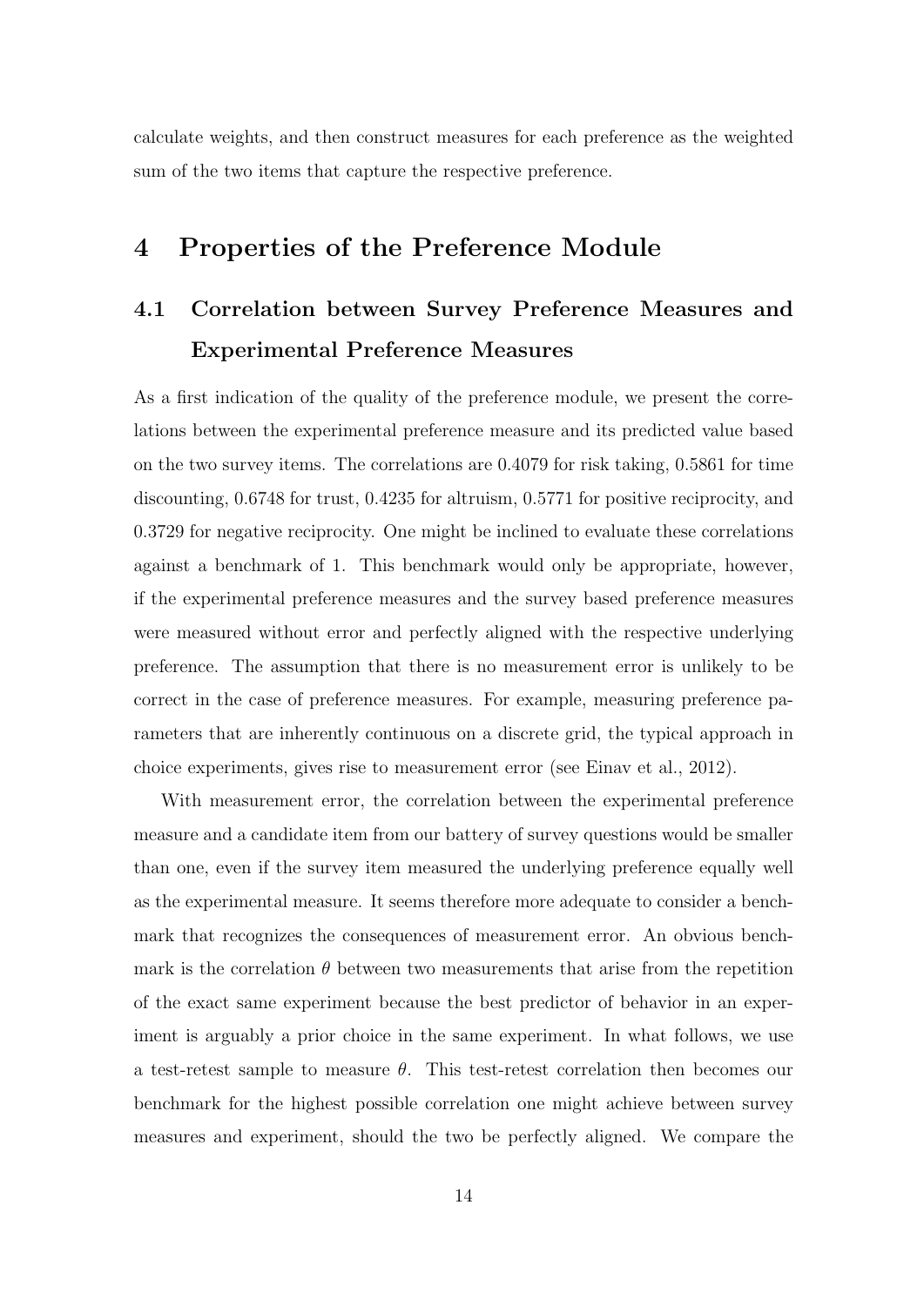calculate weights, and then construct measures for each preference as the weighted sum of the two items that capture the respective preference.

# 4 Properties of the Preference Module

## 4.1 Correlation between Survey Preference Measures and Experimental Preference Measures

As a first indication of the quality of the preference module, we present the correlations between the experimental preference measure and its predicted value based on the two survey items. The correlations are 0.4079 for risk taking, 0.5861 for time discounting, 0.6748 for trust, 0.4235 for altruism, 0.5771 for positive reciprocity, and 0.3729 for negative reciprocity. One might be inclined to evaluate these correlations against a benchmark of 1. This benchmark would only be appropriate, however, if the experimental preference measures and the survey based preference measures were measured without error and perfectly aligned with the respective underlying preference. The assumption that there is no measurement error is unlikely to be correct in the case of preference measures. For example, measuring preference parameters that are inherently continuous on a discrete grid, the typical approach in choice experiments, gives rise to measurement error (see Einav et al., 2012).

With measurement error, the correlation between the experimental preference measure and a candidate item from our battery of survey questions would be smaller than one, even if the survey item measured the underlying preference equally well as the experimental measure. It seems therefore more adequate to consider a benchmark that recognizes the consequences of measurement error. An obvious benchmark is the correlation $\theta$ between two measurements that arise from the repetition of the exact same experiment because the best predictor of behavior in an experiment is arguably a prior choice in the same experiment. In what follows, we use a test-retest sample to measure $\theta$. This test-retest correlation then becomes our benchmark for the highest possible correlation one might achieve between survey measures and experiment, should the two be perfectly aligned. We compare the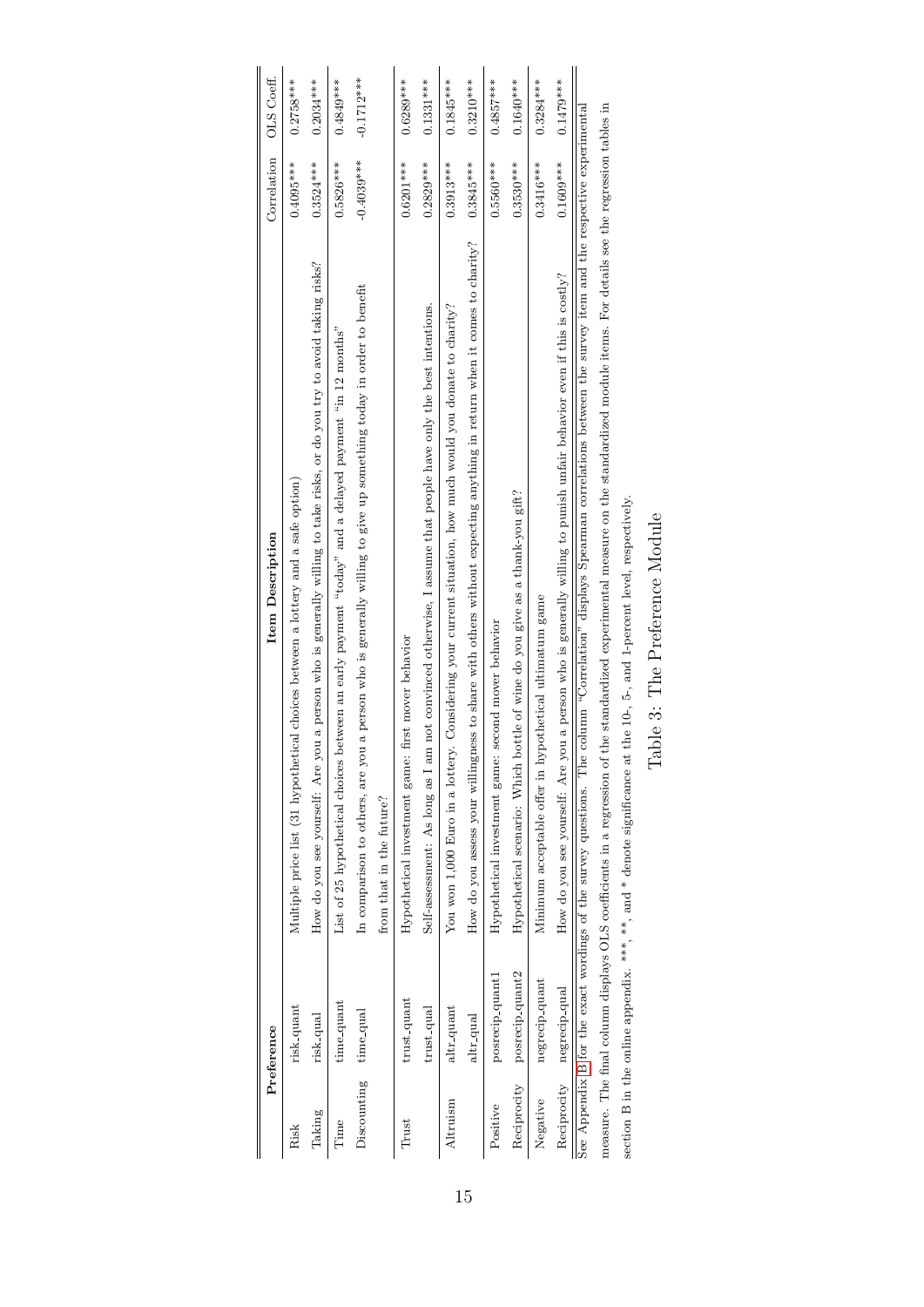| Preference | | Item Description | Correlation | OLS Coeff. |
|---|---|---|---|---|
| Risk | risk_quant | Multiple price list (31 hypothetical choices between a lottery and a safe option) | 0.4095*** | 0.2758*** |
| Taking | risk_qual | How do you see yourself: Are you a person who is generally willing to take risks, or do you try to avoid taking risks? | 0.3524*** | 0.2034*** |
| Time | time_quant | List of 25 hypothetical choices between an early payment "today" and a delayed payment "in 12 months" | 0.5826*** | 0.4849*** |
| Discounting | time_qual | In comparison to others, are you a person who is generally willing to give up something today in order to benefit from that in the future? | -0.4039*** | -0.1712*** |
| Trust | trust_quant | Hypothetical investment game: first mover behavior | 0.6201*** | 0.6289*** |
| | trust_qual | Self-assessment: As long as I am not convinced otherwise, I assume that people have only the best intentions. | 0.2829*** | 0.1331*** |
| Altruism | altr_quant | You won 1,000 Euro in a lottery. Considering your current situation, how much would you donate to charity? | 0.3913*** | 0.1845*** |
| | altr_qual | How do you assess your willingness to share with others without expecting anything in return when it comes to charity? | 0.3845*** | 0.3210*** |
| Positive | posrecip_quant1 | Hypothetical investment game: second mover behavior | 0.5560*** | 0.4857*** |
| Reciprocity | posrecip_quant2 | Hypothetical scenario: Which bottle of wine do you give as a thank-you gift? | 0.3530*** | 0.1640*** |
| Negative | negrecip_quant | Minimum acceptable offer in hypothetical ultimatum game | 0.3416*** | 0.3284*** |
| Reciprocity | negrecip_qual | How do you see yourself: Are you a person who is generally willing to punish unfair behavior even if this is costly? | 0.1609*** | 0.1479*** |

See Appendix B for the exact wordings of the survey questions. The column "Correlation" displays Spearman correlations between the survey item and the respective experimental measure. The final column displays OLS coefficients in a regression of the standardized experimental measure on the standardized module items. For details see the regression tables in section B in the online appendix. ***, **, and * denote significance at the 10-, 5-, and 1-percent level, respectively.

Table 3: The Preference Module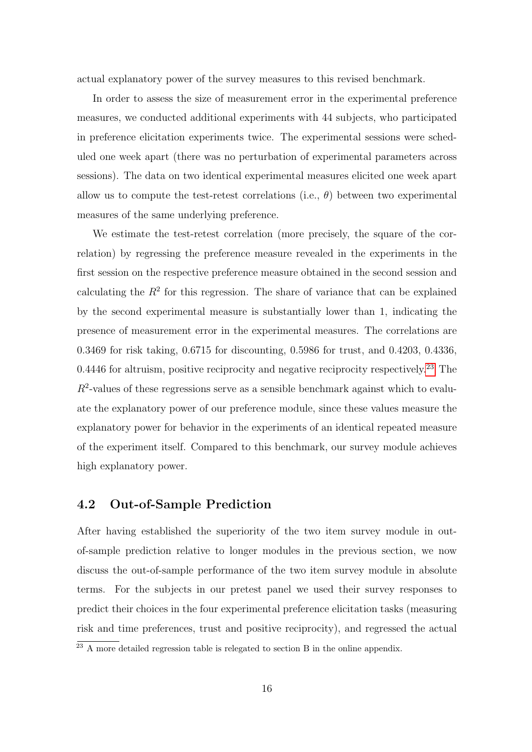actual explanatory power of the survey measures to this revised benchmark.

In order to assess the size of measurement error in the experimental preference measures, we conducted additional experiments with 44 subjects, who participated in preference elicitation experiments twice. The experimental sessions were scheduled one week apart (there was no perturbation of experimental parameters across sessions). The data on two identical experimental measures elicited one week apart allow us to compute the test-retest correlations (i.e., $\theta$) between two experimental measures of the same underlying preference.

We estimate the test-retest correlation (more precisely, the square of the correlation) by regressing the preference measure revealed in the experiments in the first session on the respective preference measure obtained in the second session and calculating the $R^2$ for this regression. The share of variance that can be explained by the second experimental measure is substantially lower than 1, indicating the presence of measurement error in the experimental measures. The correlations are 0.3469 for risk taking, 0.6715 for discounting, 0.5986 for trust, and 0.4203, 0.4336, 0.4446 for altruism, positive reciprocity and negative reciprocity respectively.[23] The $R^2$-values of these regressions serve as a sensible benchmark against which to evaluate the explanatory power of our preference module, since these values measure the explanatory power for behavior in the experiments of an identical repeated measure of the experiment itself. Compared to this benchmark, our survey module achieves high explanatory power.

## 4.2 Out-of-Sample Prediction

After having established the superiority of the two item survey module in out-of-sample prediction relative to longer modules in the previous section, we now discuss the out-of-sample performance of the two item survey module in absolute terms. For the subjects in our pretest panel we used their survey responses to predict their choices in the four experimental preference elicitation tasks (measuring risk and time preferences, trust and positive reciprocity), and regressed the actual

[23] A more detailed regression table is relegated to section B in the online appendix.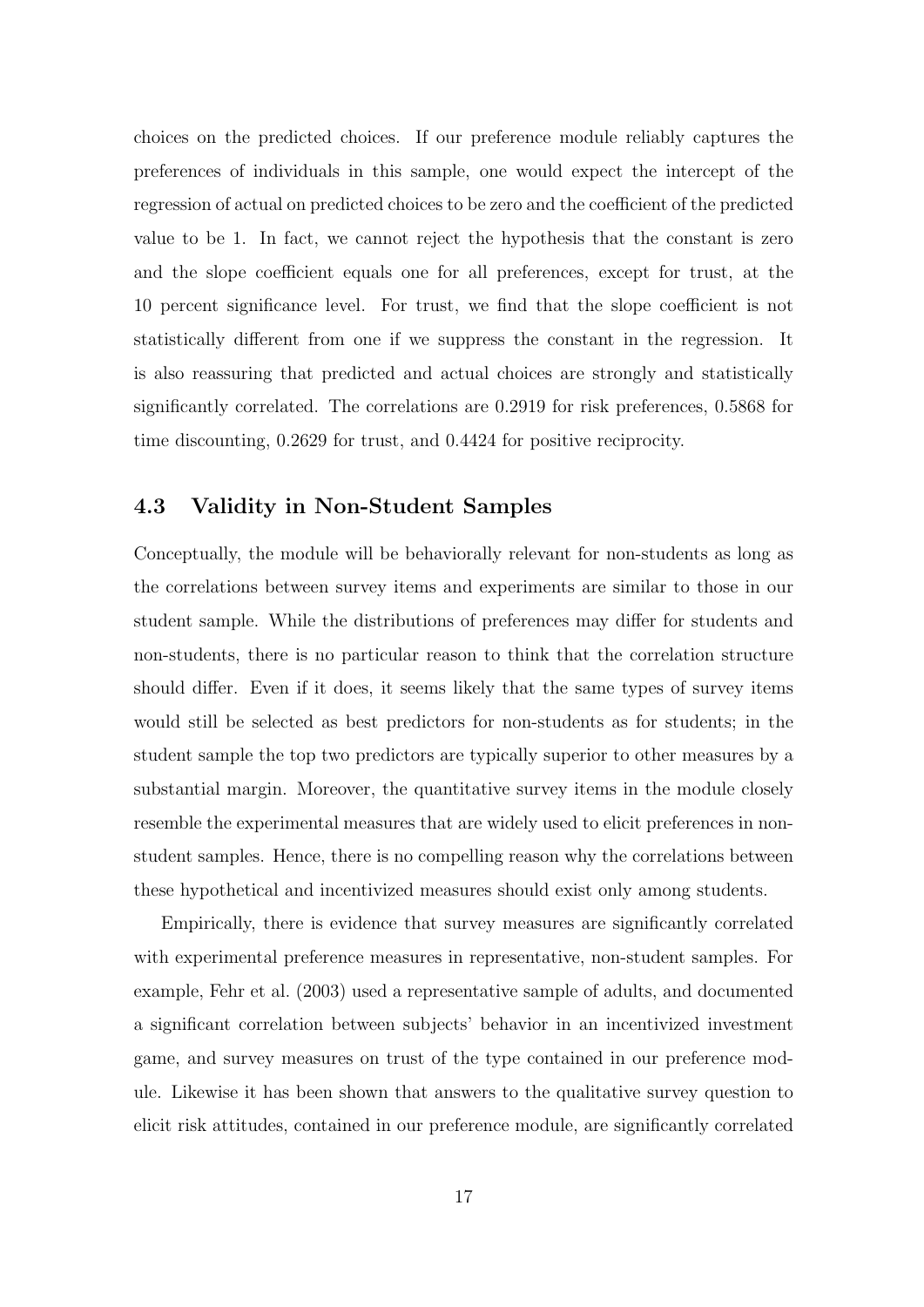choices on the predicted choices. If our preference module reliably captures the preferences of individuals in this sample, one would expect the intercept of the regression of actual on predicted choices to be zero and the coefficient of the predicted value to be 1. In fact, we cannot reject the hypothesis that the constant is zero and the slope coefficient equals one for all preferences, except for trust, at the 10 percent significance level. For trust, we find that the slope coefficient is not statistically different from one if we suppress the constant in the regression. It is also reassuring that predicted and actual choices are strongly and statistically significantly correlated. The correlations are 0.2919 for risk preferences, 0.5868 for time discounting, 0.2629 for trust, and 0.4424 for positive reciprocity.

### 4.3 Validity in Non-Student Samples

Conceptually, the module will be behaviorally relevant for non-students as long as the correlations between survey items and experiments are similar to those in our student sample. While the distributions of preferences may differ for students and non-students, there is no particular reason to think that the correlation structure should differ. Even if it does, it seems likely that the same types of survey items would still be selected as best predictors for non-students as for students; in the student sample the top two predictors are typically superior to other measures by a substantial margin. Moreover, the quantitative survey items in the module closely resemble the experimental measures that are widely used to elicit preferences in non-student samples. Hence, there is no compelling reason why the correlations between these hypothetical and incentivized measures should exist only among students.

Empirically, there is evidence that survey measures are significantly correlated with experimental preference measures in representative, non-student samples. For example, Fehr et al. (2003) used a representative sample of adults, and documented a significant correlation between subjects' behavior in an incentivized investment game, and survey measures on trust of the type contained in our preference module. Likewise it has been shown that answers to the qualitative survey question to elicit risk attitudes, contained in our preference module, are significantly correlated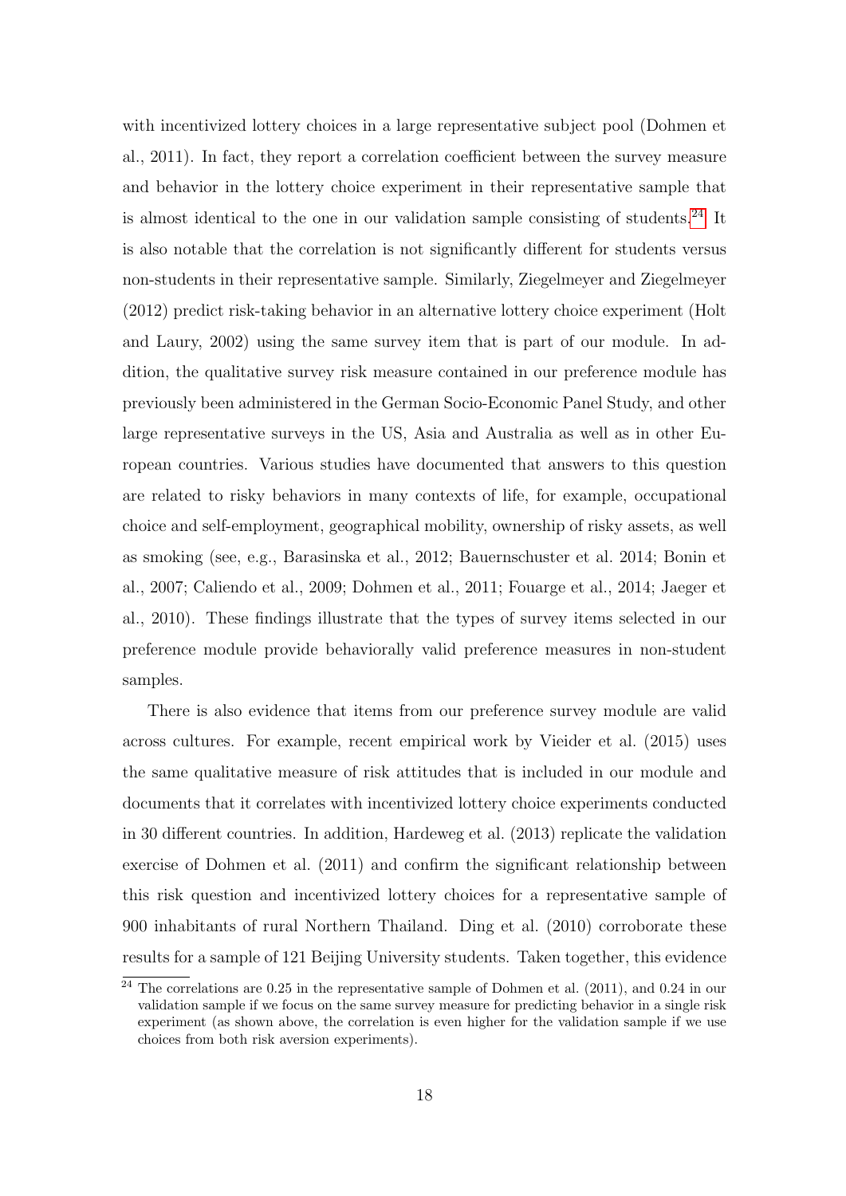with incentivized lottery choices in a large representative subject pool (Dohmen et al., 2011). In fact, they report a correlation coefficient between the survey measure and behavior in the lottery choice experiment in their representative sample that is almost identical to the one in our validation sample consisting of students.[24] It is also notable that the correlation is not significantly different for students versus non-students in their representative sample. Similarly, Ziegelmeyer and Ziegelmeyer (2012) predict risk-taking behavior in an alternative lottery choice experiment (Holt and Laury, 2002) using the same survey item that is part of our module. In addition, the qualitative survey risk measure contained in our preference module has previously been administered in the German Socio-Economic Panel Study, and other large representative surveys in the US, Asia and Australia as well as in other European countries. Various studies have documented that answers to this question are related to risky behaviors in many contexts of life, for example, occupational choice and self-employment, geographical mobility, ownership of risky assets, as well as smoking (see, e.g., Barasinska et al., 2012; Bauernschuster et al. 2014; Bonin et al., 2007; Caliendo et al., 2009; Dohmen et al., 2011; Fouarge et al., 2014; Jaeger et al., 2010). These findings illustrate that the types of survey items selected in our preference module provide behaviorally valid preference measures in non-student samples.

There is also evidence that items from our preference survey module are valid across cultures. For example, recent empirical work by Vieider et al. (2015) uses the same qualitative measure of risk attitudes that is included in our module and documents that it correlates with incentivized lottery choice experiments conducted in 30 different countries. In addition, Hardeweg et al. (2013) replicate the validation exercise of Dohmen et al. (2011) and confirm the significant relationship between this risk question and incentivized lottery choices for a representative sample of 900 inhabitants of rural Northern Thailand. Ding et al. (2010) corroborate these results for a sample of 121 Beijing University students. Taken together, this evidence

[24] The correlations are 0.25 in the representative sample of Dohmen et al. (2011), and 0.24 in our validation sample if we focus on the same survey measure for predicting behavior in a single risk experiment (as shown above, the correlation is even higher for the validation sample if we use choices from both risk aversion experiments).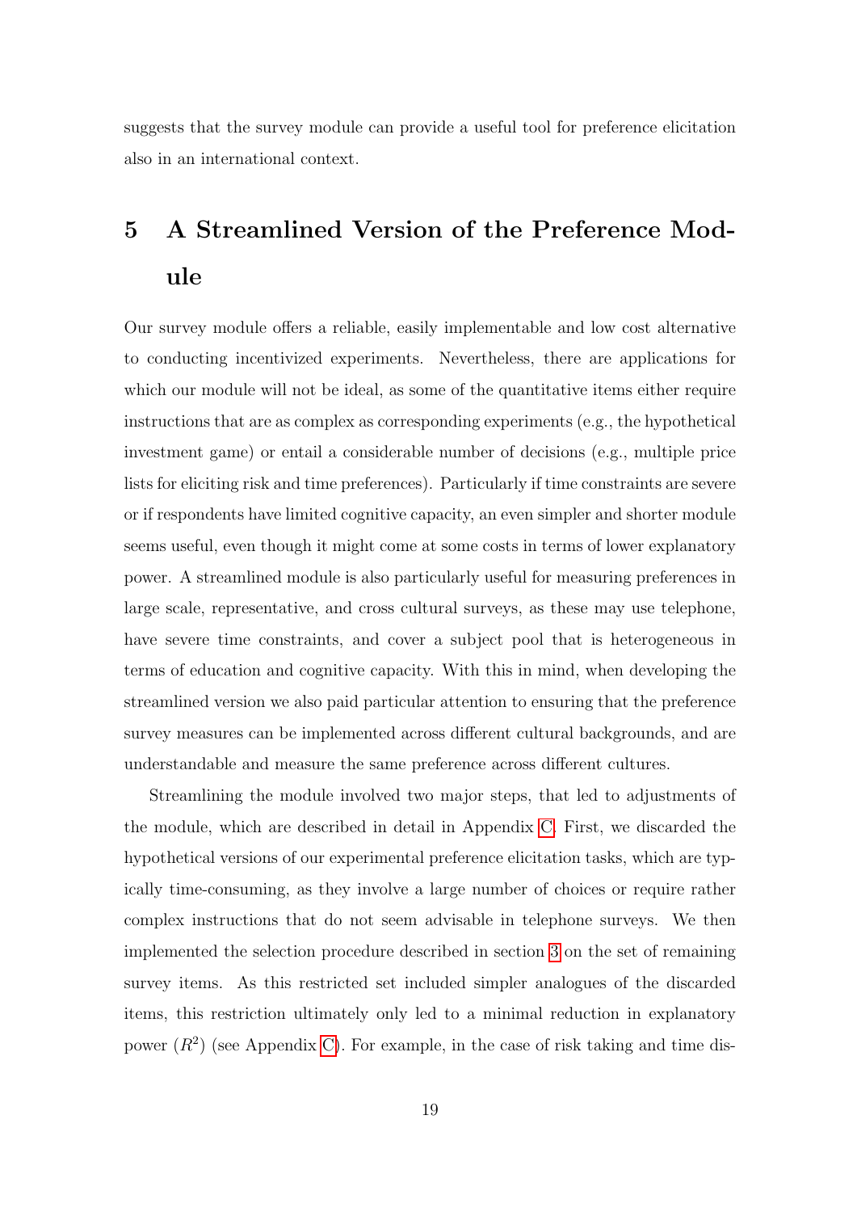suggests that the survey module can provide a useful tool for preference elicitation also in an international context.

# 5 A Streamlined Version of the Preference Module

Our survey module offers a reliable, easily implementable and low cost alternative to conducting incentivized experiments. Nevertheless, there are applications for which our module will not be ideal, as some of the quantitative items either require instructions that are as complex as corresponding experiments (e.g., the hypothetical investment game) or entail a considerable number of decisions (e.g., multiple price lists for eliciting risk and time preferences). Particularly if time constraints are severe or if respondents have limited cognitive capacity, an even simpler and shorter module seems useful, even though it might come at some costs in terms of lower explanatory power. A streamlined module is also particularly useful for measuring preferences in large scale, representative, and cross cultural surveys, as these may use telephone, have severe time constraints, and cover a subject pool that is heterogeneous in terms of education and cognitive capacity. With this in mind, when developing the streamlined version we also paid particular attention to ensuring that the preference survey measures can be implemented across different cultural backgrounds, and are understandable and measure the same preference across different cultures.

Streamlining the module involved two major steps, that led to adjustments of the module, which are described in detail in Appendix C. First, we discarded the hypothetical versions of our experimental preference elicitation tasks, which are typically time-consuming, as they involve a large number of choices or require rather complex instructions that do not seem advisable in telephone surveys. We then implemented the selection procedure described in section 3 on the set of remaining survey items. As this restricted set included simpler analogues of the discarded items, this restriction ultimately only led to a minimal reduction in explanatory power ($R^2$) (see Appendix C). For example, in the case of risk taking and time dis-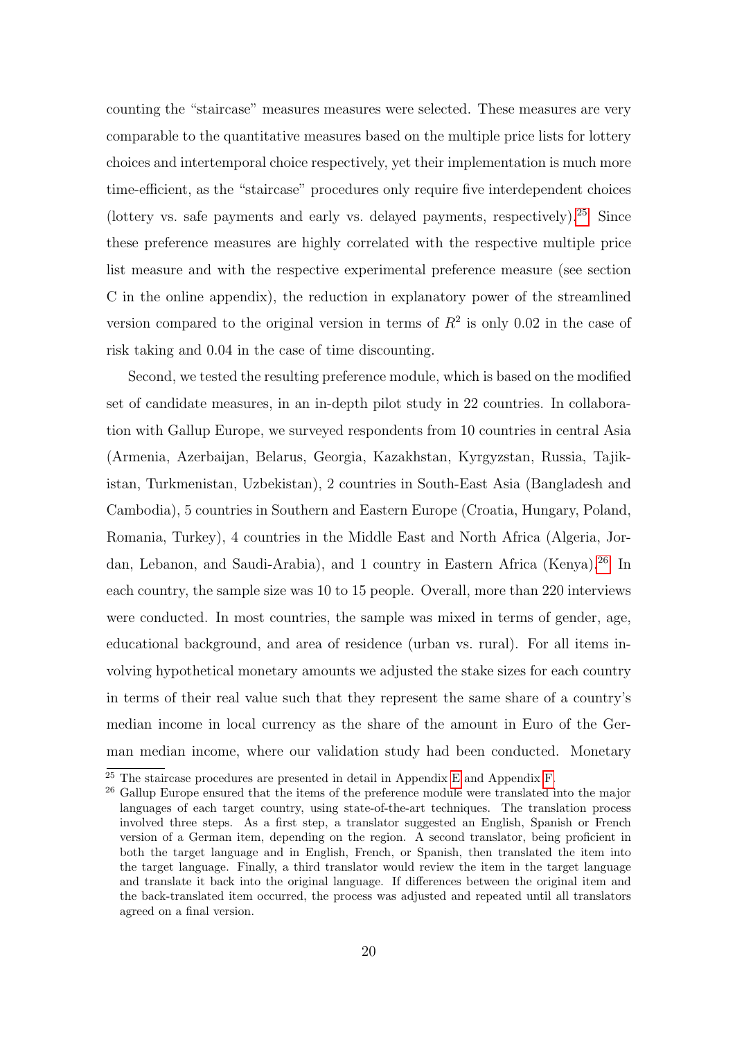counting the "staircase" measures measures were selected. These measures are very comparable to the quantitative measures based on the multiple price lists for lottery choices and intertemporal choice respectively, yet their implementation is much more time-efficient, as the "staircase" procedures only require five interdependent choices (lottery vs. safe payments and early vs. delayed payments, respectively).[25] Since these preference measures are highly correlated with the respective multiple price list measure and with the respective experimental preference measure (see section C in the online appendix), the reduction in explanatory power of the streamlined version compared to the original version in terms of $R^2$ is only 0.02 in the case of risk taking and 0.04 in the case of time discounting.

Second, we tested the resulting preference module, which is based on the modified set of candidate measures, in an in-depth pilot study in 22 countries. In collaboration with Gallup Europe, we surveyed respondents from 10 countries in central Asia (Armenia, Azerbaijan, Belarus, Georgia, Kazakhstan, Kyrgyzstan, Russia, Tajikistan, Turkmenistan, Uzbekistan), 2 countries in South-East Asia (Bangladesh and Cambodia), 5 countries in Southern and Eastern Europe (Croatia, Hungary, Poland, Romania, Turkey), 4 countries in the Middle East and North Africa (Algeria, Jordan, Lebanon, and Saudi-Arabia), and 1 country in Eastern Africa (Kenya).[26] In each country, the sample size was 10 to 15 people. Overall, more than 220 interviews were conducted. In most countries, the sample was mixed in terms of gender, age, educational background, and area of residence (urban vs. rural). For all items involving hypothetical monetary amounts we adjusted the stake sizes for each country in terms of their real value such that they represent the same share of a country's median income in local currency as the share of the amount in Euro of the German median income, where our validation study had been conducted. Monetary

[25] The staircase procedures are presented in detail in Appendix E and Appendix F.

[26] Gallup Europe ensured that the items of the preference module were translated into the major languages of each target country, using state-of-the-art techniques. The translation process involved three steps. As a first step, a translator suggested an English, Spanish or French version of a German item, depending on the region. A second translator, being proficient in both the target language and in English, French, or Spanish, then translated the item into the target language. Finally, a third translator would review the item in the target language and translate it back into the original language. If differences between the original item and the back-translated item occurred, the process was adjusted and repeated until all translators agreed on a final version.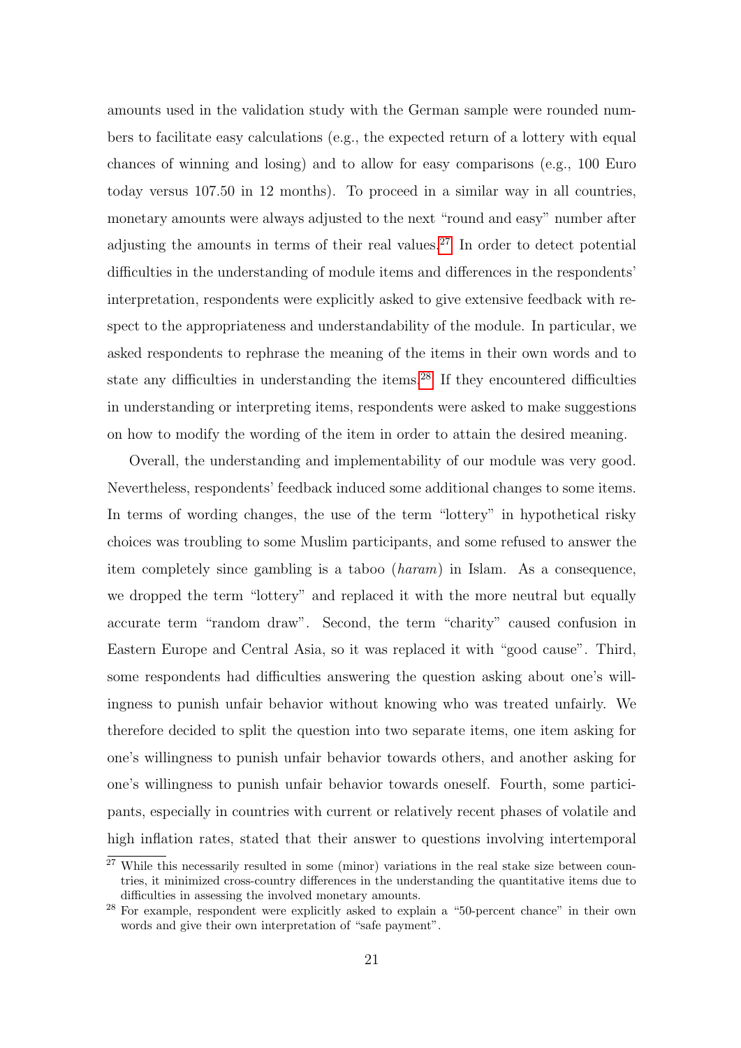amounts used in the validation study with the German sample were rounded numbers to facilitate easy calculations (e.g., the expected return of a lottery with equal chances of winning and losing) and to allow for easy comparisons (e.g., 100 Euro today versus 107.50 in 12 months). To proceed in a similar way in all countries, monetary amounts were always adjusted to the next "round and easy" number after adjusting the amounts in terms of their real values.[27] In order to detect potential difficulties in the understanding of module items and differences in the respondents' interpretation, respondents were explicitly asked to give extensive feedback with respect to the appropriateness and understandability of the module. In particular, we asked respondents to rephrase the meaning of the items in their own words and to state any difficulties in understanding the items.[28] If they encountered difficulties in understanding or interpreting items, respondents were asked to make suggestions on how to modify the wording of the item in order to attain the desired meaning.

Overall, the understanding and implementability of our module was very good. Nevertheless, respondents' feedback induced some additional changes to some items. In terms of wording changes, the use of the term "lottery" in hypothetical risky choices was troubling to some Muslim participants, and some refused to answer the item completely since gambling is a taboo (*haram*) in Islam. As a consequence, we dropped the term "lottery" and replaced it with the more neutral but equally accurate term "random draw". Second, the term "charity" caused confusion in Eastern Europe and Central Asia, so it was replaced it with "good cause". Third, some respondents had difficulties answering the question asking about one's willingness to punish unfair behavior without knowing who was treated unfairly. We therefore decided to split the question into two separate items, one item asking for one's willingness to punish unfair behavior towards others, and another asking for one's willingness to punish unfair behavior towards oneself. Fourth, some participants, especially in countries with current or relatively recent phases of volatile and high inflation rates, stated that their answer to questions involving intertemporal

[27] While this necessarily resulted in some (minor) variations in the real stake size between countries, it minimized cross-country differences in the understanding the quantitative items due to difficulties in assessing the involved monetary amounts.

[28] For example, respondent were explicitly asked to explain a "50-percent chance" in their own words and give their own interpretation of "safe payment".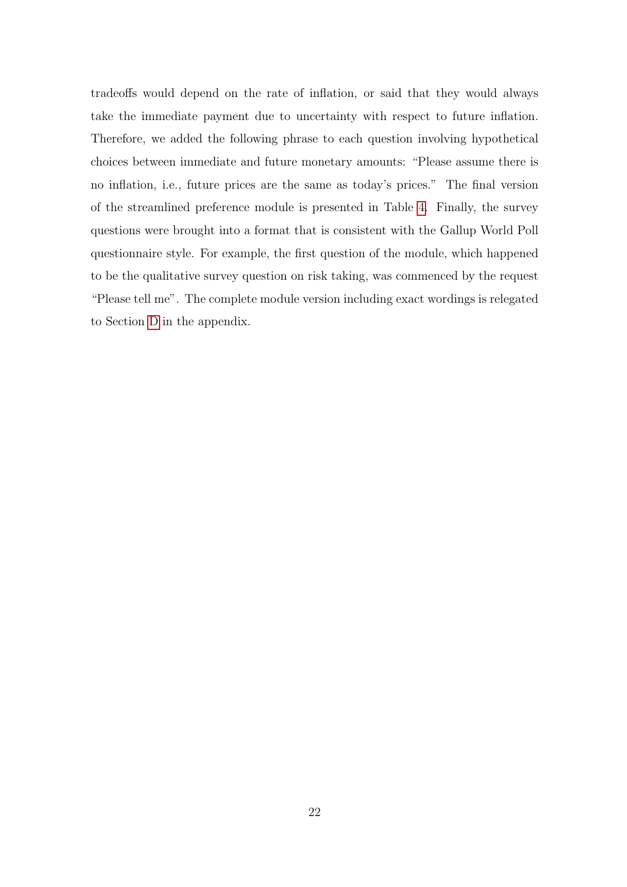tradeoffs would depend on the rate of inflation, or said that they would always take the immediate payment due to uncertainty with respect to future inflation. Therefore, we added the following phrase to each question involving hypothetical choices between immediate and future monetary amounts: "Please assume there is no inflation, i.e., future prices are the same as today's prices." The final version of the streamlined preference module is presented in Table 4. Finally, the survey questions were brought into a format that is consistent with the Gallup World Poll questionnaire style. For example, the first question of the module, which happened to be the qualitative survey question on risk taking, was commenced by the request "Please tell me". The complete module version including exact wordings is relegated to Section D in the appendix.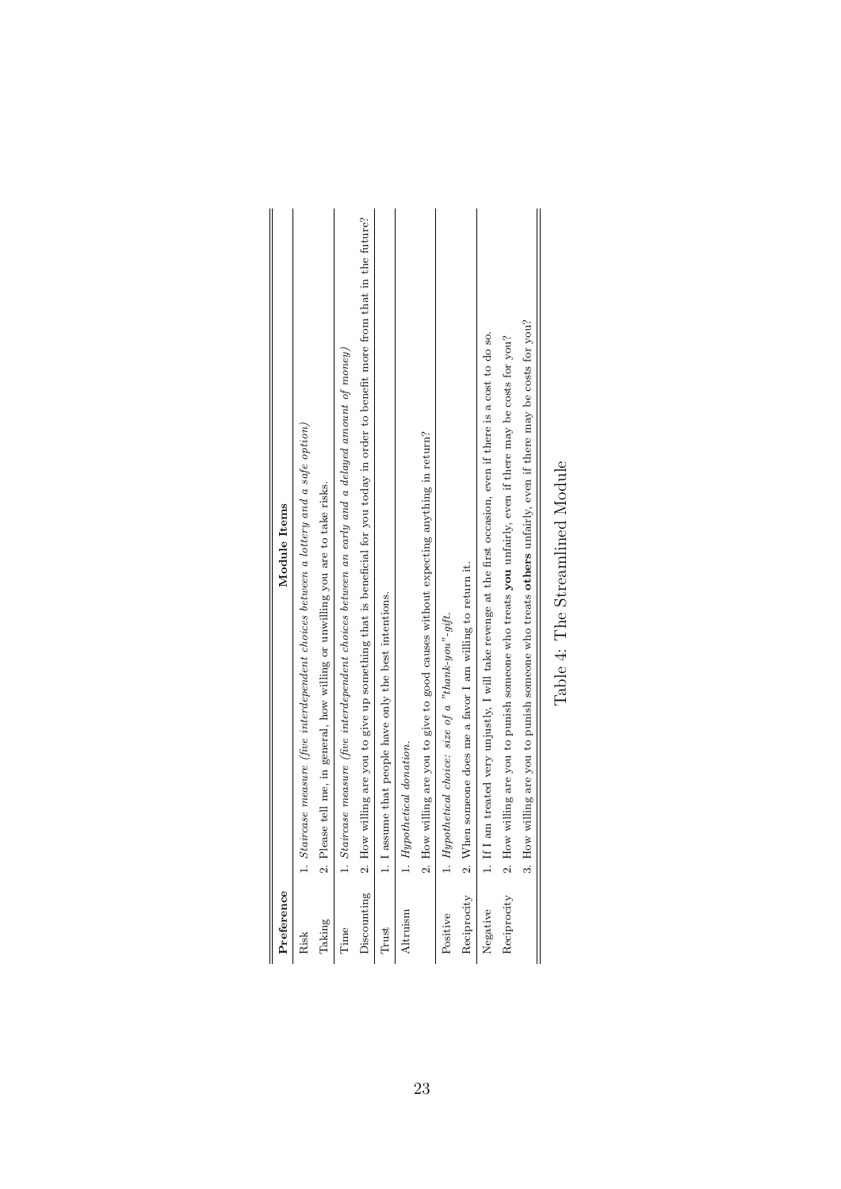| Preference | Module Items |
|---|---|
| Risk | 1. *Staircase measure (five interdependent choices between a lottery and a safe option)* |
| Taking | 2. Please tell me, in general, how willing or unwilling you are to take risks. |
| Time | 1. *Staircase measure (five interdependent choices between an early and a delayed amount of money)* |
| Discounting | 2. How willing are you to give up something that is beneficial for you today in order to benefit more from that in the future? |
| Trust | 1. I assume that people have only the best intentions. |
| Altruism | 1. *Hypothetical donation.* |
| | 2. How willing are you to give to good causes without expecting anything in return? |
| Positive | 1. *Hypothetical choice: size of a "thank-you"-gift.* |
| Reciprocity | 2. When someone does me a favor I am willing to return it. |
| Negative | 1. If I am treated very unjustly, I will take revenge at the first occasion, even if there is a cost to do so. |
| Reciprocity | 2. How willing are you to punish someone who treats **you** unfairly, even if there may be costs for you? |
| | 3. How willing are you to punish someone who treats **others** unfairly, even if there may be costs for you? |

Table 4: The Streamlined Module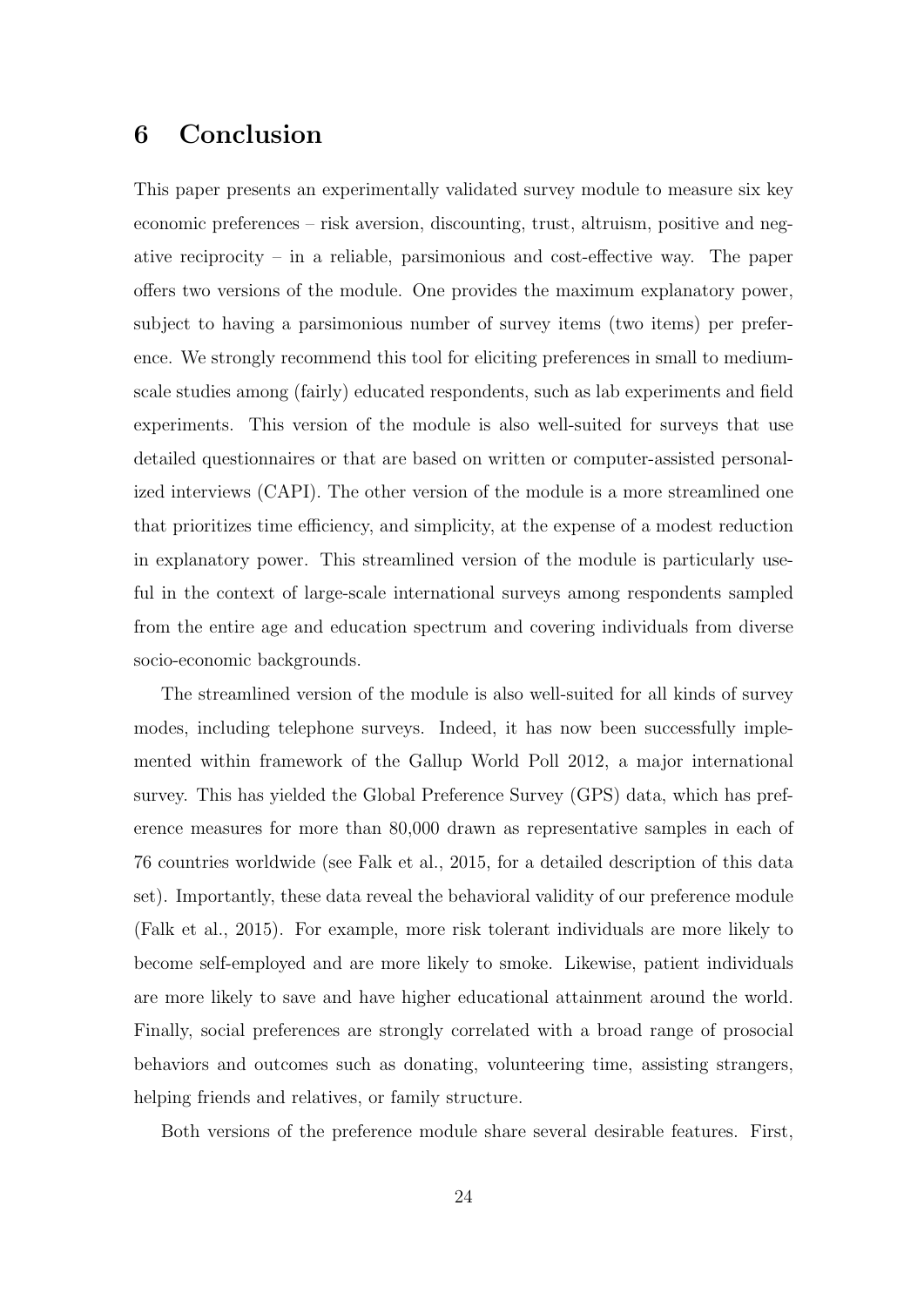## 6 Conclusion

This paper presents an experimentally validated survey module to measure six key economic preferences – risk aversion, discounting, trust, altruism, positive and negative reciprocity – in a reliable, parsimonious and cost-effective way. The paper offers two versions of the module. One provides the maximum explanatory power, subject to having a parsimonious number of survey items (two items) per preference. We strongly recommend this tool for eliciting preferences in small to medium-scale studies among (fairly) educated respondents, such as lab experiments and field experiments. This version of the module is also well-suited for surveys that use detailed questionnaires or that are based on written or computer-assisted personalized interviews (CAPI). The other version of the module is a more streamlined one that prioritizes time efficiency, and simplicity, at the expense of a modest reduction in explanatory power. This streamlined version of the module is particularly useful in the context of large-scale international surveys among respondents sampled from the entire age and education spectrum and covering individuals from diverse socio-economic backgrounds.

The streamlined version of the module is also well-suited for all kinds of survey modes, including telephone surveys. Indeed, it has now been successfully implemented within framework of the Gallup World Poll 2012, a major international survey. This has yielded the Global Preference Survey (GPS) data, which has preference measures for more than 80,000 drawn as representative samples in each of 76 countries worldwide (see Falk et al., 2015, for a detailed description of this data set). Importantly, these data reveal the behavioral validity of our preference module (Falk et al., 2015). For example, more risk tolerant individuals are more likely to become self-employed and are more likely to smoke. Likewise, patient individuals are more likely to save and have higher educational attainment around the world. Finally, social preferences are strongly correlated with a broad range of prosocial behaviors and outcomes such as donating, volunteering time, assisting strangers, helping friends and relatives, or family structure.

Both versions of the preference module share several desirable features. First,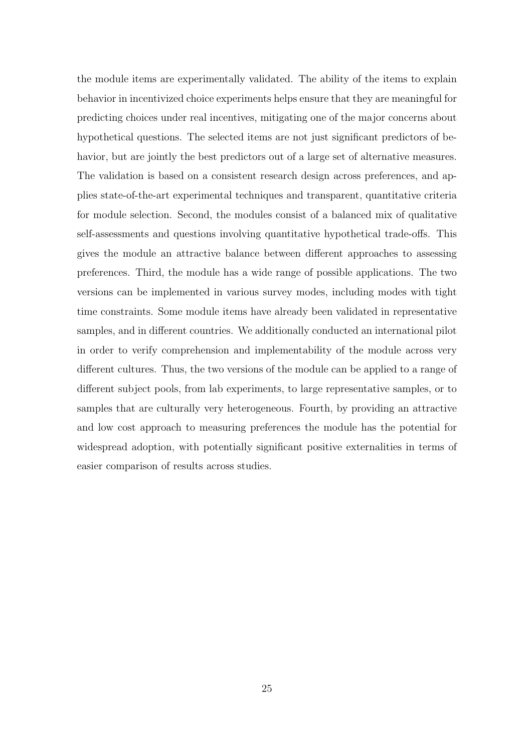the module items are experimentally validated. The ability of the items to explain behavior in incentivized choice experiments helps ensure that they are meaningful for predicting choices under real incentives, mitigating one of the major concerns about hypothetical questions. The selected items are not just significant predictors of behavior, but are jointly the best predictors out of a large set of alternative measures. The validation is based on a consistent research design across preferences, and applies state-of-the-art experimental techniques and transparent, quantitative criteria for module selection. Second, the modules consist of a balanced mix of qualitative self-assessments and questions involving quantitative hypothetical trade-offs. This gives the module an attractive balance between different approaches to assessing preferences. Third, the module has a wide range of possible applications. The two versions can be implemented in various survey modes, including modes with tight time constraints. Some module items have already been validated in representative samples, and in different countries. We additionally conducted an international pilot in order to verify comprehension and implementability of the module across very different cultures. Thus, the two versions of the module can be applied to a range of different subject pools, from lab experiments, to large representative samples, or to samples that are culturally very heterogeneous. Fourth, by providing an attractive and low cost approach to measuring preferences the module has the potential for widespread adoption, with potentially significant positive externalities in terms of easier comparison of results across studies.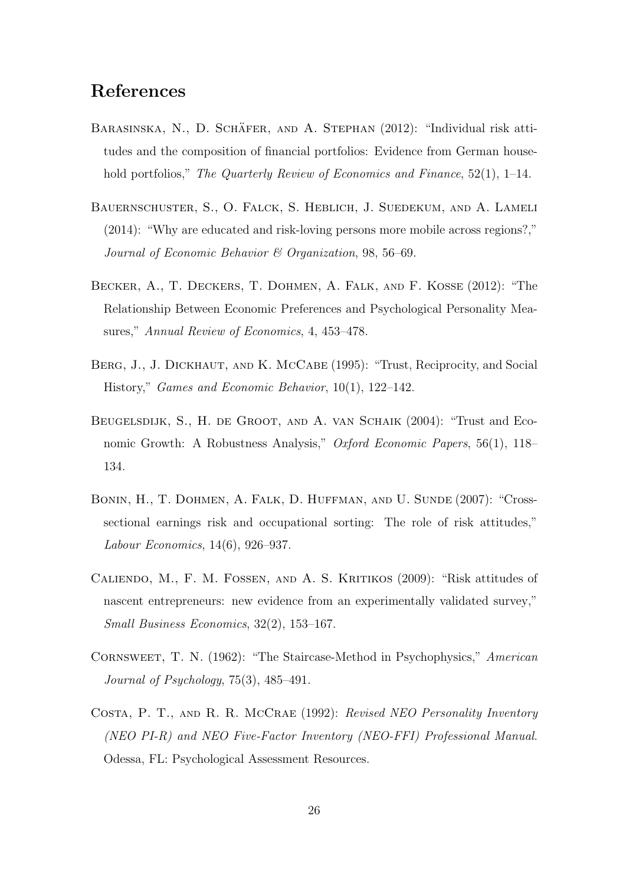## References

Barasinska, N., D. Schäfer, and A. Stephan (2012): "Individual risk attitudes and the composition of financial portfolios: Evidence from German household portfolios," *The Quarterly Review of Economics and Finance*, 52(1), 1–14.

Bauernschuster, S., O. Falck, S. Heblich, J. Suedekum, and A. Lameli (2014): "Why are educated and risk-loving persons more mobile across regions?," *Journal of Economic Behavior & Organization*, 98, 56–69.

Becker, A., T. Deckers, T. Dohmen, A. Falk, and F. Kosse (2012): "The Relationship Between Economic Preferences and Psychological Personality Measures," *Annual Review of Economics*, 4, 453–478.

Berg, J., J. Dickhaut, and K. McCabe (1995): "Trust, Reciprocity, and Social History," *Games and Economic Behavior*, 10(1), 122–142.

Beugelsdijk, S., H. de Groot, and A. van Schaik (2004): "Trust and Economic Growth: A Robustness Analysis," *Oxford Economic Papers*, 56(1), 118–134.

Bonin, H., T. Dohmen, A. Falk, D. Huffman, and U. Sunde (2007): "Cross-sectional earnings risk and occupational sorting: The role of risk attitudes," *Labour Economics*, 14(6), 926–937.

Caliendo, M., F. M. Fossen, and A. S. Kritikos (2009): "Risk attitudes of nascent entrepreneurs: new evidence from an experimentally validated survey," *Small Business Economics*, 32(2), 153–167.

Cornsweet, T. N. (1962): "The Staircase-Method in Psychophysics," *American Journal of Psychology*, 75(3), 485–491.

Costa, P. T., and R. R. McCrae (1992): *Revised NEO Personality Inventory (NEO PI-R) and NEO Five-Factor Inventory (NEO-FFI) Professional Manual*. Odessa, FL: Psychological Assessment Resources.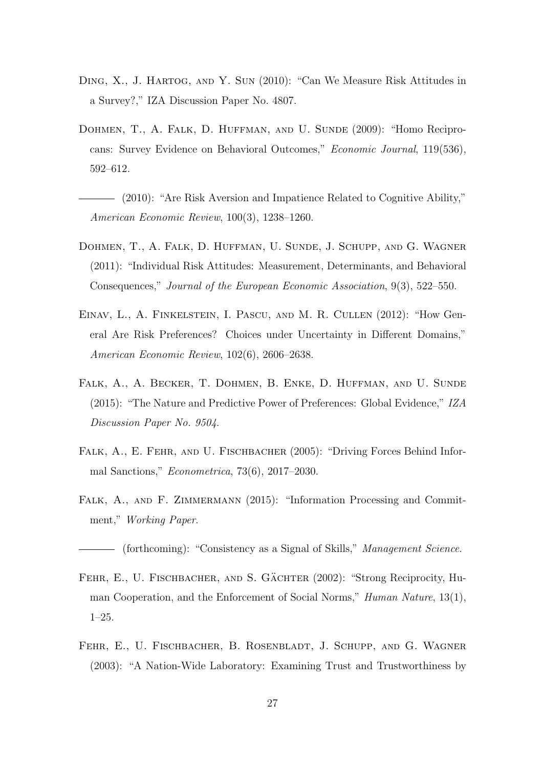Ding, X., J. Hartog, and Y. Sun (2010): "Can We Measure Risk Attitudes in a Survey?," IZA Discussion Paper No. 4807.

Dohmen, T., A. Falk, D. Huffman, and U. Sunde (2009): "Homo Reciprocans: Survey Evidence on Behavioral Outcomes," *Economic Journal*, 119(536), 592–612.

——— (2010): "Are Risk Aversion and Impatience Related to Cognitive Ability," *American Economic Review*, 100(3), 1238–1260.

Dohmen, T., A. Falk, D. Huffman, U. Sunde, J. Schupp, and G. Wagner (2011): "Individual Risk Attitudes: Measurement, Determinants, and Behavioral Consequences," *Journal of the European Economic Association*, 9(3), 522–550.

Einav, L., A. Finkelstein, I. Pascu, and M. R. Cullen (2012): "How General Are Risk Preferences? Choices under Uncertainty in Different Domains," *American Economic Review*, 102(6), 2606–2638.

Falk, A., A. Becker, T. Dohmen, B. Enke, D. Huffman, and U. Sunde (2015): "The Nature and Predictive Power of Preferences: Global Evidence," *IZA Discussion Paper No. 9504*.

Falk, A., E. Fehr, and U. Fischbacher (2005): "Driving Forces Behind Informal Sanctions," *Econometrica*, 73(6), 2017–2030.

Falk, A., and F. Zimmermann (2015): "Information Processing and Commitment," *Working Paper*.

——— (forthcoming): "Consistency as a Signal of Skills," *Management Science*.

Fehr, E., U. Fischbacher, and S. Gächter (2002): "Strong Reciprocity, Human Cooperation, and the Enforcement of Social Norms," *Human Nature*, 13(1), 1–25.

Fehr, E., U. Fischbacher, B. Rosenbladt, J. Schupp, and G. Wagner (2003): "A Nation-Wide Laboratory: Examining Trust and Trustworthiness by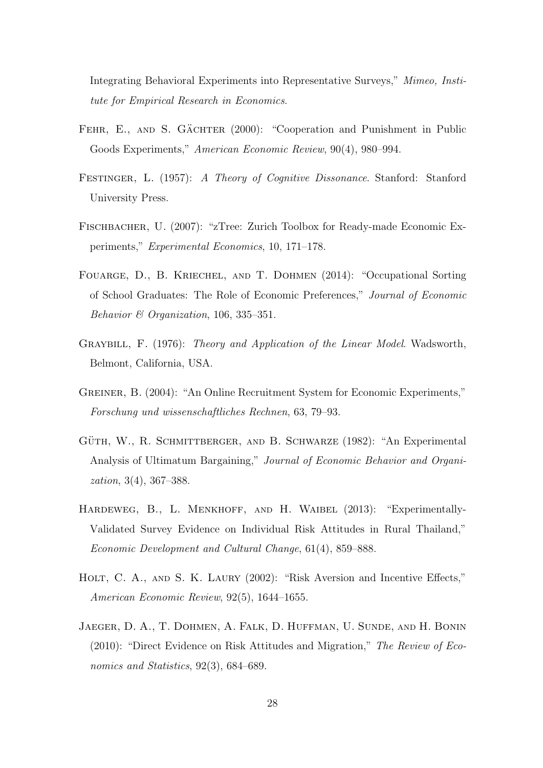Integrating Behavioral Experiments into Representative Surveys," *Mimeo, Institute for Empirical Research in Economics*.

Fehr, E., and S. Gächter (2000): "Cooperation and Punishment in Public Goods Experiments," *American Economic Review*, 90(4), 980–994.

Festinger, L. (1957): *A Theory of Cognitive Dissonance*. Stanford: Stanford University Press.

Fischbacher, U. (2007): "zTree: Zurich Toolbox for Ready-made Economic Experiments," *Experimental Economics*, 10, 171–178.

Fouarge, D., B. Kriechel, and T. Dohmen (2014): "Occupational Sorting of School Graduates: The Role of Economic Preferences," *Journal of Economic Behavior & Organization*, 106, 335–351.

Graybill, F. (1976): *Theory and Application of the Linear Model*. Wadsworth, Belmont, California, USA.

Greiner, B. (2004): "An Online Recruitment System for Economic Experiments," *Forschung und wissenschaftliches Rechnen*, 63, 79–93.

Güth, W., R. Schmittberger, and B. Schwarze (1982): "An Experimental Analysis of Ultimatum Bargaining," *Journal of Economic Behavior and Organization*, 3(4), 367–388.

Hardeweg, B., L. Menkhoff, and H. Waibel (2013): "Experimentally-Validated Survey Evidence on Individual Risk Attitudes in Rural Thailand," *Economic Development and Cultural Change*, 61(4), 859–888.

Holt, C. A., and S. K. Laury (2002): "Risk Aversion and Incentive Effects," *American Economic Review*, 92(5), 1644–1655.

Jaeger, D. A., T. Dohmen, A. Falk, D. Huffman, U. Sunde, and H. Bonin (2010): "Direct Evidence on Risk Attitudes and Migration," *The Review of Economics and Statistics*, 92(3), 684–689.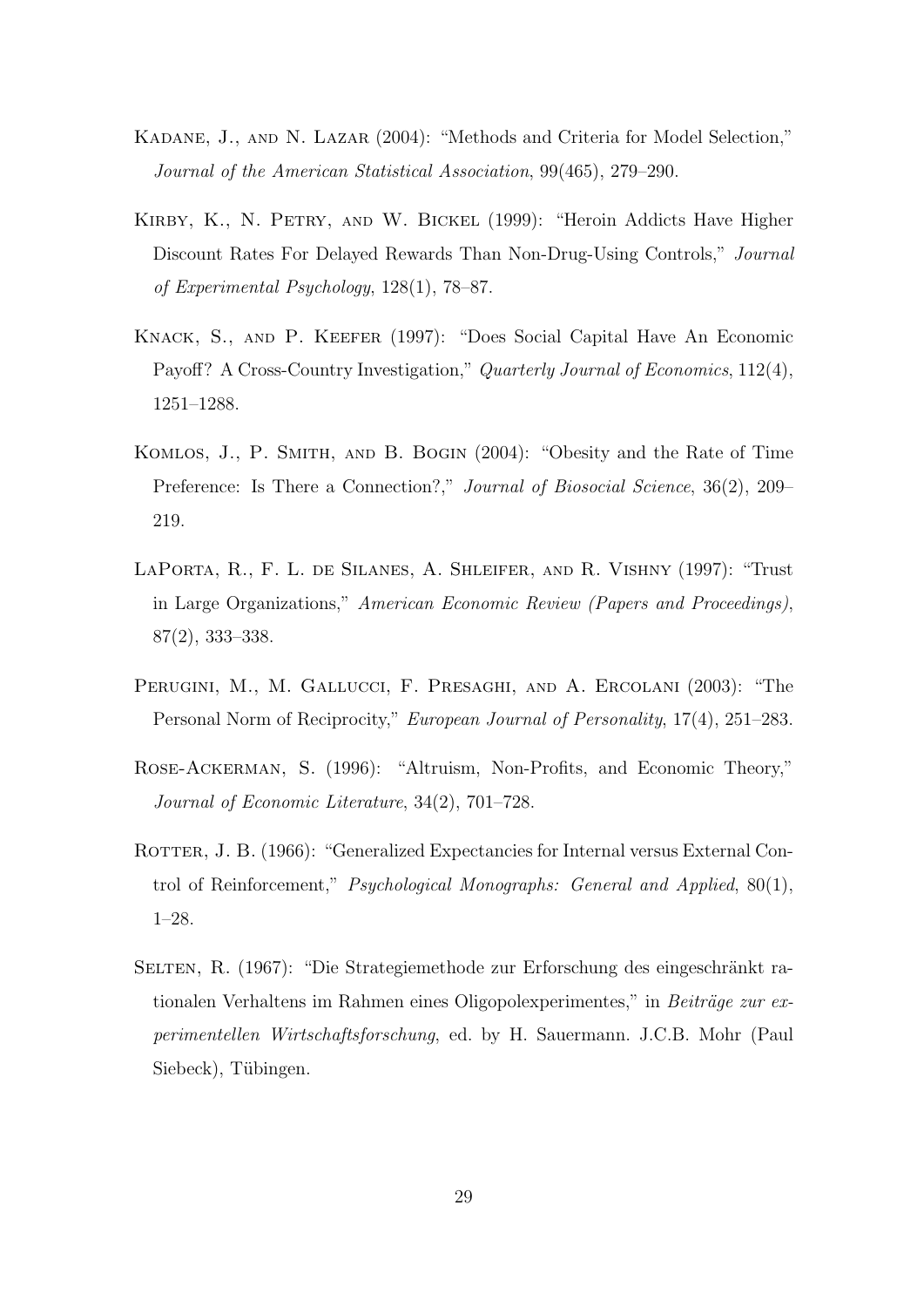Kadane, J., and N. Lazar (2004): "Methods and Criteria for Model Selection," *Journal of the American Statistical Association*, 99(465), 279–290.

Kirby, K., N. Petry, and W. Bickel (1999): "Heroin Addicts Have Higher Discount Rates For Delayed Rewards Than Non-Drug-Using Controls," *Journal of Experimental Psychology*, 128(1), 78–87.

Knack, S., and P. Keefer (1997): "Does Social Capital Have An Economic Payoff? A Cross-Country Investigation," *Quarterly Journal of Economics*, 112(4), 1251–1288.

Komlos, J., P. Smith, and B. Bogin (2004): "Obesity and the Rate of Time Preference: Is There a Connection?," *Journal of Biosocial Science*, 36(2), 209–219.

LaPorta, R., F. L. de Silanes, A. Shleifer, and R. Vishny (1997): "Trust in Large Organizations," *American Economic Review (Papers and Proceedings)*, 87(2), 333–338.

Perugini, M., M. Gallucci, F. Presaghi, and A. Ercolani (2003): "The Personal Norm of Reciprocity," *European Journal of Personality*, 17(4), 251–283.

Rose-Ackerman, S. (1996): "Altruism, Non-Profits, and Economic Theory," *Journal of Economic Literature*, 34(2), 701–728.

Rotter, J. B. (1966): "Generalized Expectancies for Internal versus External Control of Reinforcement," *Psychological Monographs: General and Applied*, 80(1), 1–28.

Selten, R. (1967): "Die Strategiemethode zur Erforschung des eingeschränkt rationalen Verhaltens im Rahmen eines Oligopolexperimentes," in *Beiträge zur experimentellen Wirtschaftsforschung*, ed. by H. Sauermann. J.C.B. Mohr (Paul Siebeck), Tübingen.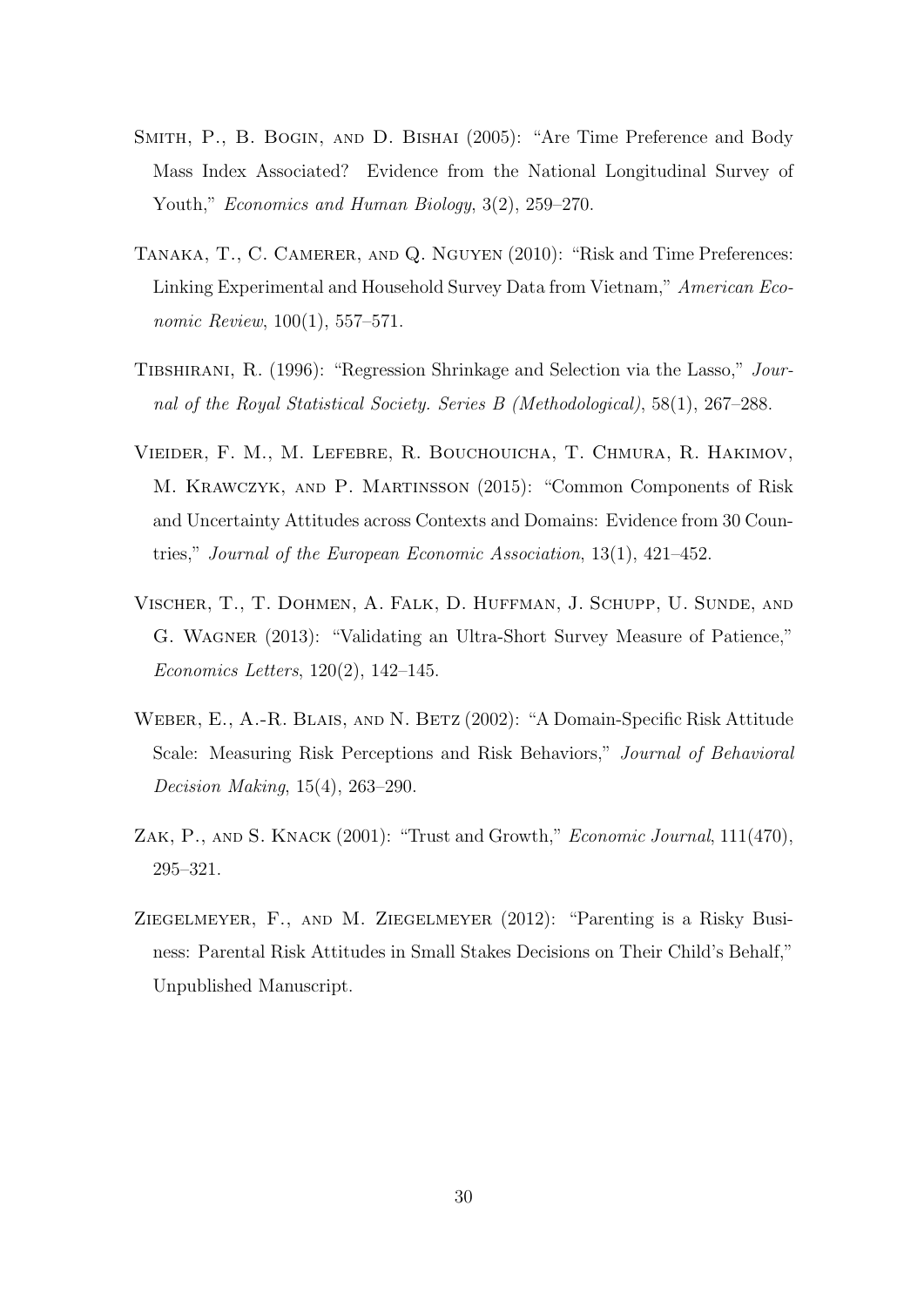Smith, P., B. Bogin, and D. Bishai (2005): "Are Time Preference and Body Mass Index Associated? Evidence from the National Longitudinal Survey of Youth," *Economics and Human Biology*, 3(2), 259–270.

Tanaka, T., C. Camerer, and Q. Nguyen (2010): "Risk and Time Preferences: Linking Experimental and Household Survey Data from Vietnam," *American Economic Review*, 100(1), 557–571.

Tibshirani, R. (1996): "Regression Shrinkage and Selection via the Lasso," *Journal of the Royal Statistical Society. Series B (Methodological)*, 58(1), 267–288.

Vieider, F. M., M. Lefebre, R. Bouchouicha, T. Chmura, R. Hakimov, M. Krawczyk, and P. Martinsson (2015): "Common Components of Risk and Uncertainty Attitudes across Contexts and Domains: Evidence from 30 Countries," *Journal of the European Economic Association*, 13(1), 421–452.

Vischer, T., T. Dohmen, A. Falk, D. Huffman, J. Schupp, U. Sunde, and G. Wagner (2013): "Validating an Ultra-Short Survey Measure of Patience," *Economics Letters*, 120(2), 142–145.

Weber, E., A.-R. Blais, and N. Betz (2002): "A Domain-Specific Risk Attitude Scale: Measuring Risk Perceptions and Risk Behaviors," *Journal of Behavioral Decision Making*, 15(4), 263–290.

Zak, P., and S. Knack (2001): "Trust and Growth," *Economic Journal*, 111(470), 295–321.

Ziegelmeyer, F., and M. Ziegelmeyer (2012): "Parenting is a Risky Business: Parental Risk Attitudes in Small Stakes Decisions on Their Child's Behalf," Unpublished Manuscript.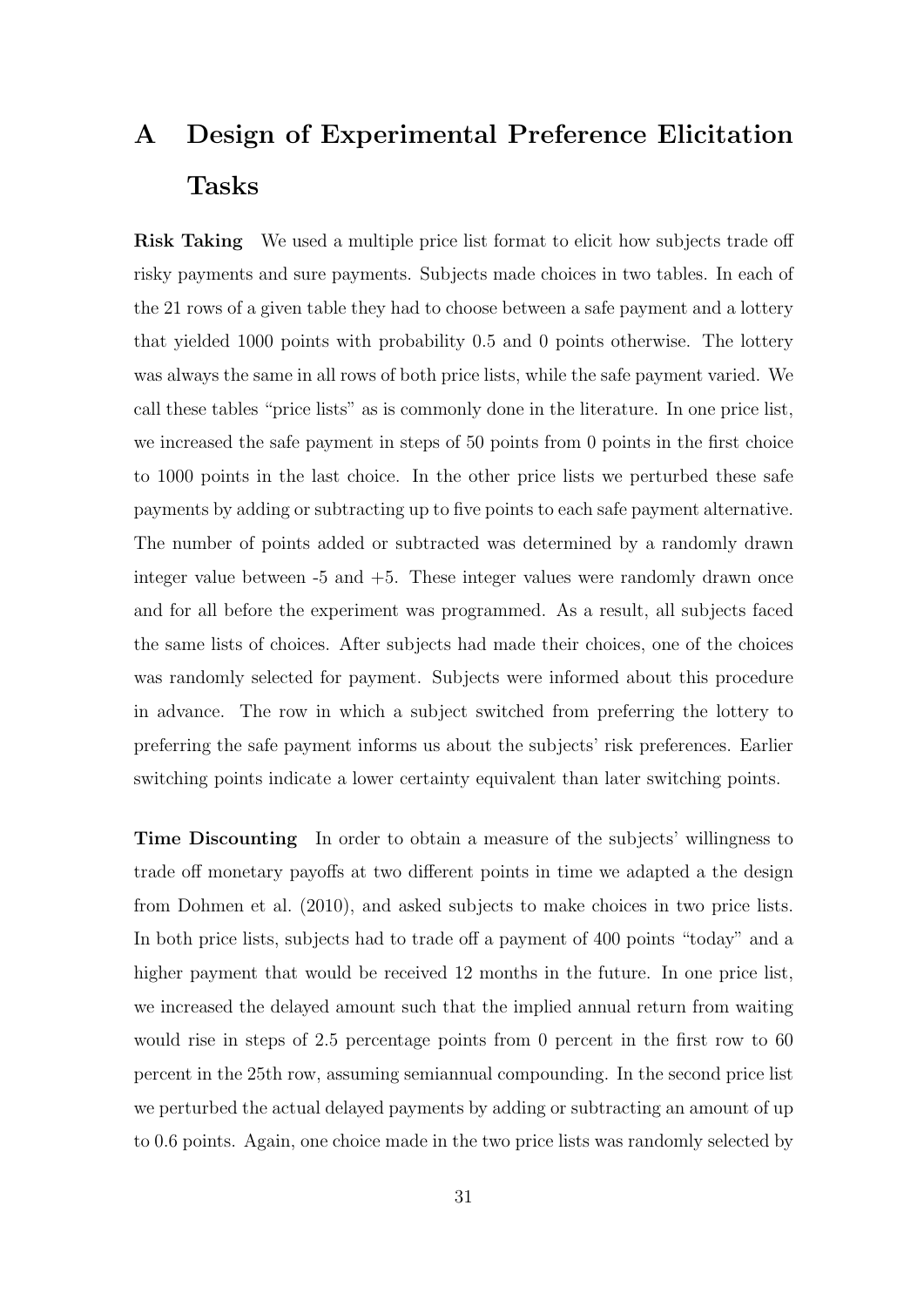# A Design of Experimental Preference Elicitation Tasks

**Risk Taking** We used a multiple price list format to elicit how subjects trade off risky payments and sure payments. Subjects made choices in two tables. In each of the 21 rows of a given table they had to choose between a safe payment and a lottery that yielded 1000 points with probability 0.5 and 0 points otherwise. The lottery was always the same in all rows of both price lists, while the safe payment varied. We call these tables "price lists" as is commonly done in the literature. In one price list, we increased the safe payment in steps of 50 points from 0 points in the first choice to 1000 points in the last choice. In the other price lists we perturbed these safe payments by adding or subtracting up to five points to each safe payment alternative. The number of points added or subtracted was determined by a randomly drawn integer value between -5 and +5. These integer values were randomly drawn once and for all before the experiment was programmed. As a result, all subjects faced the same lists of choices. After subjects had made their choices, one of the choices was randomly selected for payment. Subjects were informed about this procedure in advance. The row in which a subject switched from preferring the lottery to preferring the safe payment informs us about the subjects' risk preferences. Earlier switching points indicate a lower certainty equivalent than later switching points.

**Time Discounting** In order to obtain a measure of the subjects' willingness to trade off monetary payoffs at two different points in time we adapted a the design from Dohmen et al. (2010), and asked subjects to make choices in two price lists. In both price lists, subjects had to trade off a payment of 400 points "today" and a higher payment that would be received 12 months in the future. In one price list, we increased the delayed amount such that the implied annual return from waiting would rise in steps of 2.5 percentage points from 0 percent in the first row to 60 percent in the 25th row, assuming semiannual compounding. In the second price list we perturbed the actual delayed payments by adding or subtracting an amount of up to 0.6 points. Again, one choice made in the two price lists was randomly selected by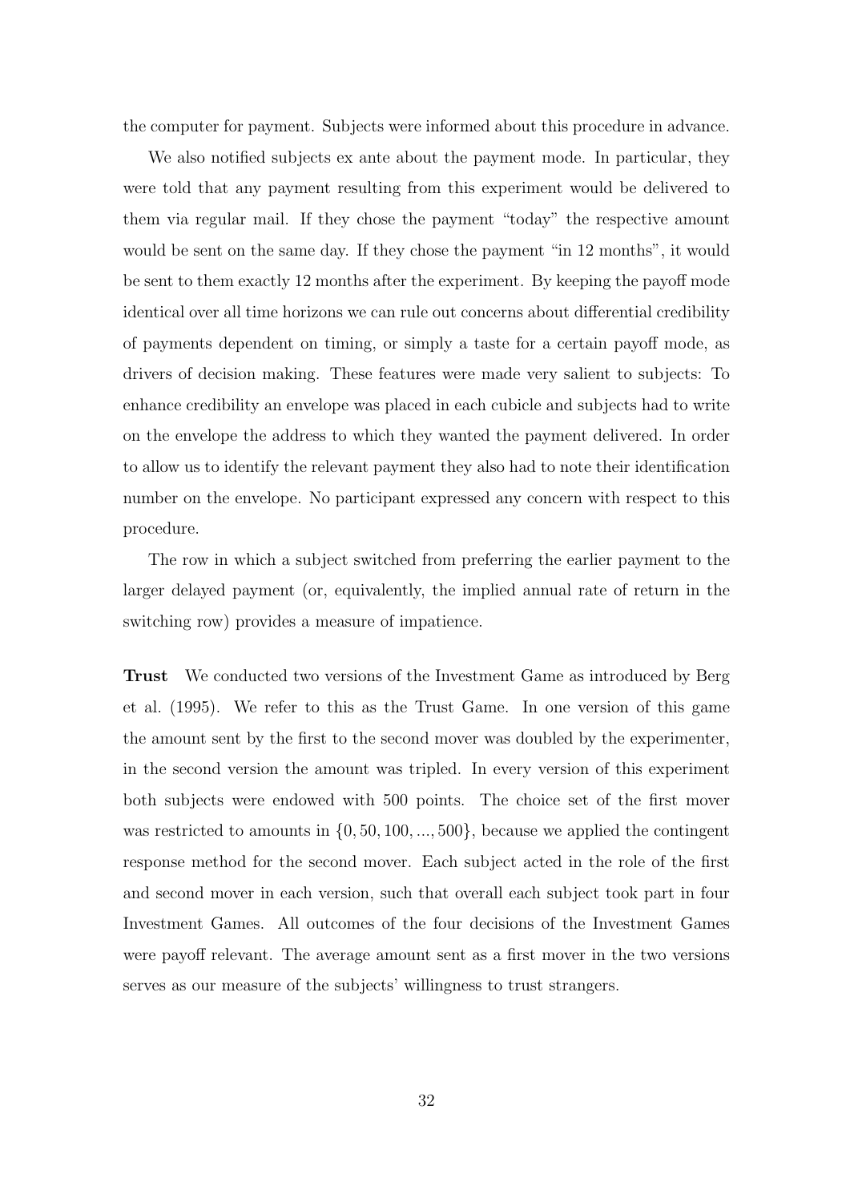the computer for payment. Subjects were informed about this procedure in advance.

We also notified subjects ex ante about the payment mode. In particular, they were told that any payment resulting from this experiment would be delivered to them via regular mail. If they chose the payment "today" the respective amount would be sent on the same day. If they chose the payment "in 12 months", it would be sent to them exactly 12 months after the experiment. By keeping the payoff mode identical over all time horizons we can rule out concerns about differential credibility of payments dependent on timing, or simply a taste for a certain payoff mode, as drivers of decision making. These features were made very salient to subjects: To enhance credibility an envelope was placed in each cubicle and subjects had to write on the envelope the address to which they wanted the payment delivered. In order to allow us to identify the relevant payment they also had to note their identification number on the envelope. No participant expressed any concern with respect to this procedure.

The row in which a subject switched from preferring the earlier payment to the larger delayed payment (or, equivalently, the implied annual rate of return in the switching row) provides a measure of impatience.

**Trust** We conducted two versions of the Investment Game as introduced by Berg et al. (1995). We refer to this as the Trust Game. In one version of this game the amount sent by the first to the second mover was doubled by the experimenter, in the second version the amount was tripled. In every version of this experiment both subjects were endowed with 500 points. The choice set of the first mover was restricted to amounts in $\{0, 50, 100, ..., 500\}$, because we applied the contingent response method for the second mover. Each subject acted in the role of the first and second mover in each version, such that overall each subject took part in four Investment Games. All outcomes of the four decisions of the Investment Games were payoff relevant. The average amount sent as a first mover in the two versions serves as our measure of the subjects' willingness to trust strangers.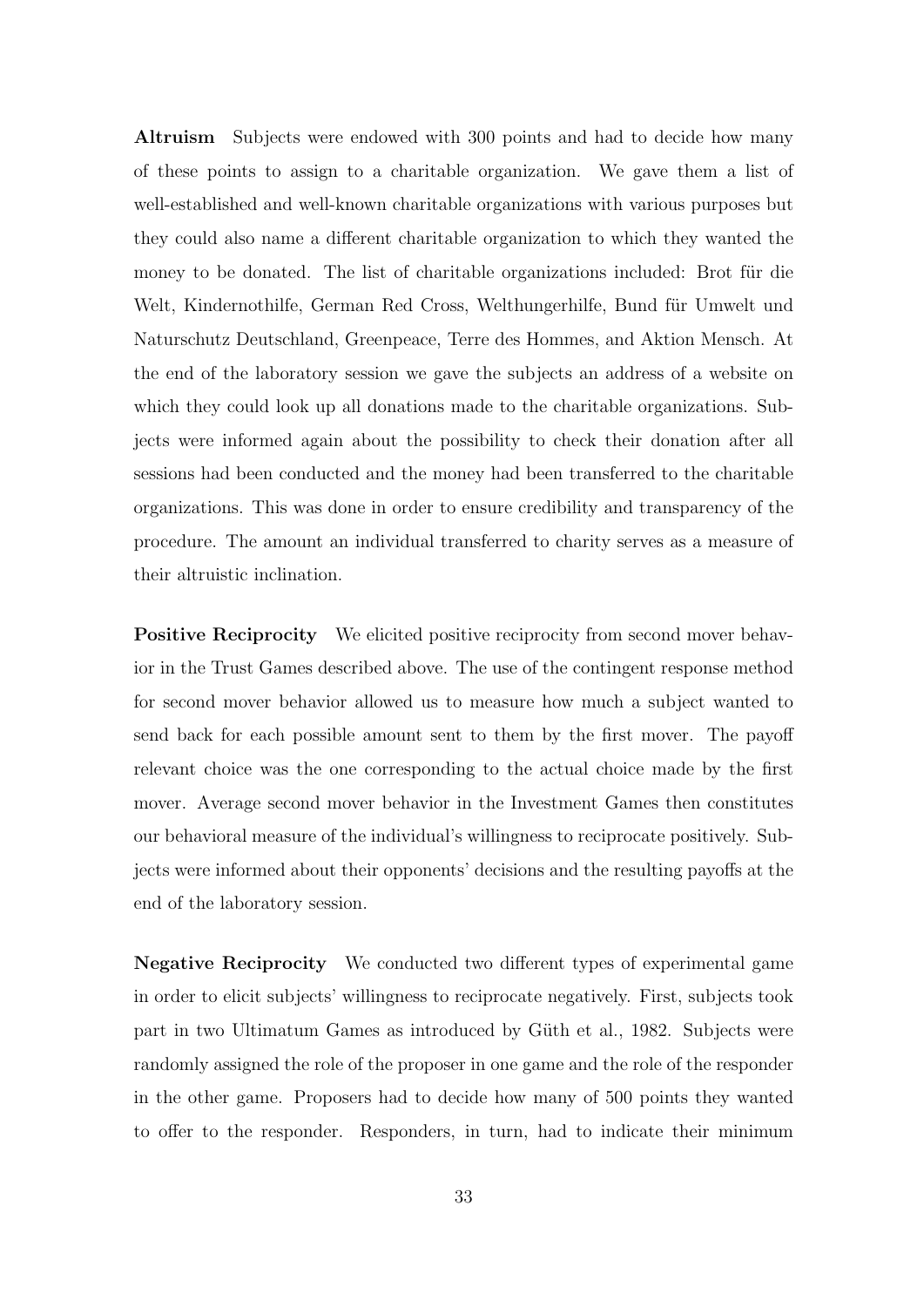**Altruism** Subjects were endowed with 300 points and had to decide how many of these points to assign to a charitable organization. We gave them a list of well-established and well-known charitable organizations with various purposes but they could also name a different charitable organization to which they wanted the money to be donated. The list of charitable organizations included: Brot für die Welt, Kindernothilfe, German Red Cross, Welthungerhilfe, Bund für Umwelt und Naturschutz Deutschland, Greenpeace, Terre des Hommes, and Aktion Mensch. At the end of the laboratory session we gave the subjects an address of a website on which they could look up all donations made to the charitable organizations. Subjects were informed again about the possibility to check their donation after all sessions had been conducted and the money had been transferred to the charitable organizations. This was done in order to ensure credibility and transparency of the procedure. The amount an individual transferred to charity serves as a measure of their altruistic inclination.

**Positive Reciprocity** We elicited positive reciprocity from second mover behavior in the Trust Games described above. The use of the contingent response method for second mover behavior allowed us to measure how much a subject wanted to send back for each possible amount sent to them by the first mover. The payoff relevant choice was the one corresponding to the actual choice made by the first mover. Average second mover behavior in the Investment Games then constitutes our behavioral measure of the individual's willingness to reciprocate positively. Subjects were informed about their opponents' decisions and the resulting payoffs at the end of the laboratory session.

**Negative Reciprocity** We conducted two different types of experimental game in order to elicit subjects' willingness to reciprocate negatively. First, subjects took part in two Ultimatum Games as introduced by Güth et al., 1982. Subjects were randomly assigned the role of the proposer in one game and the role of the responder in the other game. Proposers had to decide how many of 500 points they wanted to offer to the responder. Responders, in turn, had to indicate their minimum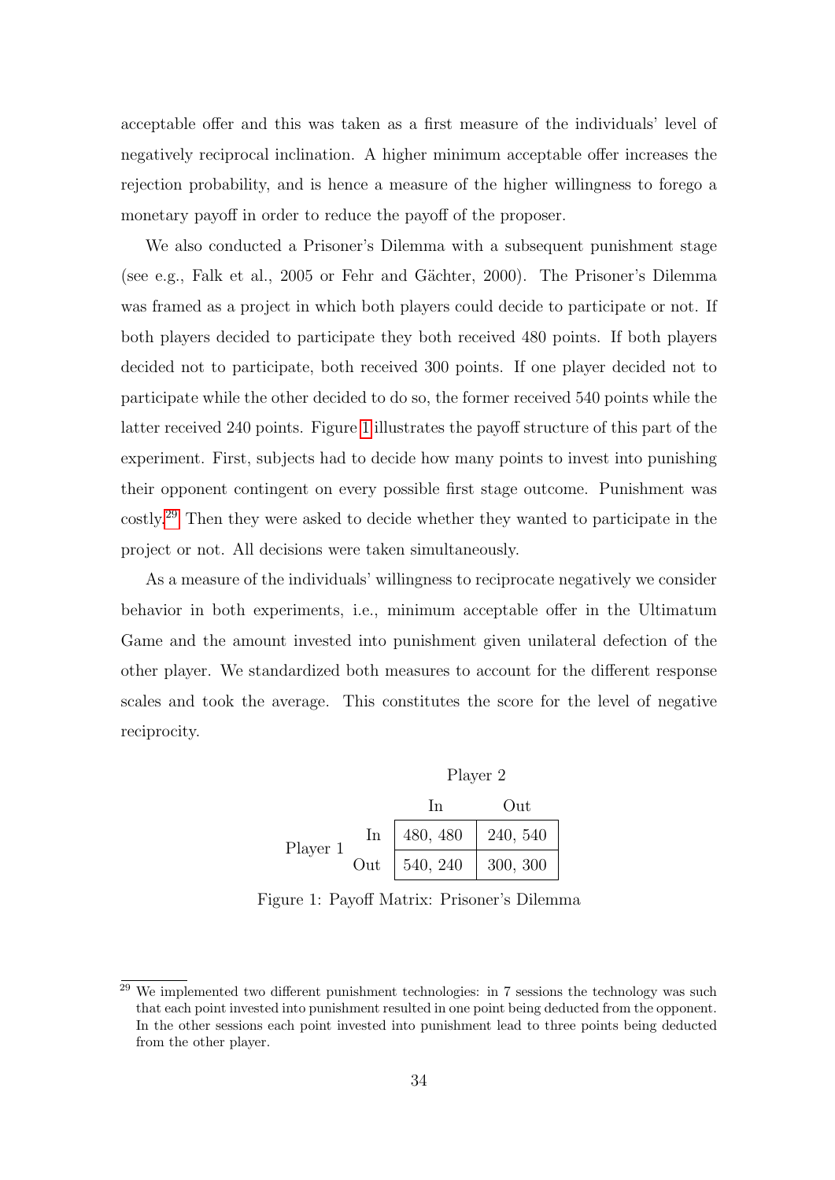acceptable offer and this was taken as a first measure of the individuals' level of negatively reciprocal inclination. A higher minimum acceptable offer increases the rejection probability, and is hence a measure of the higher willingness to forego a monetary payoff in order to reduce the payoff of the proposer.

We also conducted a Prisoner's Dilemma with a subsequent punishment stage (see e.g., Falk et al., 2005 or Fehr and Gächter, 2000). The Prisoner's Dilemma was framed as a project in which both players could decide to participate or not. If both players decided to participate they both received 480 points. If both players decided not to participate, both received 300 points. If one player decided not to participate while the other decided to do so, the former received 540 points while the latter received 240 points. Figure 1 illustrates the payoff structure of this part of the experiment. First, subjects had to decide how many points to invest into punishing their opponent contingent on every possible first stage outcome. Punishment was costly.[29] Then they were asked to decide whether they wanted to participate in the project or not. All decisions were taken simultaneously.

As a measure of the individuals' willingness to reciprocate negatively we consider behavior in both experiments, i.e., minimum acceptable offer in the Ultimatum Game and the amount invested into punishment given unilateral defection of the other player. We standardized both measures to account for the different response scales and took the average. This constitutes the score for the level of negative reciprocity.

| | | Player 2 | |
|---|---|---|---|
| | | In | Out |
| Player 1 | In | 480, 480 | 240, 540 |
| | Out | 540, 240 | 300, 300 |

Figure 1: Payoff Matrix: Prisoner's Dilemma

[29] We implemented two different punishment technologies: in 7 sessions the technology was such that each point invested into punishment resulted in one point being deducted from the opponent. In the other sessions each point invested into punishment lead to three points being deducted from the other player.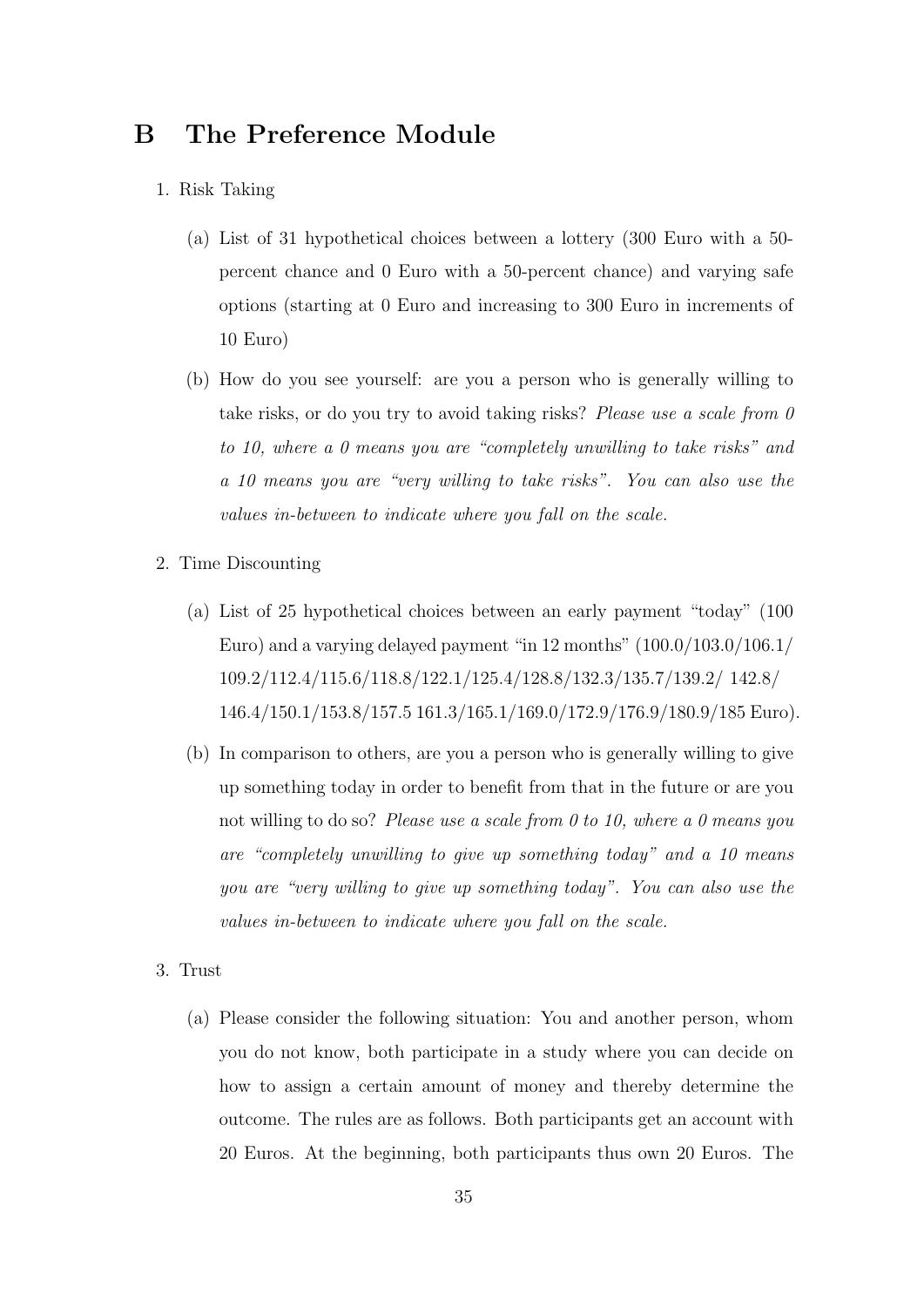# B The Preference Module

1. Risk Taking

   (a) List of 31 hypothetical choices between a lottery (300 Euro with a 50-percent chance and 0 Euro with a 50-percent chance) and varying safe options (starting at 0 Euro and increasing to 300 Euro in increments of 10 Euro)

   (b) How do you see yourself: are you a person who is generally willing to take risks, or do you try to avoid taking risks? *Please use a scale from 0 to 10, where a 0 means you are "completely unwilling to take risks" and a 10 means you are "very willing to take risks". You can also use the values in-between to indicate where you fall on the scale.*

2. Time Discounting

   (a) List of 25 hypothetical choices between an early payment "today" (100 Euro) and a varying delayed payment "in 12 months" (100.0/103.0/106.1/ 109.2/112.4/115.6/118.8/122.1/125.4/128.8/132.3/135.7/139.2/ 142.8/ 146.4/150.1/153.8/157.5 161.3/165.1/169.0/172.9/176.9/180.9/185 Euro).

   (b) In comparison to others, are you a person who is generally willing to give up something today in order to benefit from that in the future or are you not willing to do so? *Please use a scale from 0 to 10, where a 0 means you are "completely unwilling to give up something today" and a 10 means you are "very willing to give up something today". You can also use the values in-between to indicate where you fall on the scale.*

3. Trust

   (a) Please consider the following situation: You and another person, whom you do not know, both participate in a study where you can decide on how to assign a certain amount of money and thereby determine the outcome. The rules are as follows. Both participants get an account with 20 Euros. At the beginning, both participants thus own 20 Euros. The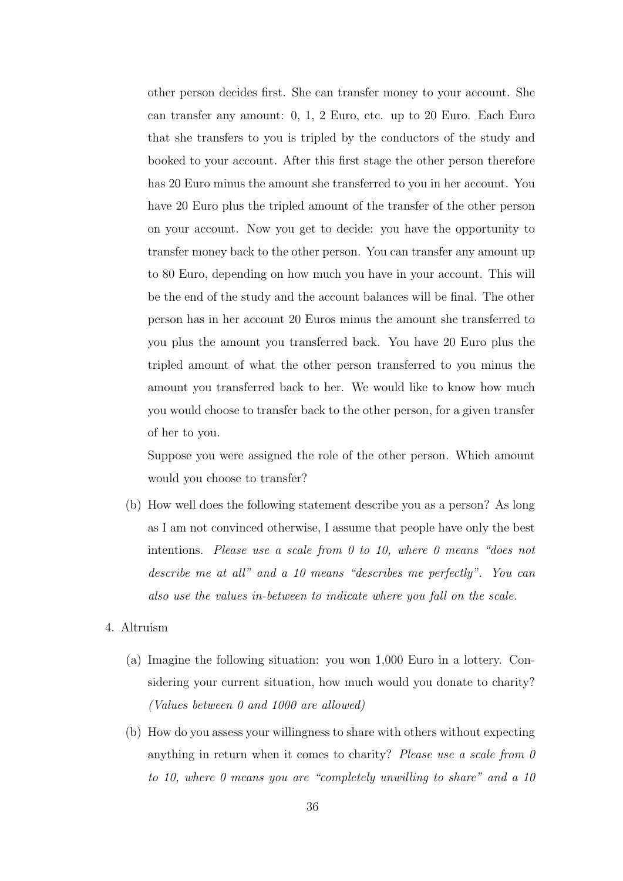other person decides first. She can transfer money to your account. She can transfer any amount: 0, 1, 2 Euro, etc. up to 20 Euro. Each Euro that she transfers to you is tripled by the conductors of the study and booked to your account. After this first stage the other person therefore has 20 Euro minus the amount she transferred to you in her account. You have 20 Euro plus the tripled amount of the transfer of the other person on your account. Now you get to decide: you have the opportunity to transfer money back to the other person. You can transfer any amount up to 80 Euro, depending on how much you have in your account. This will be the end of the study and the account balances will be final. The other person has in her account 20 Euros minus the amount she transferred to you plus the amount you transferred back. You have 20 Euro plus the tripled amount of what the other person transferred to you minus the amount you transferred back to her. We would like to know how much you would choose to transfer back to the other person, for a given transfer of her to you.

Suppose you were assigned the role of the other person. Which amount would you choose to transfer?

(b) How well does the following statement describe you as a person? As long as I am not convinced otherwise, I assume that people have only the best intentions. *Please use a scale from 0 to 10, where 0 means "does not describe me at all" and a 10 means "describes me perfectly". You can also use the values in-between to indicate where you fall on the scale.*

4. Altruism

   (a) Imagine the following situation: you won 1,000 Euro in a lottery. Considering your current situation, how much would you donate to charity? *(Values between 0 and 1000 are allowed)*

   (b) How do you assess your willingness to share with others without expecting anything in return when it comes to charity? *Please use a scale from 0 to 10, where 0 means you are "completely unwilling to share" and a 10*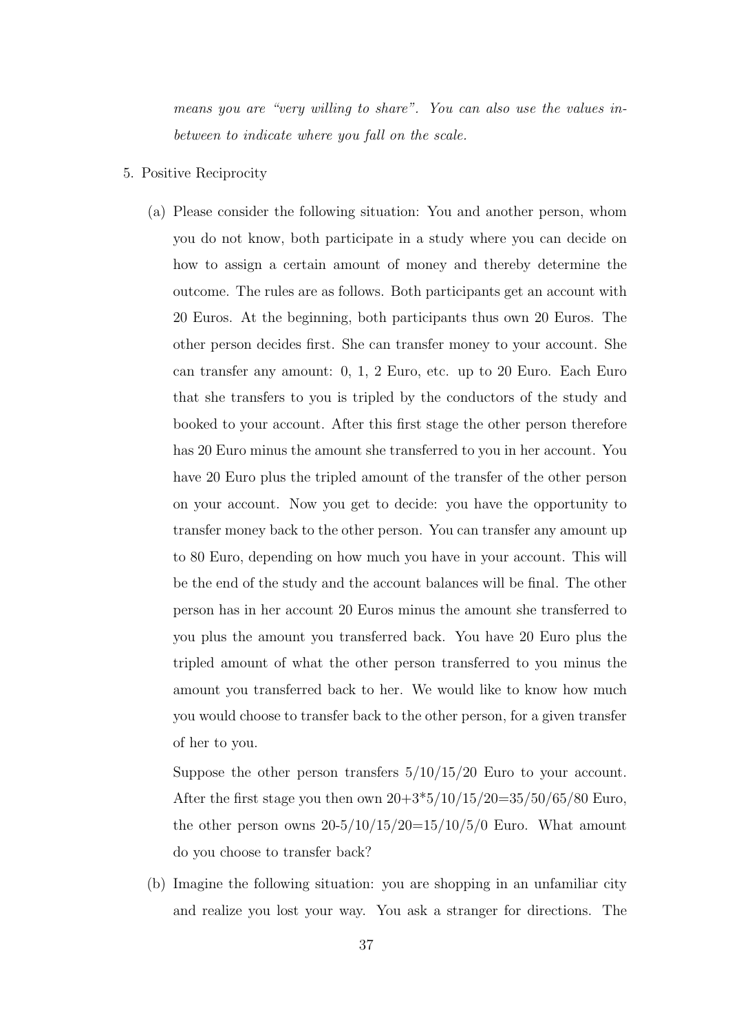*means you are "very willing to share". You can also use the values in-between to indicate where you fall on the scale.*

5. Positive Reciprocity

   (a) Please consider the following situation: You and another person, whom you do not know, both participate in a study where you can decide on how to assign a certain amount of money and thereby determine the outcome. The rules are as follows. Both participants get an account with 20 Euros. At the beginning, both participants thus own 20 Euros. The other person decides first. She can transfer money to your account. She can transfer any amount: 0, 1, 2 Euro, etc. up to 20 Euro. Each Euro that she transfers to you is tripled by the conductors of the study and booked to your account. After this first stage the other person therefore has 20 Euro minus the amount she transferred to you in her account. You have 20 Euro plus the tripled amount of the transfer of the other person on your account. Now you get to decide: you have the opportunity to transfer money back to the other person. You can transfer any amount up to 80 Euro, depending on how much you have in your account. This will be the end of the study and the account balances will be final. The other person has in her account 20 Euros minus the amount she transferred to you plus the amount you transferred back. You have 20 Euro plus the tripled amount of what the other person transferred to you minus the amount you transferred back to her. We would like to know how much you would choose to transfer back to the other person, for a given transfer of her to you.

       Suppose the other person transfers 5/10/15/20 Euro to your account. After the first stage you then own 20+3*5/10/15/20=35/50/65/80 Euro, the other person owns 20-5/10/15/20=15/10/5/0 Euro. What amount do you choose to transfer back?

   (b) Imagine the following situation: you are shopping in an unfamiliar city and realize you lost your way. You ask a stranger for directions. The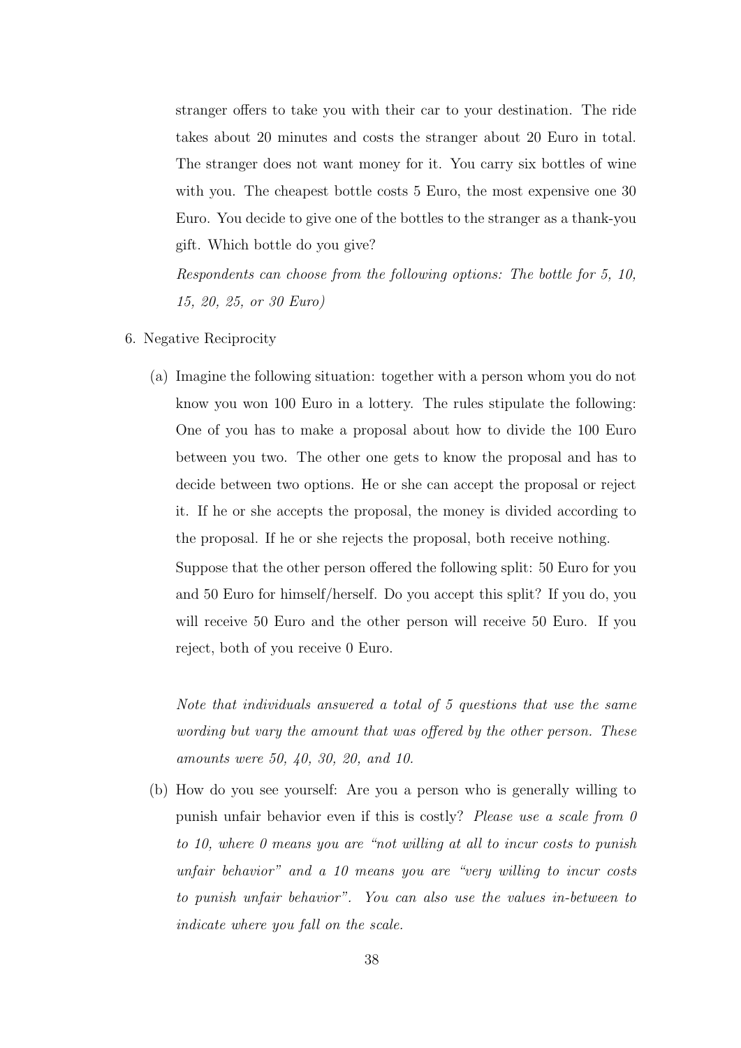stranger offers to take you with their car to your destination. The ride takes about 20 minutes and costs the stranger about 20 Euro in total. The stranger does not want money for it. You carry six bottles of wine with you. The cheapest bottle costs 5 Euro, the most expensive one 30 Euro. You decide to give one of the bottles to the stranger as a thank-you gift. Which bottle do you give?

*Respondents can choose from the following options: The bottle for 5, 10, 15, 20, 25, or 30 Euro)*

6. Negative Reciprocity

   (a) Imagine the following situation: together with a person whom you do not know you won 100 Euro in a lottery. The rules stipulate the following: One of you has to make a proposal about how to divide the 100 Euro between you two. The other one gets to know the proposal and has to decide between two options. He or she can accept the proposal or reject it. If he or she accepts the proposal, the money is divided according to the proposal. If he or she rejects the proposal, both receive nothing.

   Suppose that the other person offered the following split: 50 Euro for you and 50 Euro for himself/herself. Do you accept this split? If you do, you will receive 50 Euro and the other person will receive 50 Euro. If you reject, both of you receive 0 Euro.

   *Note that individuals answered a total of 5 questions that use the same wording but vary the amount that was offered by the other person. These amounts were 50, 40, 30, 20, and 10.*

   (b) How do you see yourself: Are you a person who is generally willing to punish unfair behavior even if this is costly? *Please use a scale from 0 to 10, where 0 means you are "not willing at all to incur costs to punish unfair behavior" and a 10 means you are "very willing to incur costs to punish unfair behavior". You can also use the values in-between to indicate where you fall on the scale.*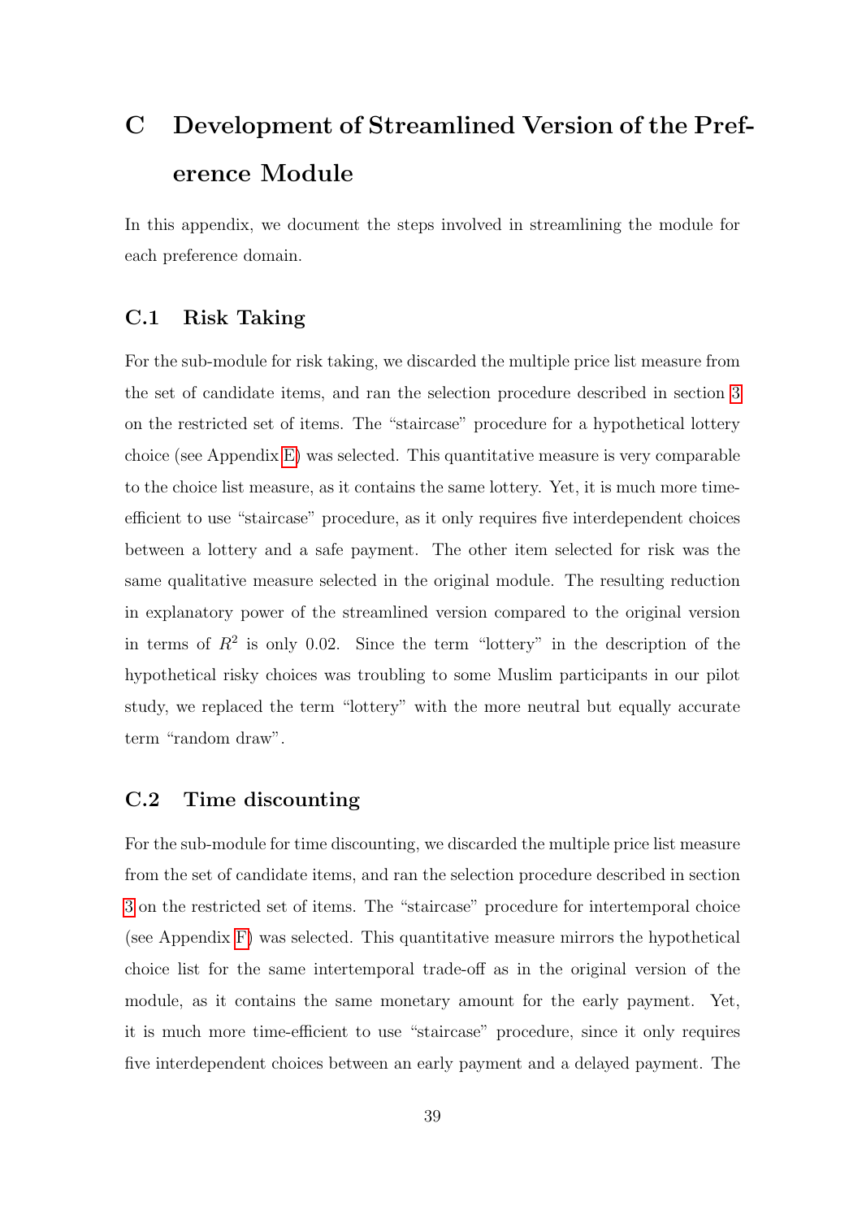# C Development of Streamlined Version of the Preference Module

In this appendix, we document the steps involved in streamlining the module for each preference domain.

## C.1 Risk Taking

For the sub-module for risk taking, we discarded the multiple price list measure from the set of candidate items, and ran the selection procedure described in section 3 on the restricted set of items. The "staircase" procedure for a hypothetical lottery choice (see Appendix E) was selected. This quantitative measure is very comparable to the choice list measure, as it contains the same lottery. Yet, it is much more time-efficient to use "staircase" procedure, as it only requires five interdependent choices between a lottery and a safe payment. The other item selected for risk was the same qualitative measure selected in the original module. The resulting reduction in explanatory power of the streamlined version compared to the original version in terms of $R^2$ is only 0.02. Since the term "lottery" in the description of the hypothetical risky choices was troubling to some Muslim participants in our pilot study, we replaced the term "lottery" with the more neutral but equally accurate term "random draw".

## C.2 Time discounting

For the sub-module for time discounting, we discarded the multiple price list measure from the set of candidate items, and ran the selection procedure described in section 3 on the restricted set of items. The "staircase" procedure for intertemporal choice (see Appendix F) was selected. This quantitative measure mirrors the hypothetical choice list for the same intertemporal trade-off as in the original version of the module, as it contains the same monetary amount for the early payment. Yet, it is much more time-efficient to use "staircase" procedure, since it only requires five interdependent choices between an early payment and a delayed payment. The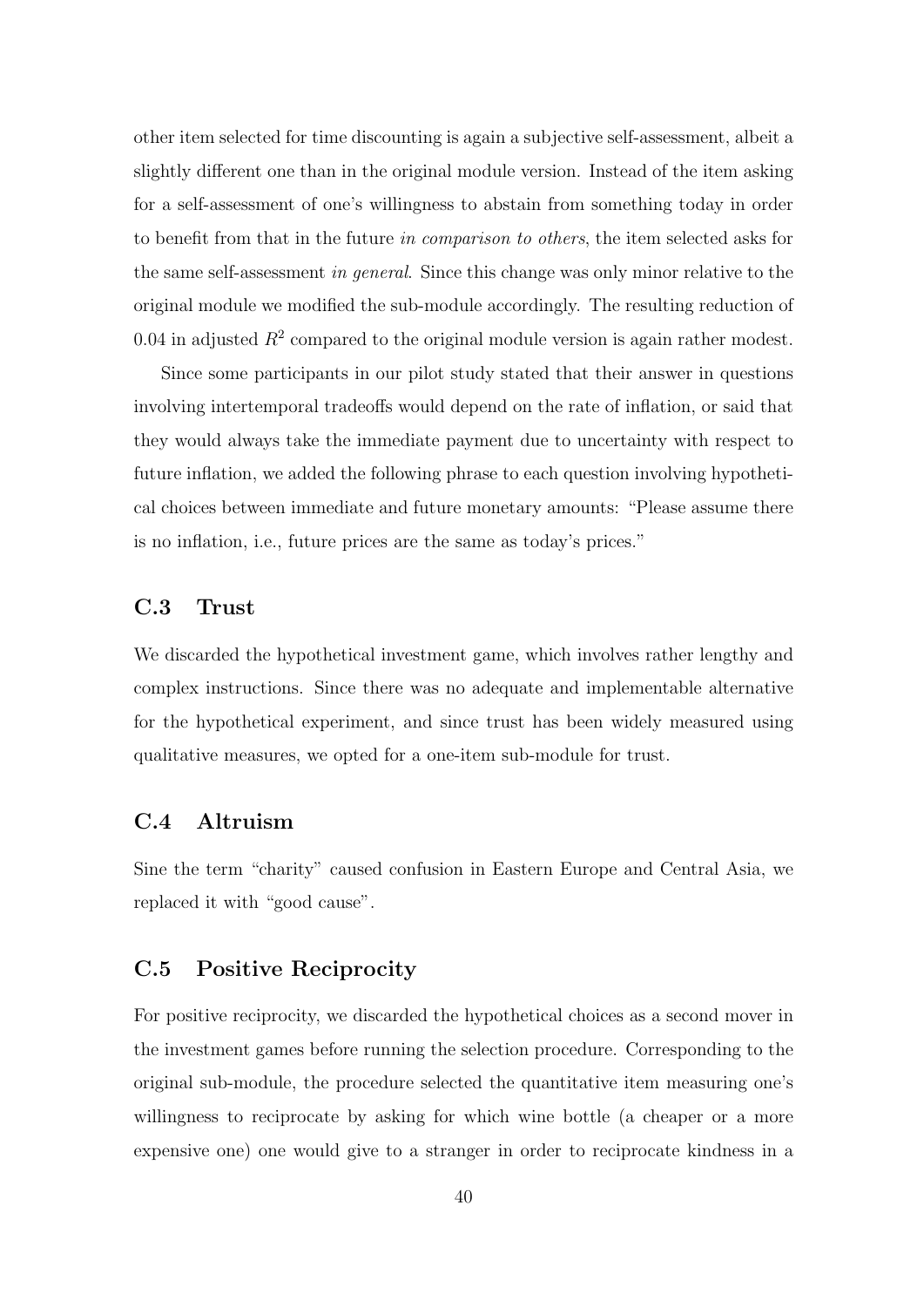other item selected for time discounting is again a subjective self-assessment, albeit a slightly different one than in the original module version. Instead of the item asking for a self-assessment of one's willingness to abstain from something today in order to benefit from that in the future *in comparison to others*, the item selected asks for the same self-assessment *in general*. Since this change was only minor relative to the original module we modified the sub-module accordingly. The resulting reduction of 0.04 in adjusted $R^2$ compared to the original module version is again rather modest.

Since some participants in our pilot study stated that their answer in questions involving intertemporal tradeoffs would depend on the rate of inflation, or said that they would always take the immediate payment due to uncertainty with respect to future inflation, we added the following phrase to each question involving hypothetical choices between immediate and future monetary amounts: "Please assume there is no inflation, i.e., future prices are the same as today's prices."

## C.3 Trust

We discarded the hypothetical investment game, which involves rather lengthy and complex instructions. Since there was no adequate and implementable alternative for the hypothetical experiment, and since trust has been widely measured using qualitative measures, we opted for a one-item sub-module for trust.

## C.4 Altruism

Sine the term "charity" caused confusion in Eastern Europe and Central Asia, we replaced it with "good cause".

## C.5 Positive Reciprocity

For positive reciprocity, we discarded the hypothetical choices as a second mover in the investment games before running the selection procedure. Corresponding to the original sub-module, the procedure selected the quantitative item measuring one's willingness to reciprocate by asking for which wine bottle (a cheaper or a more expensive one) one would give to a stranger in order to reciprocate kindness in a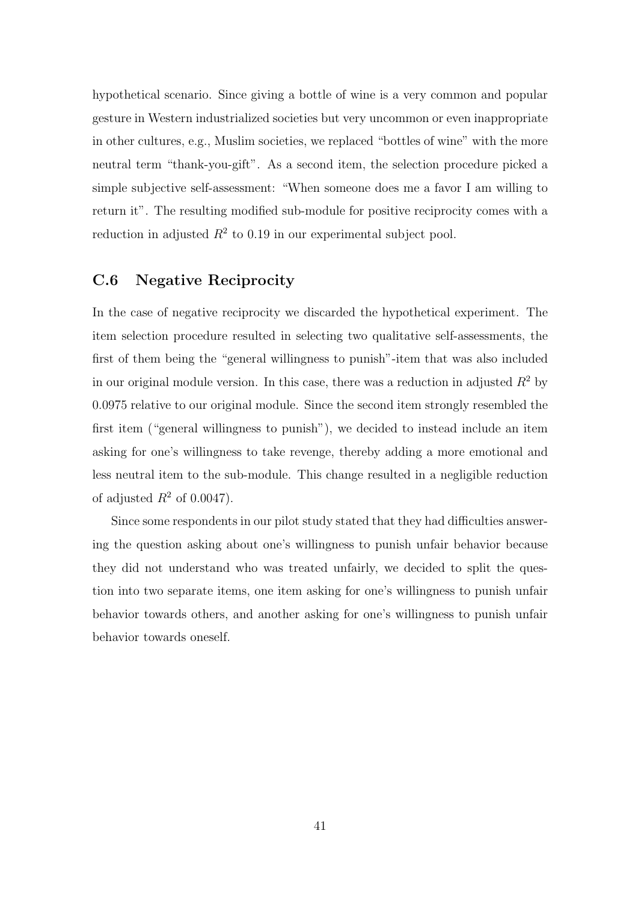hypothetical scenario. Since giving a bottle of wine is a very common and popular gesture in Western industrialized societies but very uncommon or even inappropriate in other cultures, e.g., Muslim societies, we replaced "bottles of wine" with the more neutral term "thank-you-gift". As a second item, the selection procedure picked a simple subjective self-assessment: "When someone does me a favor I am willing to return it". The resulting modified sub-module for positive reciprocity comes with a reduction in adjusted $R^2$ to 0.19 in our experimental subject pool.

## C.6 Negative Reciprocity

In the case of negative reciprocity we discarded the hypothetical experiment. The item selection procedure resulted in selecting two qualitative self-assessments, the first of them being the "general willingness to punish"-item that was also included in our original module version. In this case, there was a reduction in adjusted $R^2$ by 0.0975 relative to our original module. Since the second item strongly resembled the first item ("general willingness to punish"), we decided to instead include an item asking for one's willingness to take revenge, thereby adding a more emotional and less neutral item to the sub-module. This change resulted in a negligible reduction of adjusted $R^2$ of 0.0047).

Since some respondents in our pilot study stated that they had difficulties answering the question asking about one's willingness to punish unfair behavior because they did not understand who was treated unfairly, we decided to split the question into two separate items, one item asking for one's willingness to punish unfair behavior towards others, and another asking for one's willingness to punish unfair behavior towards oneself.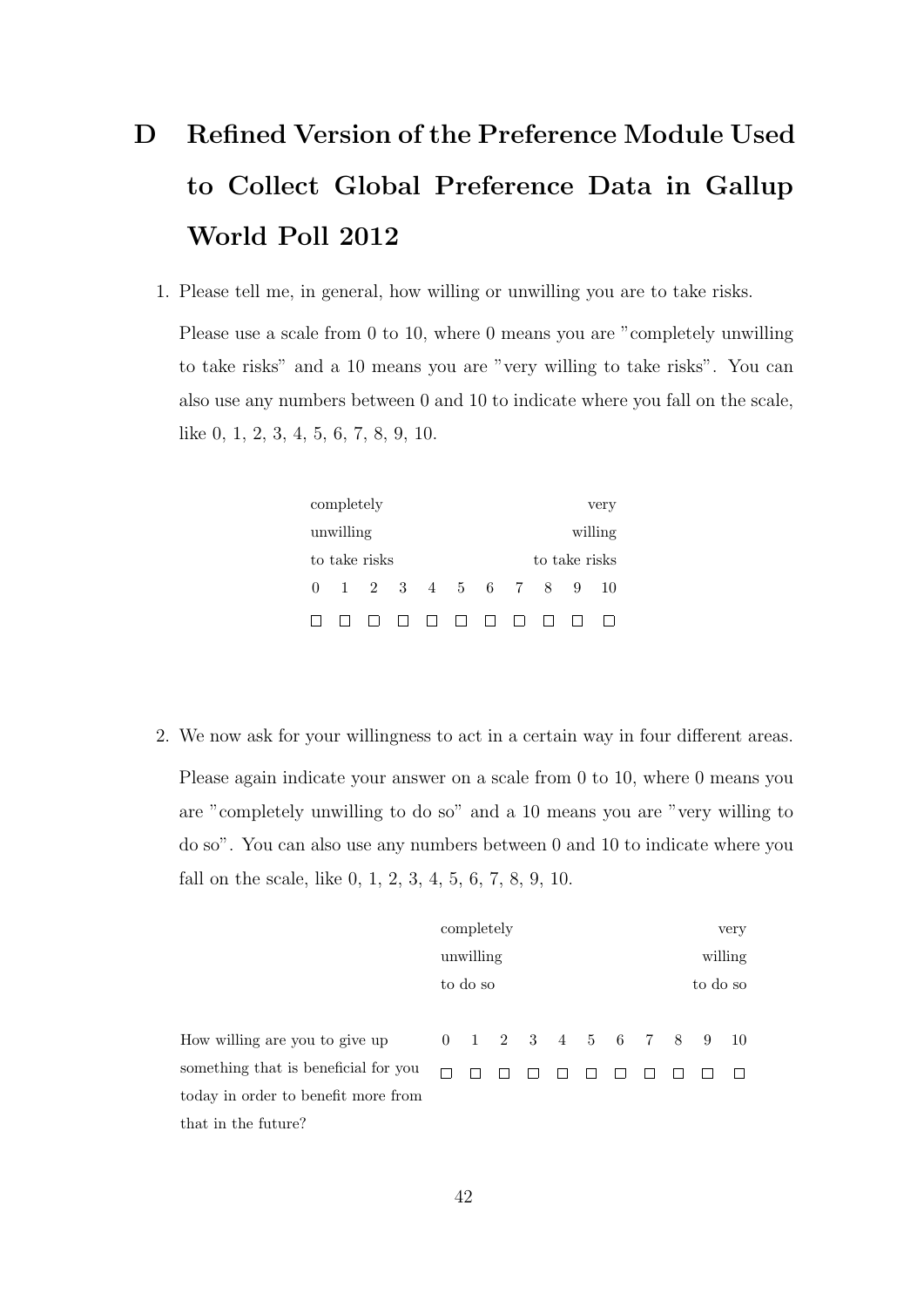# D Refined Version of the Preference Module Used to Collect Global Preference Data in Gallup World Poll 2012

1. Please tell me, in general, how willing or unwilling you are to take risks.

   Please use a scale from 0 to 10, where 0 means you are "completely unwilling to take risks" and a 10 means you are "very willing to take risks". You can also use any numbers between 0 and 10 to indicate where you fall on the scale, like 0, 1, 2, 3, 4, 5, 6, 7, 8, 9, 10.

| completely unwilling to take risks | | | | | | | | | | very willing to take risks |
|---|---|---|---|---|---|---|---|---|---|---|
| 0 | 1 | 2 | 3 | 4 | 5 | 6 | 7 | 8 | 9 | 10 |
| □ | □ | □ | □ | □ | □ | □ | □ | □ | □ | □ |

2. We now ask for your willingness to act in a certain way in four different areas.

   Please again indicate your answer on a scale from 0 to 10, where 0 means you are "completely unwilling to do so" and a 10 means you are "very willing to do so". You can also use any numbers between 0 and 10 to indicate where you fall on the scale, like 0, 1, 2, 3, 4, 5, 6, 7, 8, 9, 10.

| | completely unwilling to do so | | | | | | | | | | very willing to do so |
|---|---|---|---|---|---|---|---|---|---|---|---|
| | 0 | 1 | 2 | 3 | 4 | 5 | 6 | 7 | 8 | 9 | 10 |
| How willing are you to give up something that is beneficial for you today in order to benefit more from that in the future? | □ | □ | □ | □ | □ | □ | □ | □ | □ | □ | □ |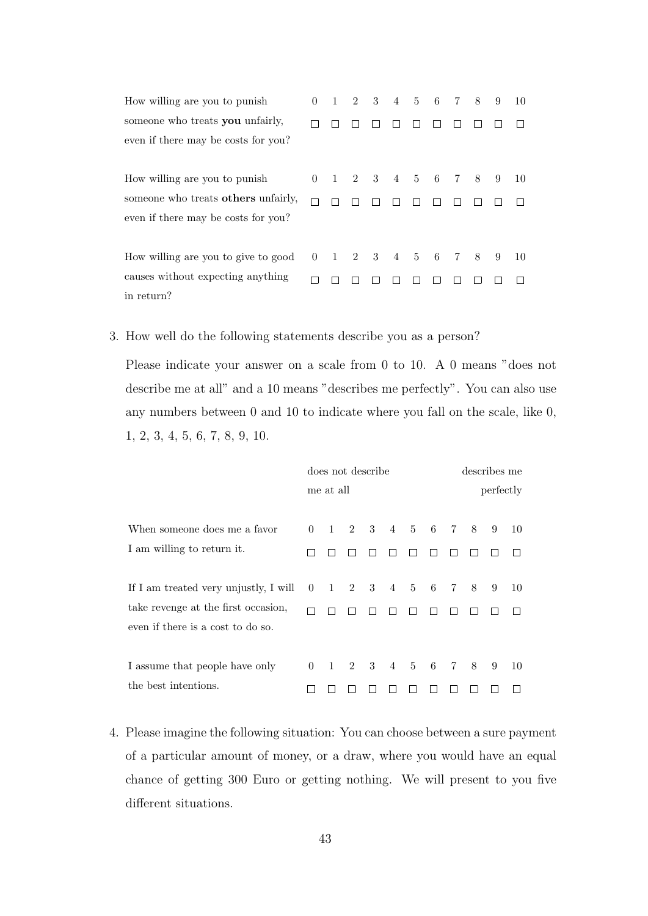| | 0 | 1 | 2 | 3 | 4 | 5 | 6 | 7 | 8 | 9 | 10 |
|---|---|---|---|---|---|---|---|---|---|---|---|
| How willing are you to punish someone who treats **you** unfairly, even if there may be costs for you? | □ | □ | □ | □ | □ | □ | □ | □ | □ | □ | □ |
| How willing are you to punish someone who treats **others** unfairly, even if there may be costs for you? | □ | □ | □ | □ | □ | □ | □ | □ | □ | □ | □ |
| How willing are you to give to good causes without expecting anything in return? | □ | □ | □ | □ | □ | □ | □ | □ | □ | □ | □ |

3. How well do the following statements describe you as a person?

   Please indicate your answer on a scale from 0 to 10. A 0 means "does not describe me at all" and a 10 means "describes me perfectly". You can also use any numbers between 0 and 10 to indicate where you fall on the scale, like 0, 1, 2, 3, 4, 5, 6, 7, 8, 9, 10.

| | does not describe me at all | | | | | | | | | | describes me perfectly |
|---|---|---|---|---|---|---|---|---|---|---|---|
| | 0 | 1 | 2 | 3 | 4 | 5 | 6 | 7 | 8 | 9 | 10 |
| When someone does me a favor I am willing to return it. | □ | □ | □ | □ | □ | □ | □ | □ | □ | □ | □ |
| If I am treated very unjustly, I will take revenge at the first occasion, even if there is a cost to do so. | □ | □ | □ | □ | □ | □ | □ | □ | □ | □ | □ |
| I assume that people have only the best intentions. | □ | □ | □ | □ | □ | □ | □ | □ | □ | □ | □ |

4. Please imagine the following situation: You can choose between a sure payment of a particular amount of money, or a draw, where you would have an equal chance of getting 300 Euro or getting nothing. We will present to you five different situations.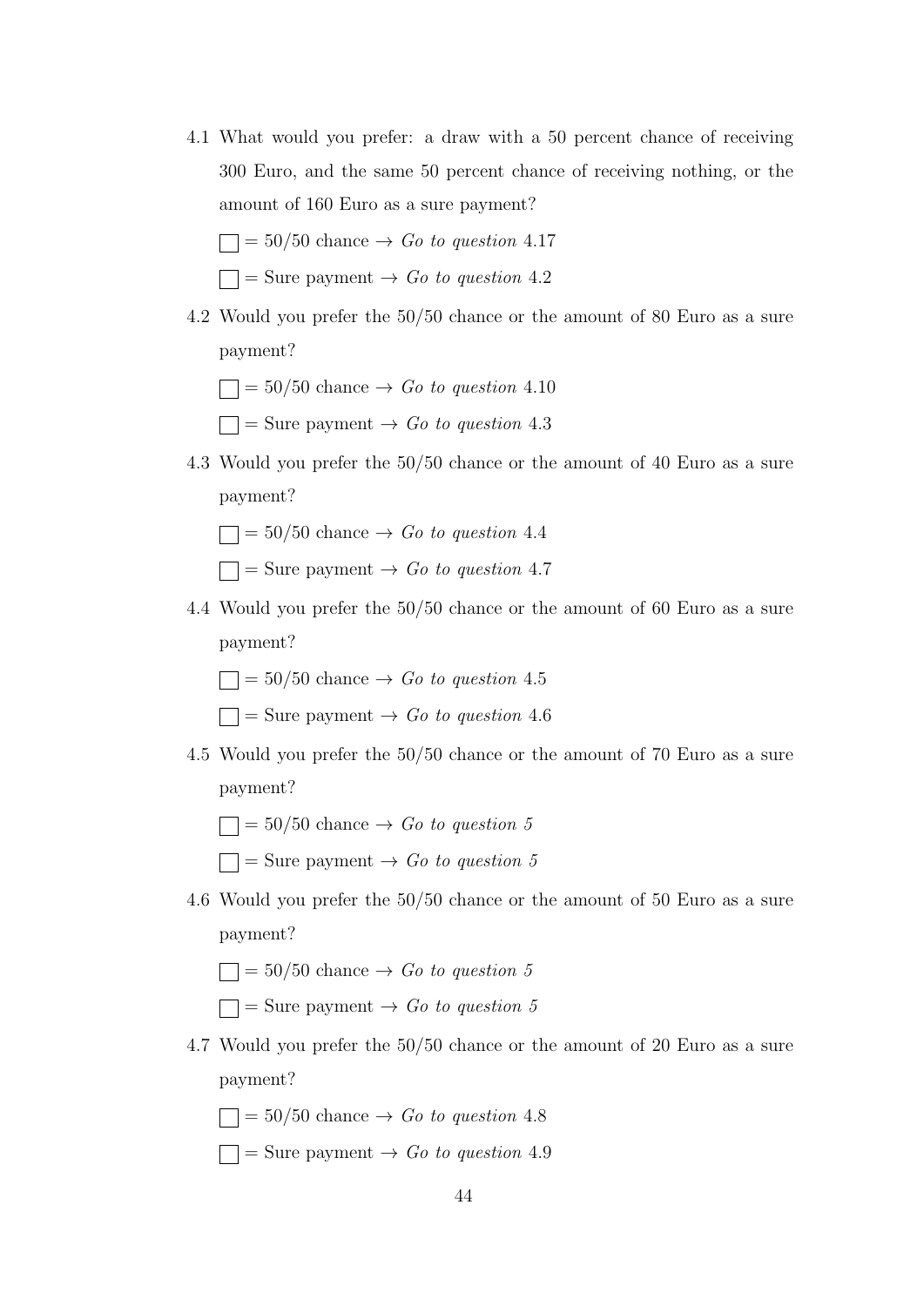4.1 What would you prefer: a draw with a 50 percent chance of receiving 300 Euro, and the same 50 percent chance of receiving nothing, or the amount of 160 Euro as a sure payment?

☐ = 50/50 chance → *Go to question* 4.17

☐ = Sure payment → *Go to question* 4.2

4.2 Would you prefer the 50/50 chance or the amount of 80 Euro as a sure payment?

☐ = 50/50 chance → *Go to question* 4.10

☐ = Sure payment → *Go to question* 4.3

4.3 Would you prefer the 50/50 chance or the amount of 40 Euro as a sure payment?

☐ = 50/50 chance → *Go to question* 4.4

☐ = Sure payment → *Go to question* 4.7

4.4 Would you prefer the 50/50 chance or the amount of 60 Euro as a sure payment?

☐ = 50/50 chance → *Go to question* 4.5

☐ = Sure payment → *Go to question* 4.6

4.5 Would you prefer the 50/50 chance or the amount of 70 Euro as a sure payment?

☐ = 50/50 chance → *Go to question 5*

☐ = Sure payment → *Go to question 5*

4.6 Would you prefer the 50/50 chance or the amount of 50 Euro as a sure payment?

☐ = 50/50 chance → *Go to question 5*

☐ = Sure payment → *Go to question 5*

4.7 Would you prefer the 50/50 chance or the amount of 20 Euro as a sure payment?

☐ = 50/50 chance → *Go to question* 4.8

☐ = Sure payment → *Go to question* 4.9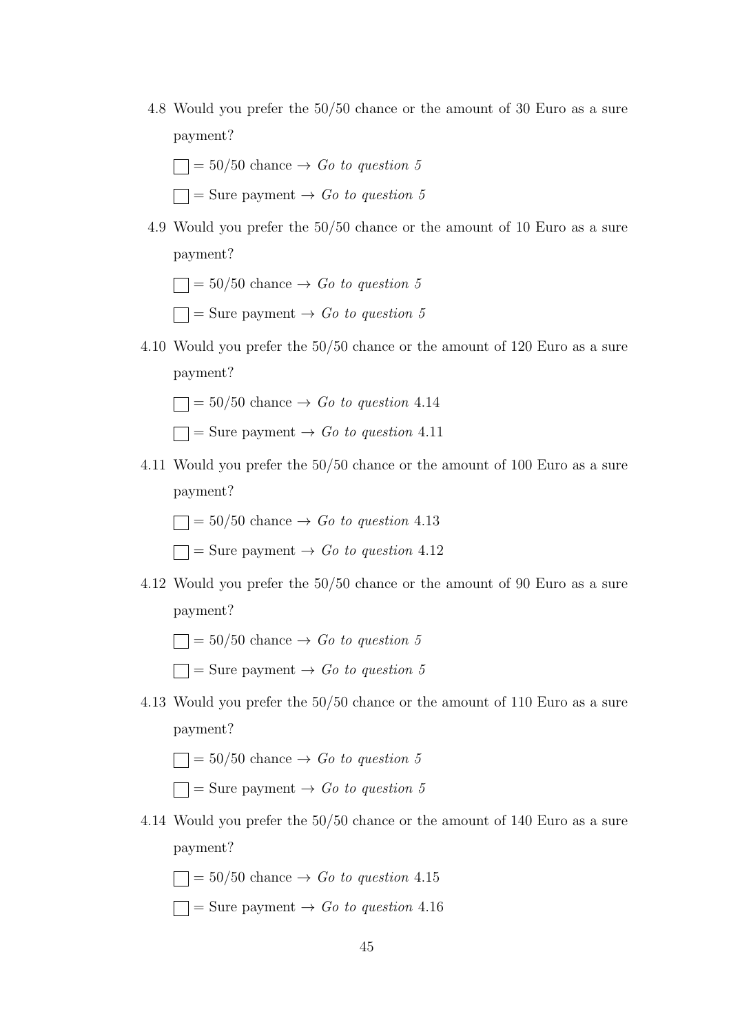4.8 Would you prefer the 50/50 chance or the amount of 30 Euro as a sure payment?

- ☐ = 50/50 chance → *Go to question 5*
- ☐ = Sure payment → *Go to question 5*

4.9 Would you prefer the 50/50 chance or the amount of 10 Euro as a sure payment?

- ☐ = 50/50 chance → *Go to question 5*
- ☐ = Sure payment → *Go to question 5*

4.10 Would you prefer the 50/50 chance or the amount of 120 Euro as a sure payment?

- ☐ = 50/50 chance → *Go to question* 4.14
- ☐ = Sure payment → *Go to question* 4.11

4.11 Would you prefer the 50/50 chance or the amount of 100 Euro as a sure payment?

- ☐ = 50/50 chance → *Go to question* 4.13
- ☐ = Sure payment → *Go to question* 4.12

4.12 Would you prefer the 50/50 chance or the amount of 90 Euro as a sure payment?

- ☐ = 50/50 chance → *Go to question 5*
- ☐ = Sure payment → *Go to question 5*

4.13 Would you prefer the 50/50 chance or the amount of 110 Euro as a sure payment?

- ☐ = 50/50 chance → *Go to question 5*
- ☐ = Sure payment → *Go to question 5*

4.14 Would you prefer the 50/50 chance or the amount of 140 Euro as a sure payment?

- ☐ = 50/50 chance → *Go to question* 4.15
- ☐ = Sure payment → *Go to question* 4.16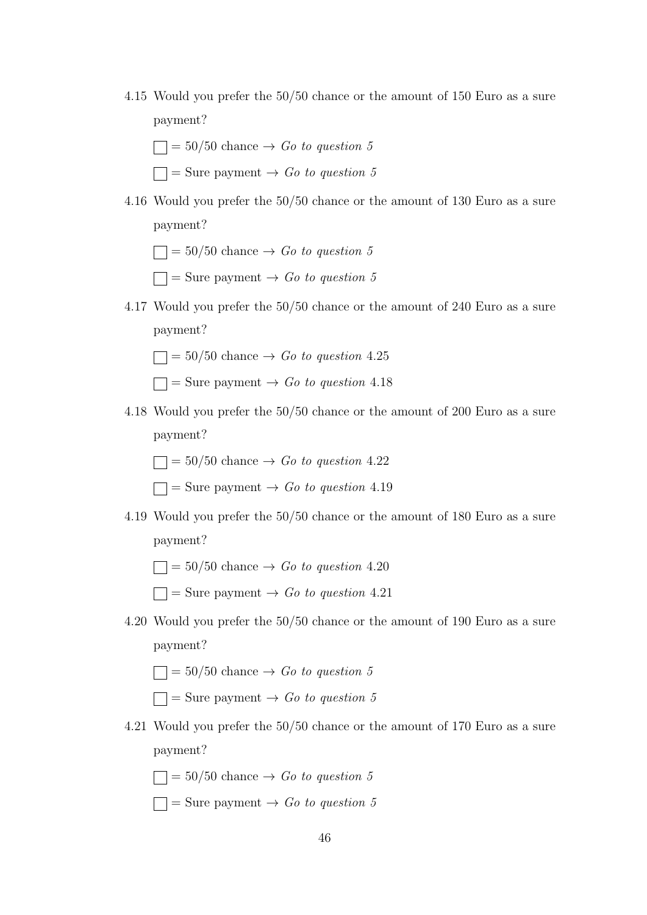4.15 Would you prefer the 50/50 chance or the amount of 150 Euro as a sure payment?

- ☐ = 50/50 chance → *Go to question 5*
- ☐ = Sure payment → *Go to question 5*

4.16 Would you prefer the 50/50 chance or the amount of 130 Euro as a sure payment?

- ☐ = 50/50 chance → *Go to question 5*
- ☐ = Sure payment → *Go to question 5*

4.17 Would you prefer the 50/50 chance or the amount of 240 Euro as a sure payment?

- ☐ = 50/50 chance → *Go to question* 4.25
- ☐ = Sure payment → *Go to question* 4.18

4.18 Would you prefer the 50/50 chance or the amount of 200 Euro as a sure payment?

- ☐ = 50/50 chance → *Go to question* 4.22
- ☐ = Sure payment → *Go to question* 4.19

4.19 Would you prefer the 50/50 chance or the amount of 180 Euro as a sure payment?

- ☐ = 50/50 chance → *Go to question* 4.20
- ☐ = Sure payment → *Go to question* 4.21

4.20 Would you prefer the 50/50 chance or the amount of 190 Euro as a sure payment?

- ☐ = 50/50 chance → *Go to question 5*
- ☐ = Sure payment → *Go to question 5*

4.21 Would you prefer the 50/50 chance or the amount of 170 Euro as a sure payment?

- ☐ = 50/50 chance → *Go to question 5*
- ☐ = Sure payment → *Go to question 5*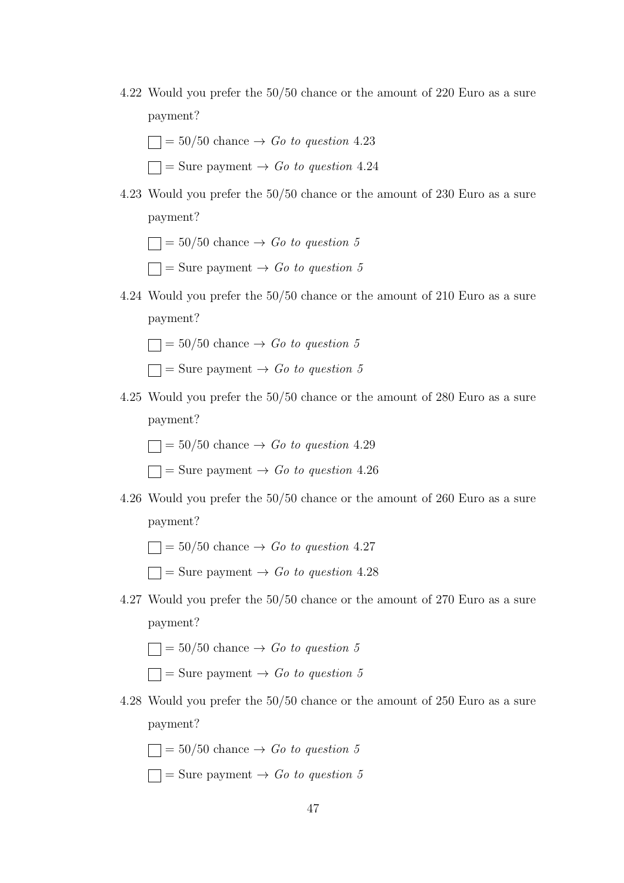4.22 Would you prefer the 50/50 chance or the amount of 220 Euro as a sure payment?

☐ = 50/50 chance → *Go to question* 4.23

☐ = Sure payment → *Go to question* 4.24

4.23 Would you prefer the 50/50 chance or the amount of 230 Euro as a sure payment?

☐ = 50/50 chance → *Go to question 5*

☐ = Sure payment → *Go to question 5*

4.24 Would you prefer the 50/50 chance or the amount of 210 Euro as a sure payment?

☐ = 50/50 chance → *Go to question 5*

☐ = Sure payment → *Go to question 5*

4.25 Would you prefer the 50/50 chance or the amount of 280 Euro as a sure payment?

☐ = 50/50 chance → *Go to question* 4.29

☐ = Sure payment → *Go to question* 4.26

4.26 Would you prefer the 50/50 chance or the amount of 260 Euro as a sure payment?

☐ = 50/50 chance → *Go to question* 4.27

☐ = Sure payment → *Go to question* 4.28

4.27 Would you prefer the 50/50 chance or the amount of 270 Euro as a sure payment?

☐ = 50/50 chance → *Go to question 5*

☐ = Sure payment → *Go to question 5*

4.28 Would you prefer the 50/50 chance or the amount of 250 Euro as a sure payment?

☐ = 50/50 chance → *Go to question 5*

☐ = Sure payment → *Go to question 5*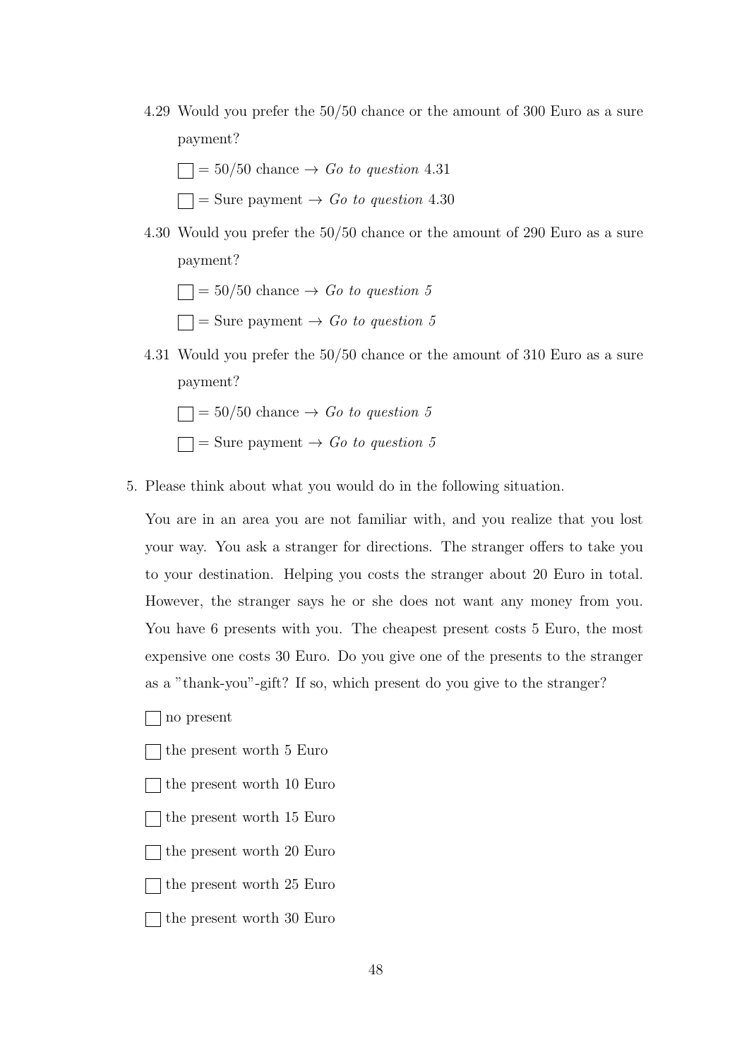4.29 Would you prefer the 50/50 chance or the amount of 300 Euro as a sure payment?

☐ = 50/50 chance → *Go to question* 4.31

☐ = Sure payment → *Go to question* 4.30

4.30 Would you prefer the 50/50 chance or the amount of 290 Euro as a sure payment?

☐ = 50/50 chance → *Go to question 5*

☐ = Sure payment → *Go to question 5*

4.31 Would you prefer the 50/50 chance or the amount of 310 Euro as a sure payment?

☐ = 50/50 chance → *Go to question 5*

☐ = Sure payment → *Go to question 5*

5. Please think about what you would do in the following situation.

You are in an area you are not familiar with, and you realize that you lost your way. You ask a stranger for directions. The stranger offers to take you to your destination. Helping you costs the stranger about 20 Euro in total. However, the stranger says he or she does not want any money from you. You have 6 presents with you. The cheapest present costs 5 Euro, the most expensive one costs 30 Euro. Do you give one of the presents to the stranger as a "thank-you"-gift? If so, which present do you give to the stranger?

☐ no present

☐ the present worth 5 Euro

☐ the present worth 10 Euro

☐ the present worth 15 Euro

☐ the present worth 20 Euro

☐ the present worth 25 Euro

☐ the present worth 30 Euro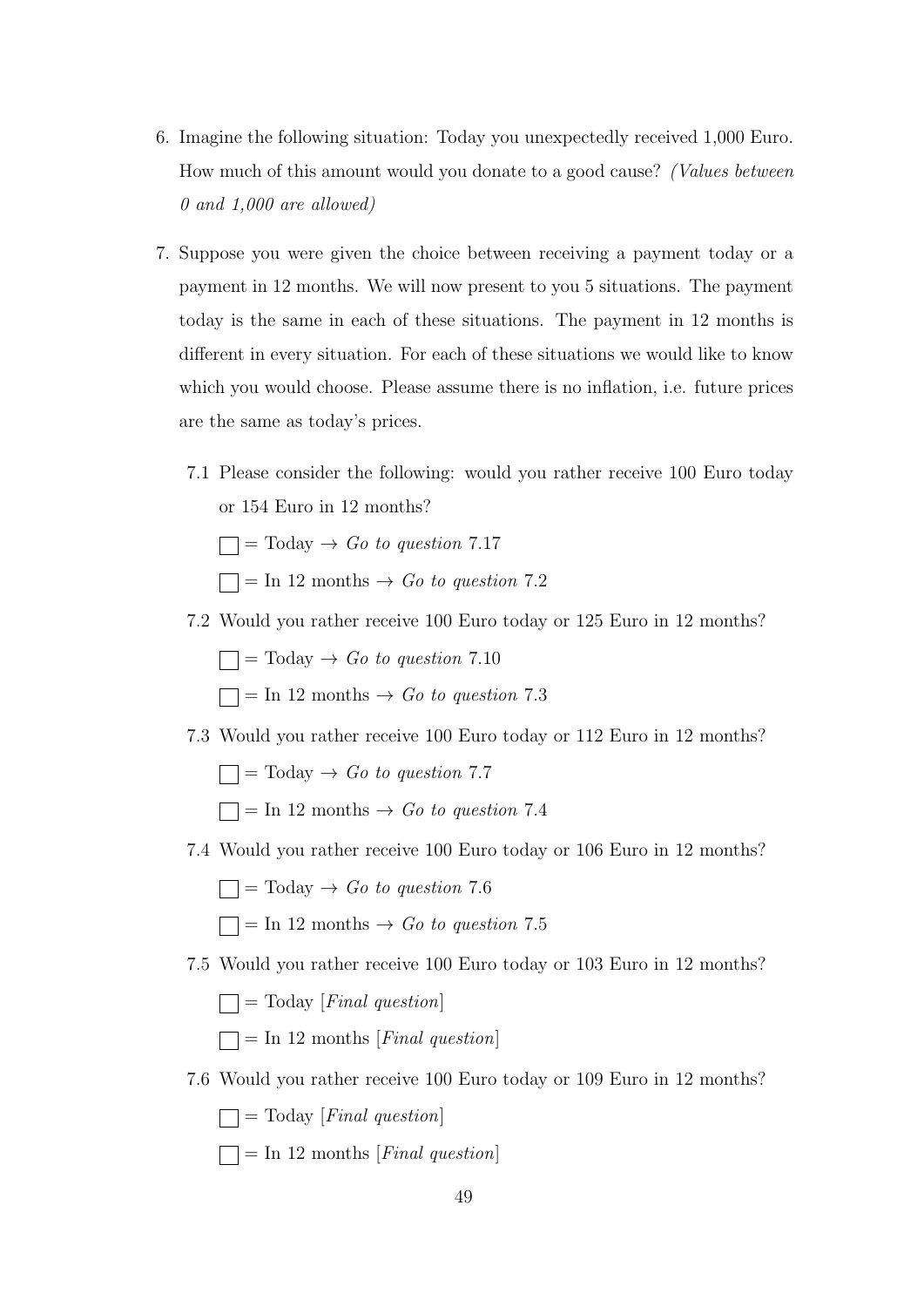6. Imagine the following situation: Today you unexpectedly received 1,000 Euro. How much of this amount would you donate to a good cause? *(Values between 0 and 1,000 are allowed)*

7. Suppose you were given the choice between receiving a payment today or a payment in 12 months. We will now present to you 5 situations. The payment today is the same in each of these situations. The payment in 12 months is different in every situation. For each of these situations we would like to know which you would choose. Please assume there is no inflation, i.e. future prices are the same as today's prices.

   7.1 Please consider the following: would you rather receive 100 Euro today or 154 Euro in 12 months?

   ☐ = Today → *Go to question* 7.17

   ☐ = In 12 months → *Go to question* 7.2

   7.2 Would you rather receive 100 Euro today or 125 Euro in 12 months?

   ☐ = Today → *Go to question* 7.10

   ☐ = In 12 months → *Go to question* 7.3

   7.3 Would you rather receive 100 Euro today or 112 Euro in 12 months?

   ☐ = Today → *Go to question* 7.7

   ☐ = In 12 months → *Go to question* 7.4

   7.4 Would you rather receive 100 Euro today or 106 Euro in 12 months?

   ☐ = Today → *Go to question* 7.6

   ☐ = In 12 months → *Go to question* 7.5

   7.5 Would you rather receive 100 Euro today or 103 Euro in 12 months?

   ☐ = Today [*Final question*]

   ☐ = In 12 months [*Final question*]

   7.6 Would you rather receive 100 Euro today or 109 Euro in 12 months?

   ☐ = Today [*Final question*]

   ☐ = In 12 months [*Final question*]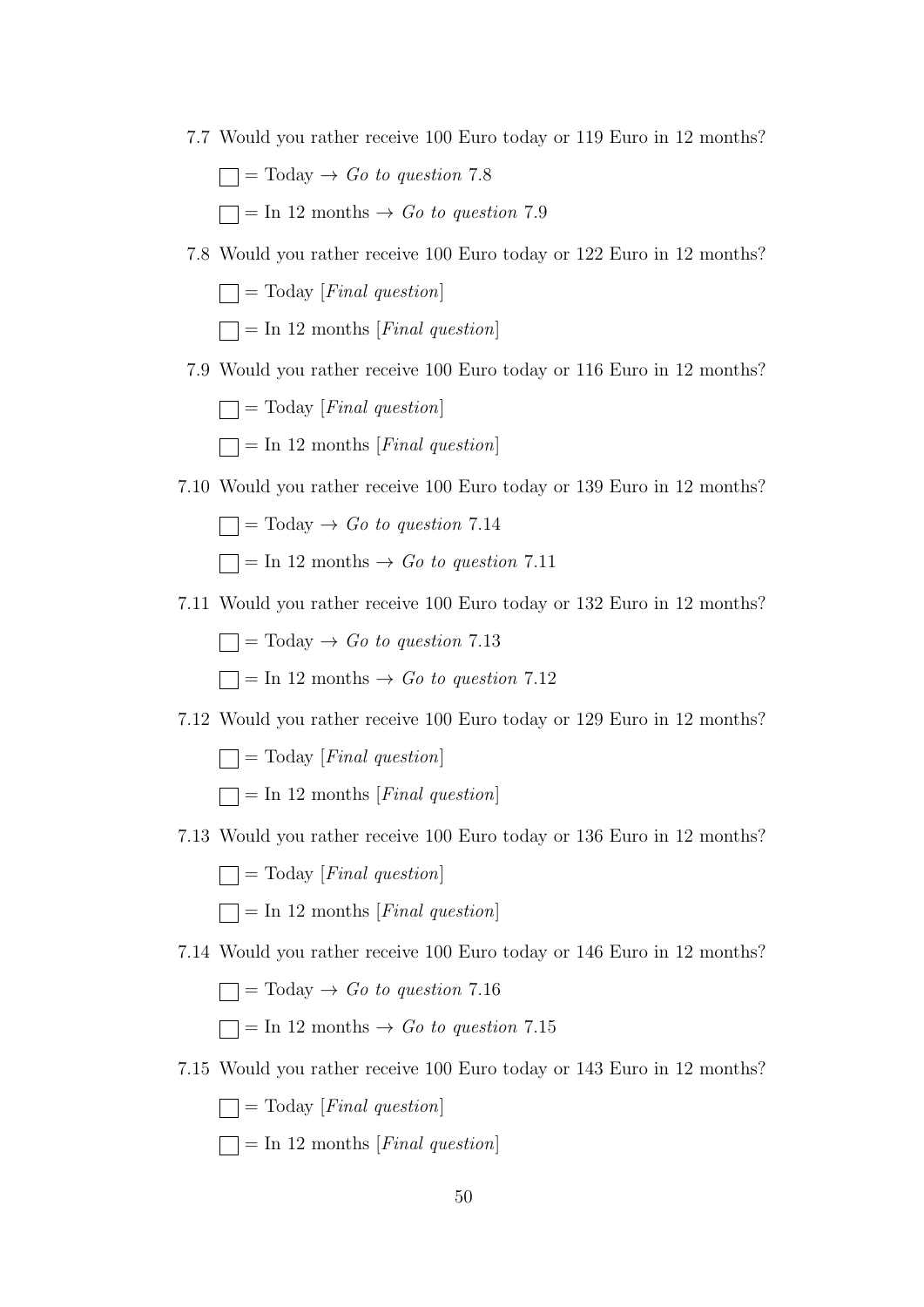7.7 Would you rather receive 100 Euro today or 119 Euro in 12 months?

☐ = Today → *Go to question* 7.8

☐ = In 12 months → *Go to question* 7.9

7.8 Would you rather receive 100 Euro today or 122 Euro in 12 months?

☐ = Today [*Final question*]

☐ = In 12 months [*Final question*]

7.9 Would you rather receive 100 Euro today or 116 Euro in 12 months?

☐ = Today [*Final question*]

☐ = In 12 months [*Final question*]

7.10 Would you rather receive 100 Euro today or 139 Euro in 12 months?

☐ = Today → *Go to question* 7.14

☐ = In 12 months → *Go to question* 7.11

7.11 Would you rather receive 100 Euro today or 132 Euro in 12 months?

☐ = Today → *Go to question* 7.13

☐ = In 12 months → *Go to question* 7.12

7.12 Would you rather receive 100 Euro today or 129 Euro in 12 months?

☐ = Today [*Final question*]

☐ = In 12 months [*Final question*]

7.13 Would you rather receive 100 Euro today or 136 Euro in 12 months?

☐ = Today [*Final question*]

☐ = In 12 months [*Final question*]

7.14 Would you rather receive 100 Euro today or 146 Euro in 12 months?

☐ = Today → *Go to question* 7.16

☐ = In 12 months → *Go to question* 7.15

7.15 Would you rather receive 100 Euro today or 143 Euro in 12 months?

☐ = Today [*Final question*]

☐ = In 12 months [*Final question*]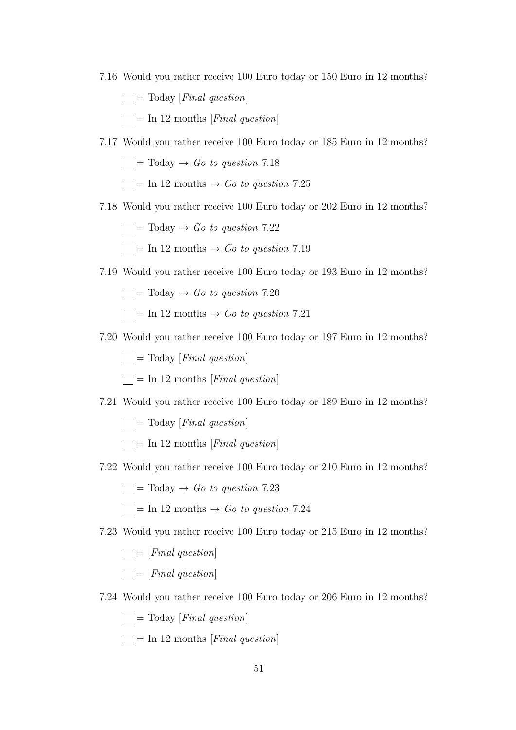7.16 Would you rather receive 100 Euro today or 150 Euro in 12 months?

- ☐ = Today [*Final question*]
- ☐ = In 12 months [*Final question*]

7.17 Would you rather receive 100 Euro today or 185 Euro in 12 months?

- ☐ = Today → *Go to question* 7.18
- ☐ = In 12 months → *Go to question* 7.25

7.18 Would you rather receive 100 Euro today or 202 Euro in 12 months?

- ☐ = Today → *Go to question* 7.22
- ☐ = In 12 months → *Go to question* 7.19

7.19 Would you rather receive 100 Euro today or 193 Euro in 12 months?

- ☐ = Today → *Go to question* 7.20
- ☐ = In 12 months → *Go to question* 7.21

7.20 Would you rather receive 100 Euro today or 197 Euro in 12 months?

- ☐ = Today [*Final question*]
- ☐ = In 12 months [*Final question*]

7.21 Would you rather receive 100 Euro today or 189 Euro in 12 months?

- ☐ = Today [*Final question*]
- ☐ = In 12 months [*Final question*]

7.22 Would you rather receive 100 Euro today or 210 Euro in 12 months?

- ☐ = Today → *Go to question* 7.23
- ☐ = In 12 months → *Go to question* 7.24

7.23 Would you rather receive 100 Euro today or 215 Euro in 12 months?

- ☐ = [*Final question*]
- ☐ = [*Final question*]

7.24 Would you rather receive 100 Euro today or 206 Euro in 12 months?

- ☐ = Today [*Final question*]
- ☐ = In 12 months [*Final question*]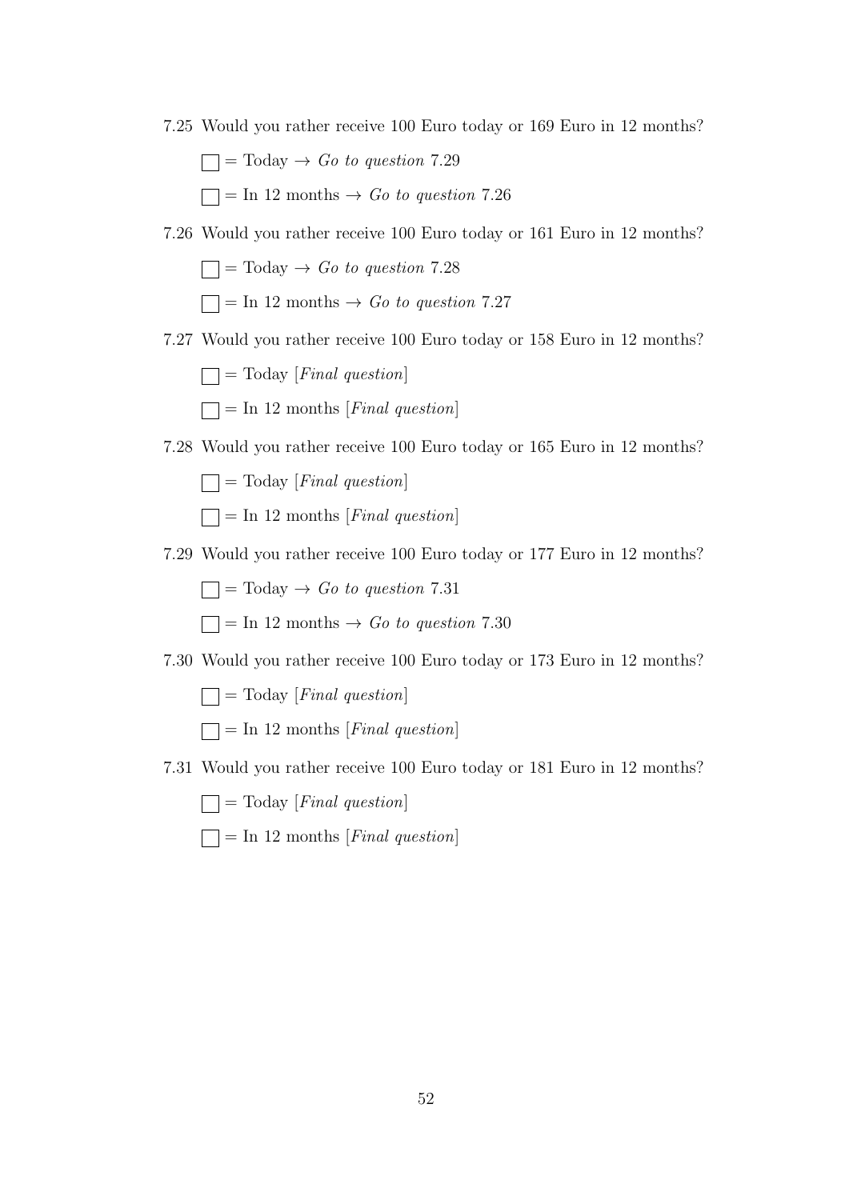7.25 Would you rather receive 100 Euro today or 169 Euro in 12 months?

☐ = Today → *Go to question* 7.29

☐ = In 12 months → *Go to question* 7.26

7.26 Would you rather receive 100 Euro today or 161 Euro in 12 months?

☐ = Today → *Go to question* 7.28

☐ = In 12 months → *Go to question* 7.27

7.27 Would you rather receive 100 Euro today or 158 Euro in 12 months?

☐ = Today [*Final question*]

☐ = In 12 months [*Final question*]

7.28 Would you rather receive 100 Euro today or 165 Euro in 12 months?

☐ = Today [*Final question*]

☐ = In 12 months [*Final question*]

7.29 Would you rather receive 100 Euro today or 177 Euro in 12 months?

☐ = Today → *Go to question* 7.31

☐ = In 12 months → *Go to question* 7.30

7.30 Would you rather receive 100 Euro today or 173 Euro in 12 months?

☐ = Today [*Final question*]

☐ = In 12 months [*Final question*]

7.31 Would you rather receive 100 Euro today or 181 Euro in 12 months?

☐ = Today [*Final question*]

☐ = In 12 months [*Final question*]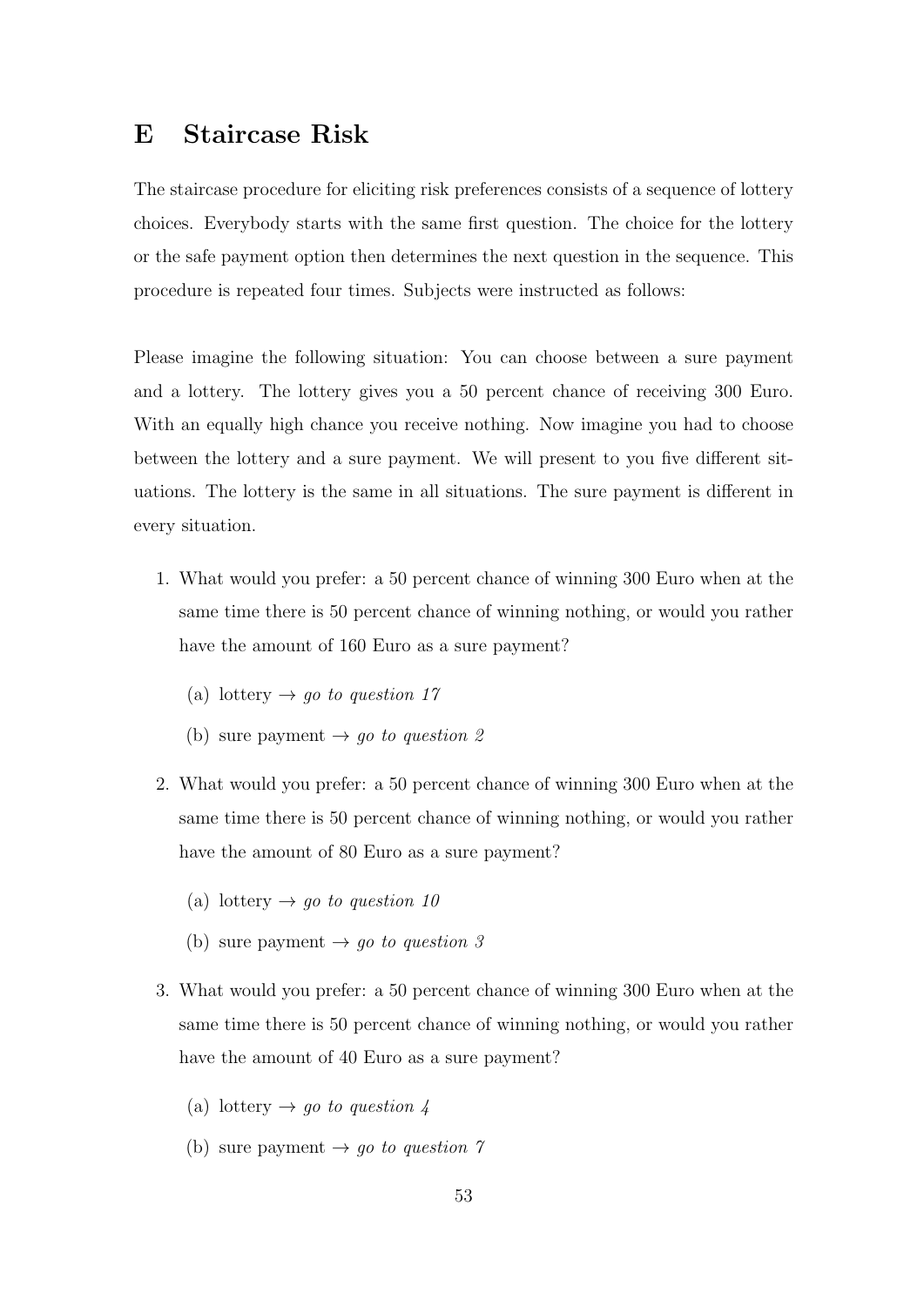# E Staircase Risk

The staircase procedure for eliciting risk preferences consists of a sequence of lottery choices. Everybody starts with the same first question. The choice for the lottery or the safe payment option then determines the next question in the sequence. This procedure is repeated four times. Subjects were instructed as follows:

Please imagine the following situation: You can choose between a sure payment and a lottery. The lottery gives you a 50 percent chance of receiving 300 Euro. With an equally high chance you receive nothing. Now imagine you had to choose between the lottery and a sure payment. We will present to you five different situations. The lottery is the same in all situations. The sure payment is different in every situation.

1. What would you prefer: a 50 percent chance of winning 300 Euro when at the same time there is 50 percent chance of winning nothing, or would you rather have the amount of 160 Euro as a sure payment?
   (a) lottery → *go to question 17*
   (b) sure payment → *go to question 2*

2. What would you prefer: a 50 percent chance of winning 300 Euro when at the same time there is 50 percent chance of winning nothing, or would you rather have the amount of 80 Euro as a sure payment?
   (a) lottery → *go to question 10*
   (b) sure payment → *go to question 3*

3. What would you prefer: a 50 percent chance of winning 300 Euro when at the same time there is 50 percent chance of winning nothing, or would you rather have the amount of 40 Euro as a sure payment?
   (a) lottery → *go to question 4*
   (b) sure payment → *go to question 7*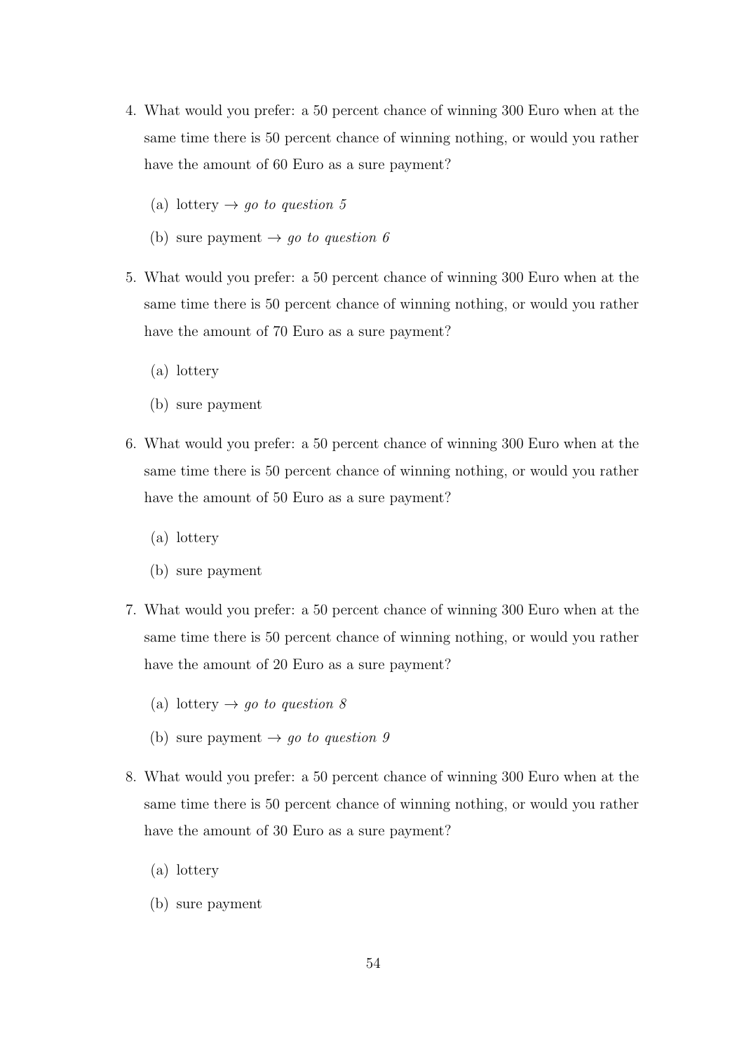4. What would you prefer: a 50 percent chance of winning 300 Euro when at the same time there is 50 percent chance of winning nothing, or would you rather have the amount of 60 Euro as a sure payment?

   (a) lottery → *go to question 5*

   (b) sure payment → *go to question 6*

5. What would you prefer: a 50 percent chance of winning 300 Euro when at the same time there is 50 percent chance of winning nothing, or would you rather have the amount of 70 Euro as a sure payment?

   (a) lottery

   (b) sure payment

6. What would you prefer: a 50 percent chance of winning 300 Euro when at the same time there is 50 percent chance of winning nothing, or would you rather have the amount of 50 Euro as a sure payment?

   (a) lottery

   (b) sure payment

7. What would you prefer: a 50 percent chance of winning 300 Euro when at the same time there is 50 percent chance of winning nothing, or would you rather have the amount of 20 Euro as a sure payment?

   (a) lottery → *go to question 8*

   (b) sure payment → *go to question 9*

8. What would you prefer: a 50 percent chance of winning 300 Euro when at the same time there is 50 percent chance of winning nothing, or would you rather have the amount of 30 Euro as a sure payment?

   (a) lottery

   (b) sure payment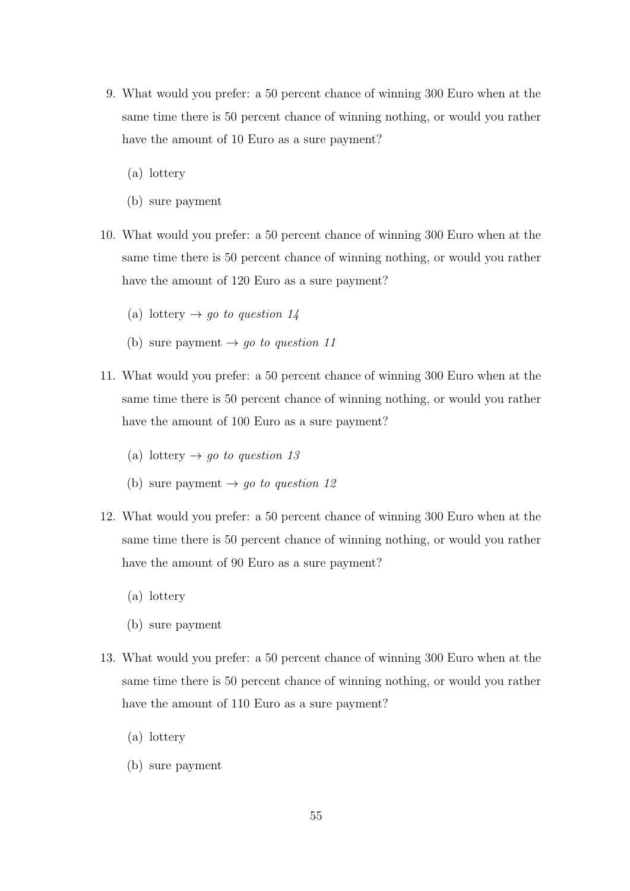9. What would you prefer: a 50 percent chance of winning 300 Euro when at the same time there is 50 percent chance of winning nothing, or would you rather have the amount of 10 Euro as a sure payment?

   (a) lottery

   (b) sure payment

10. What would you prefer: a 50 percent chance of winning 300 Euro when at the same time there is 50 percent chance of winning nothing, or would you rather have the amount of 120 Euro as a sure payment?

    (a) lottery → *go to question 14*

    (b) sure payment → *go to question 11*

11. What would you prefer: a 50 percent chance of winning 300 Euro when at the same time there is 50 percent chance of winning nothing, or would you rather have the amount of 100 Euro as a sure payment?

    (a) lottery → *go to question 13*

    (b) sure payment → *go to question 12*

12. What would you prefer: a 50 percent chance of winning 300 Euro when at the same time there is 50 percent chance of winning nothing, or would you rather have the amount of 90 Euro as a sure payment?

    (a) lottery

    (b) sure payment

13. What would you prefer: a 50 percent chance of winning 300 Euro when at the same time there is 50 percent chance of winning nothing, or would you rather have the amount of 110 Euro as a sure payment?

    (a) lottery

    (b) sure payment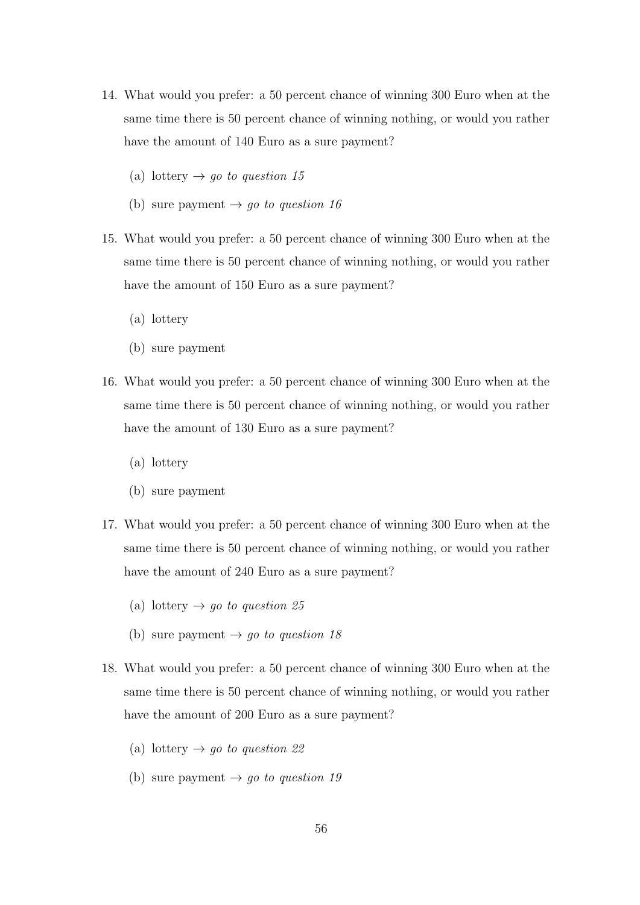14. What would you prefer: a 50 percent chance of winning 300 Euro when at the same time there is 50 percent chance of winning nothing, or would you rather have the amount of 140 Euro as a sure payment?

    (a) lottery → *go to question 15*

    (b) sure payment → *go to question 16*

15. What would you prefer: a 50 percent chance of winning 300 Euro when at the same time there is 50 percent chance of winning nothing, or would you rather have the amount of 150 Euro as a sure payment?

    (a) lottery

    (b) sure payment

16. What would you prefer: a 50 percent chance of winning 300 Euro when at the same time there is 50 percent chance of winning nothing, or would you rather have the amount of 130 Euro as a sure payment?

    (a) lottery

    (b) sure payment

17. What would you prefer: a 50 percent chance of winning 300 Euro when at the same time there is 50 percent chance of winning nothing, or would you rather have the amount of 240 Euro as a sure payment?

    (a) lottery → *go to question 25*

    (b) sure payment → *go to question 18*

18. What would you prefer: a 50 percent chance of winning 300 Euro when at the same time there is 50 percent chance of winning nothing, or would you rather have the amount of 200 Euro as a sure payment?

    (a) lottery → *go to question 22*

    (b) sure payment → *go to question 19*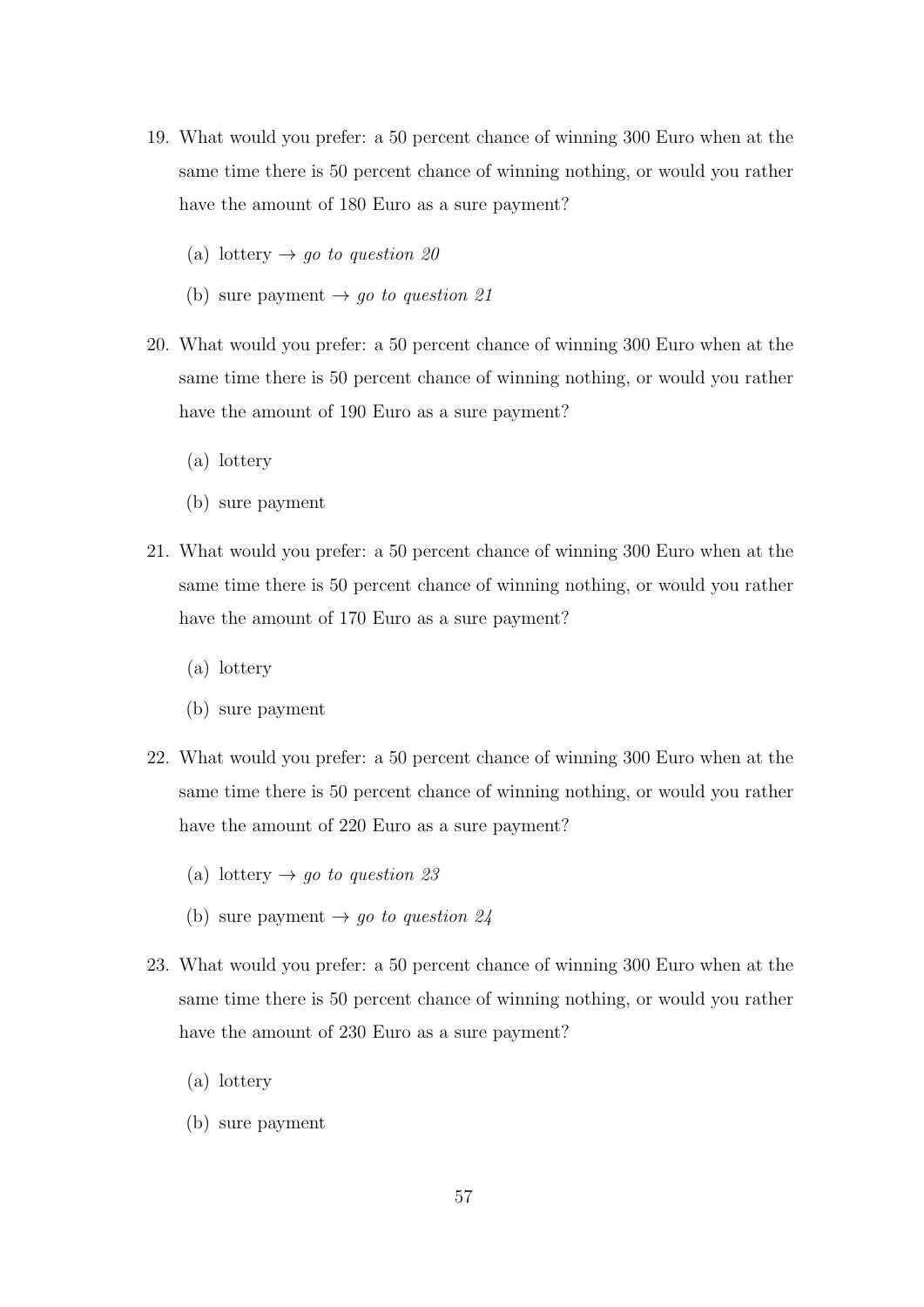19. What would you prefer: a 50 percent chance of winning 300 Euro when at the same time there is 50 percent chance of winning nothing, or would you rather have the amount of 180 Euro as a sure payment?

    (a) lottery → *go to question 20*

    (b) sure payment → *go to question 21*

20. What would you prefer: a 50 percent chance of winning 300 Euro when at the same time there is 50 percent chance of winning nothing, or would you rather have the amount of 190 Euro as a sure payment?

    (a) lottery

    (b) sure payment

21. What would you prefer: a 50 percent chance of winning 300 Euro when at the same time there is 50 percent chance of winning nothing, or would you rather have the amount of 170 Euro as a sure payment?

    (a) lottery

    (b) sure payment

22. What would you prefer: a 50 percent chance of winning 300 Euro when at the same time there is 50 percent chance of winning nothing, or would you rather have the amount of 220 Euro as a sure payment?

    (a) lottery → *go to question 23*

    (b) sure payment → *go to question 24*

23. What would you prefer: a 50 percent chance of winning 300 Euro when at the same time there is 50 percent chance of winning nothing, or would you rather have the amount of 230 Euro as a sure payment?

    (a) lottery

    (b) sure payment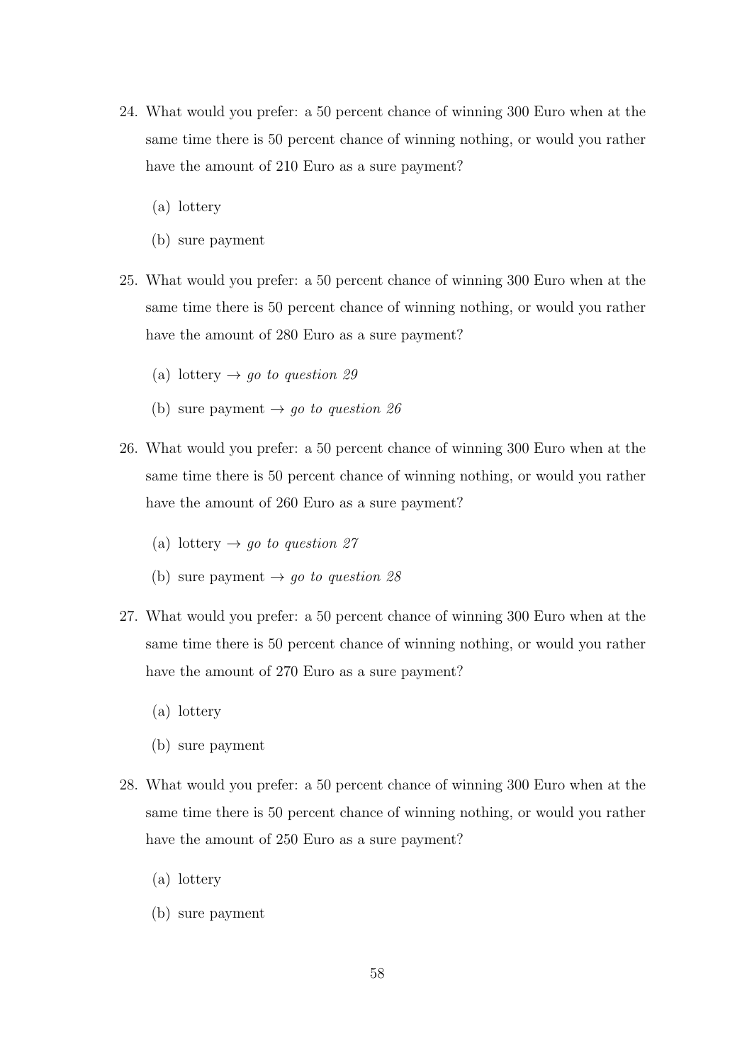24. What would you prefer: a 50 percent chance of winning 300 Euro when at the same time there is 50 percent chance of winning nothing, or would you rather have the amount of 210 Euro as a sure payment?

    (a) lottery

    (b) sure payment

25. What would you prefer: a 50 percent chance of winning 300 Euro when at the same time there is 50 percent chance of winning nothing, or would you rather have the amount of 280 Euro as a sure payment?

    (a) lottery → *go to question 29*

    (b) sure payment → *go to question 26*

26. What would you prefer: a 50 percent chance of winning 300 Euro when at the same time there is 50 percent chance of winning nothing, or would you rather have the amount of 260 Euro as a sure payment?

    (a) lottery → *go to question 27*

    (b) sure payment → *go to question 28*

27. What would you prefer: a 50 percent chance of winning 300 Euro when at the same time there is 50 percent chance of winning nothing, or would you rather have the amount of 270 Euro as a sure payment?

    (a) lottery

    (b) sure payment

28. What would you prefer: a 50 percent chance of winning 300 Euro when at the same time there is 50 percent chance of winning nothing, or would you rather have the amount of 250 Euro as a sure payment?

    (a) lottery

    (b) sure payment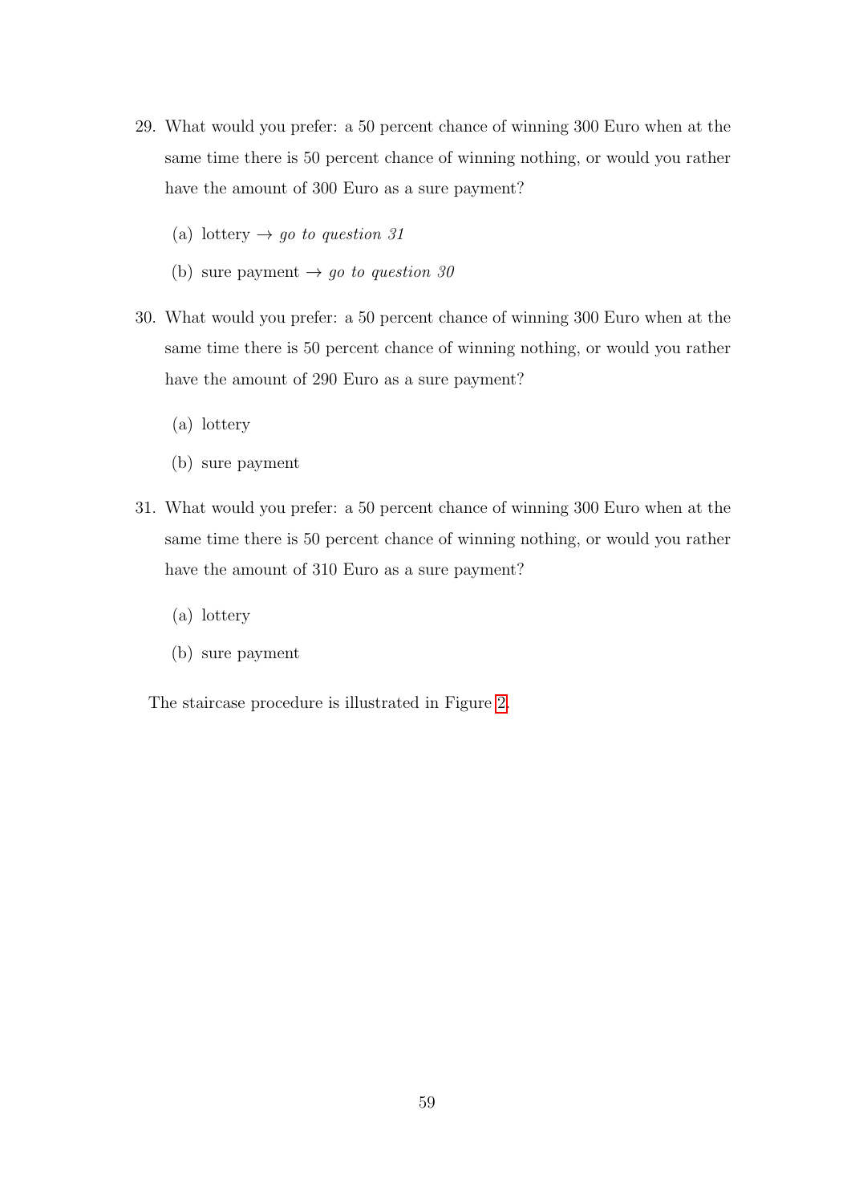29. What would you prefer: a 50 percent chance of winning 300 Euro when at the same time there is 50 percent chance of winning nothing, or would you rather have the amount of 300 Euro as a sure payment?

    (a) lottery → *go to question 31*

    (b) sure payment → *go to question 30*

30. What would you prefer: a 50 percent chance of winning 300 Euro when at the same time there is 50 percent chance of winning nothing, or would you rather have the amount of 290 Euro as a sure payment?

    (a) lottery

    (b) sure payment

31. What would you prefer: a 50 percent chance of winning 300 Euro when at the same time there is 50 percent chance of winning nothing, or would you rather have the amount of 310 Euro as a sure payment?

    (a) lottery

    (b) sure payment

The staircase procedure is illustrated in Figure 2.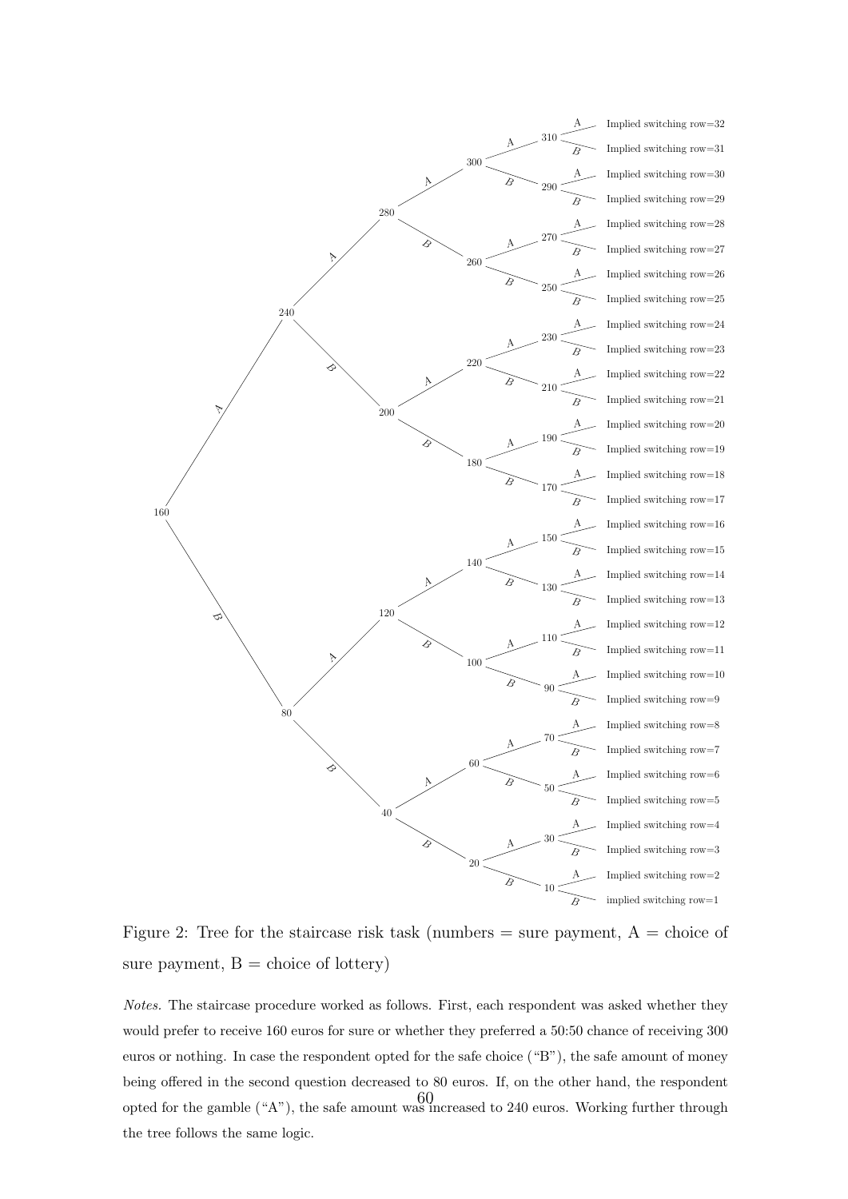Figure 2: Tree for the staircase risk task (numbers = sure payment, A = choice of sure payment, B = choice of lottery)

*Notes.* The staircase procedure worked as follows. First, each respondent was asked whether they would prefer to receive 160 euros for sure or whether they preferred a 50:50 chance of receiving 300 euros or nothing. In case the respondent opted for the safe choice ("B"), the safe amount of money being offered in the second question decreased to 80 euros. If, on the other hand, the respondent opted for the gamble ("A"), the safe amount was increased to 240 euros. Working further through the tree follows the same logic.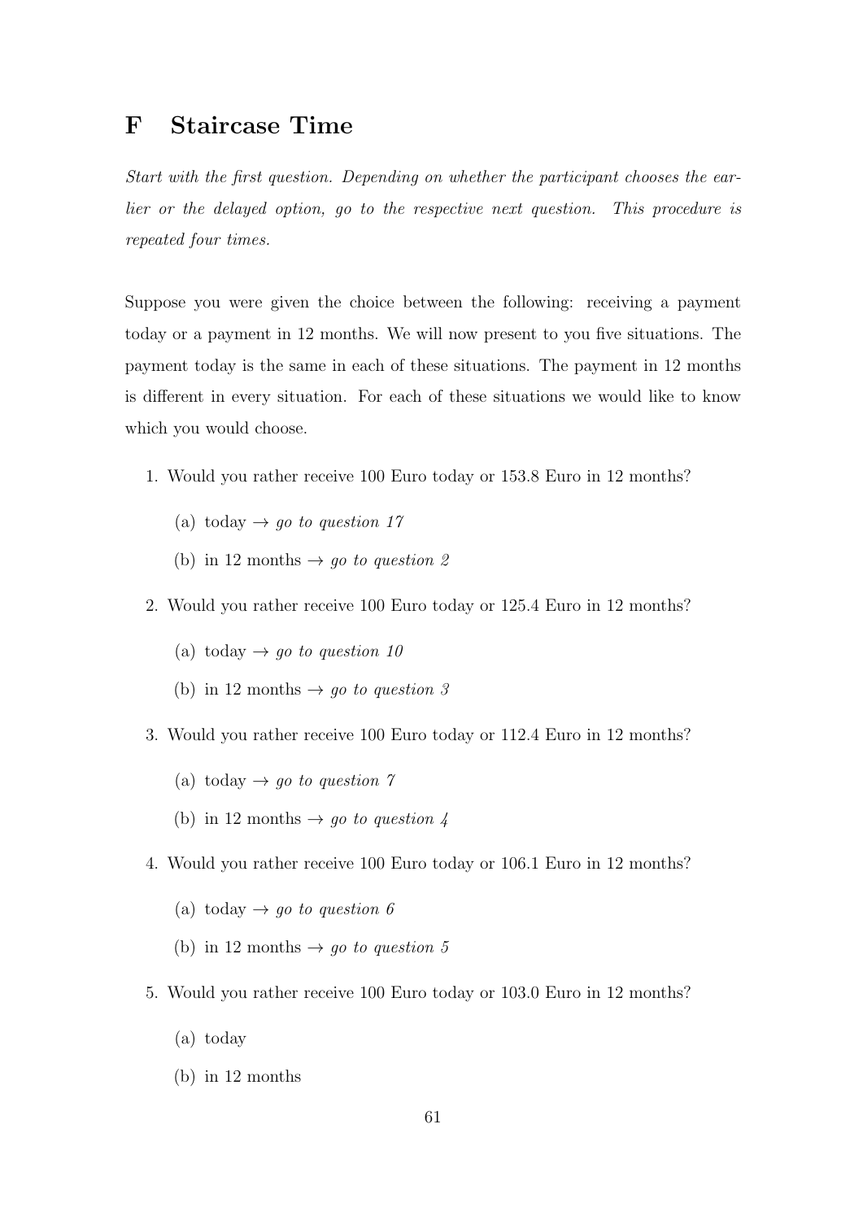## F Staircase Time

*Start with the first question. Depending on whether the participant chooses the earlier or the delayed option, go to the respective next question. This procedure is repeated four times.*

Suppose you were given the choice between the following: receiving a payment today or a payment in 12 months. We will now present to you five situations. The payment today is the same in each of these situations. The payment in 12 months is different in every situation. For each of these situations we would like to know which you would choose.

1. Would you rather receive 100 Euro today or 153.8 Euro in 12 months?
   (a) today → *go to question 17*
   (b) in 12 months → *go to question 2*
2. Would you rather receive 100 Euro today or 125.4 Euro in 12 months?
   (a) today → *go to question 10*
   (b) in 12 months → *go to question 3*
3. Would you rather receive 100 Euro today or 112.4 Euro in 12 months?
   (a) today → *go to question 7*
   (b) in 12 months → *go to question 4*
4. Would you rather receive 100 Euro today or 106.1 Euro in 12 months?
   (a) today → *go to question 6*
   (b) in 12 months → *go to question 5*
5. Would you rather receive 100 Euro today or 103.0 Euro in 12 months?
   (a) today
   (b) in 12 months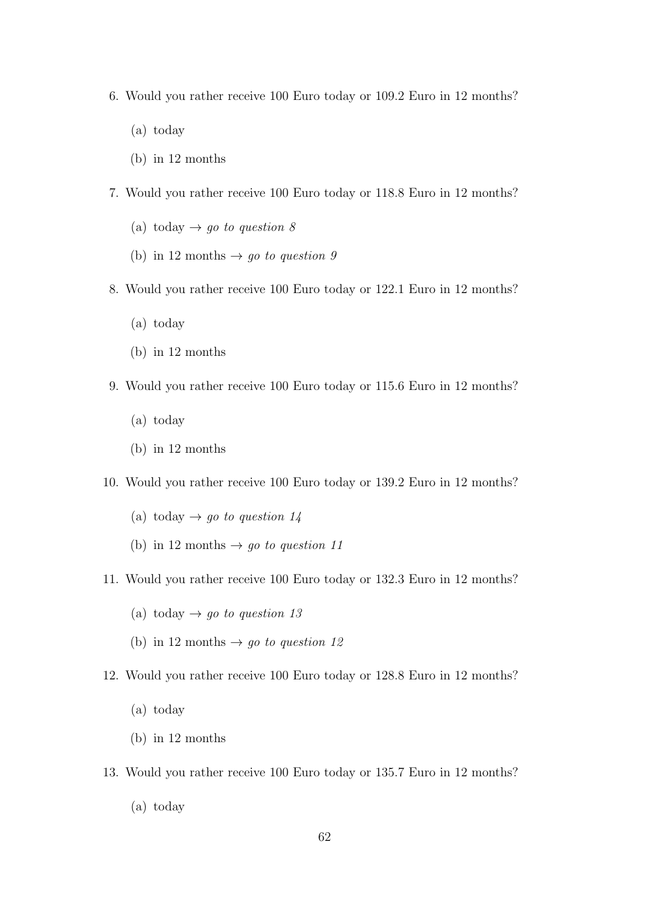6. Would you rather receive 100 Euro today or 109.2 Euro in 12 months?

    (a) today

    (b) in 12 months

7. Would you rather receive 100 Euro today or 118.8 Euro in 12 months?

    (a) today → *go to question 8*

    (b) in 12 months → *go to question 9*

8. Would you rather receive 100 Euro today or 122.1 Euro in 12 months?

    (a) today

    (b) in 12 months

9. Would you rather receive 100 Euro today or 115.6 Euro in 12 months?

    (a) today

    (b) in 12 months

10. Would you rather receive 100 Euro today or 139.2 Euro in 12 months?

    (a) today → *go to question 14*

    (b) in 12 months → *go to question 11*

11. Would you rather receive 100 Euro today or 132.3 Euro in 12 months?

    (a) today → *go to question 13*

    (b) in 12 months → *go to question 12*

12. Would you rather receive 100 Euro today or 128.8 Euro in 12 months?

    (a) today

    (b) in 12 months

13. Would you rather receive 100 Euro today or 135.7 Euro in 12 months?

    (a) today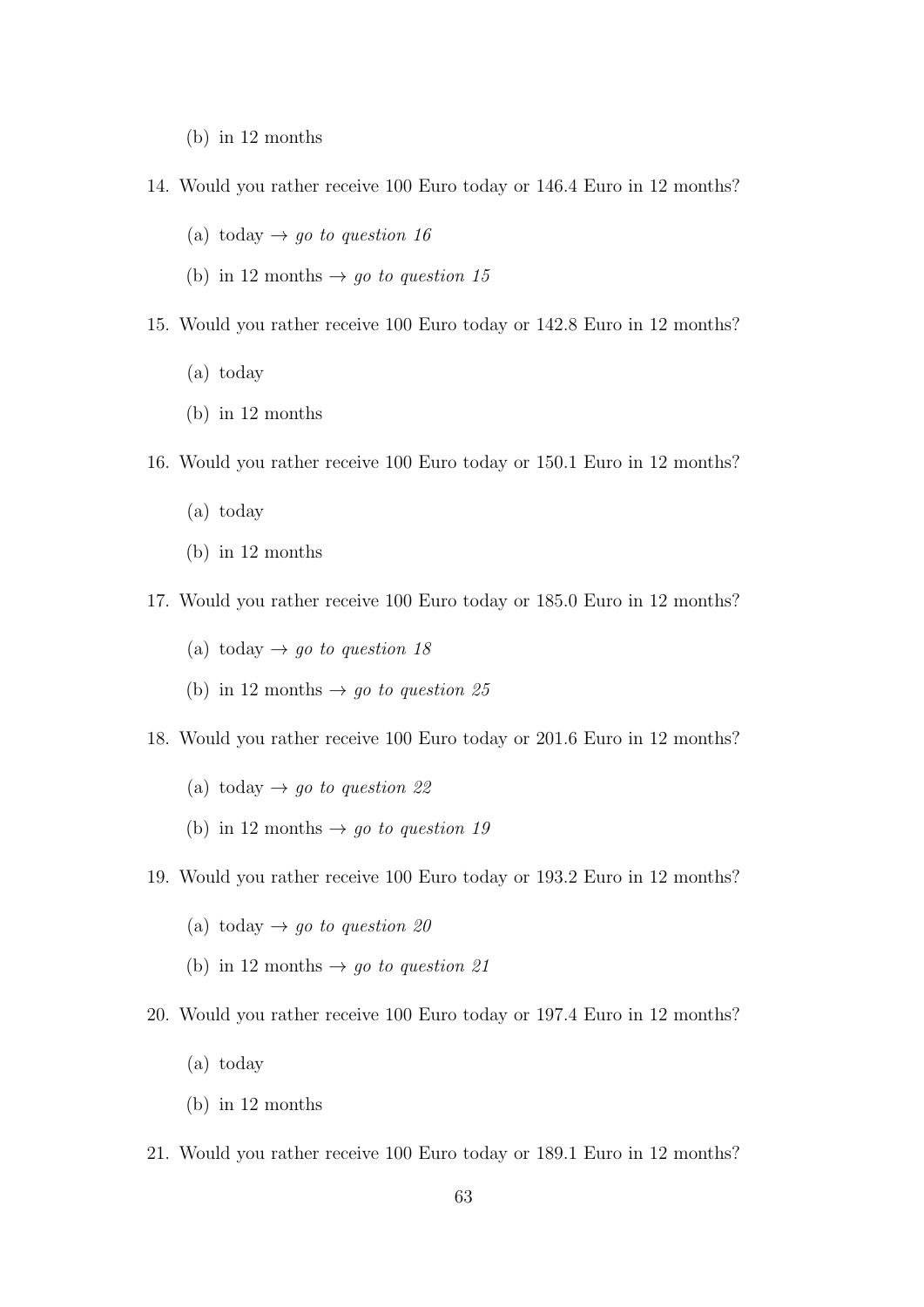(b) in 12 months

14. Would you rather receive 100 Euro today or 146.4 Euro in 12 months?

    (a) today → *go to question 16*

    (b) in 12 months → *go to question 15*

15. Would you rather receive 100 Euro today or 142.8 Euro in 12 months?

    (a) today

    (b) in 12 months

16. Would you rather receive 100 Euro today or 150.1 Euro in 12 months?

    (a) today

    (b) in 12 months

17. Would you rather receive 100 Euro today or 185.0 Euro in 12 months?

    (a) today → *go to question 18*

    (b) in 12 months → *go to question 25*

18. Would you rather receive 100 Euro today or 201.6 Euro in 12 months?

    (a) today → *go to question 22*

    (b) in 12 months → *go to question 19*

19. Would you rather receive 100 Euro today or 193.2 Euro in 12 months?

    (a) today → *go to question 20*

    (b) in 12 months → *go to question 21*

20. Would you rather receive 100 Euro today or 197.4 Euro in 12 months?

    (a) today

    (b) in 12 months

21. Would you rather receive 100 Euro today or 189.1 Euro in 12 months?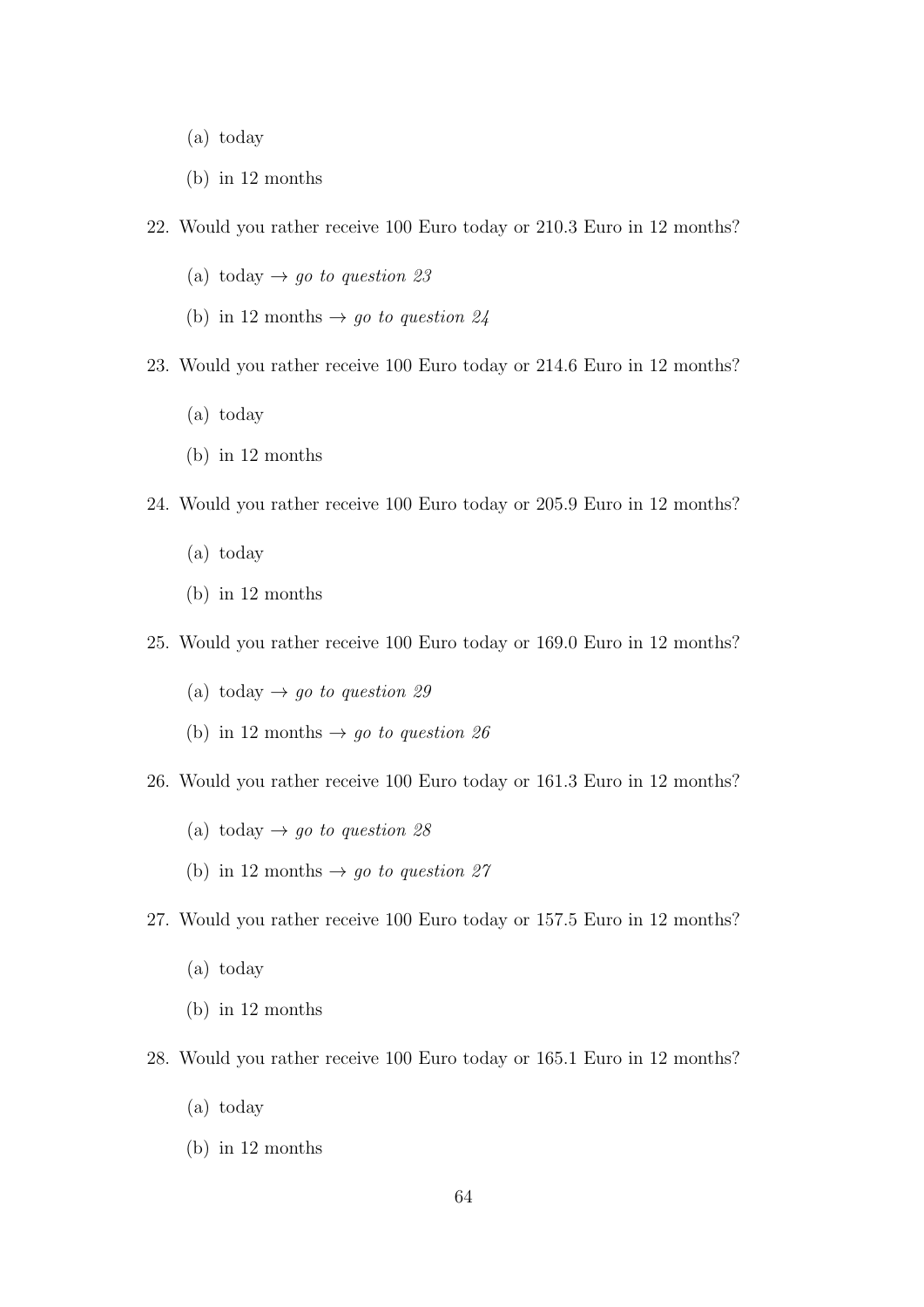(a) today
   (b) in 12 months

22. Would you rather receive 100 Euro today or 210.3 Euro in 12 months?
    (a) today → *go to question 23*
    (b) in 12 months → *go to question 24*

23. Would you rather receive 100 Euro today or 214.6 Euro in 12 months?
    (a) today
    (b) in 12 months

24. Would you rather receive 100 Euro today or 205.9 Euro in 12 months?
    (a) today
    (b) in 12 months

25. Would you rather receive 100 Euro today or 169.0 Euro in 12 months?
    (a) today → *go to question 29*
    (b) in 12 months → *go to question 26*

26. Would you rather receive 100 Euro today or 161.3 Euro in 12 months?
    (a) today → *go to question 28*
    (b) in 12 months → *go to question 27*

27. Would you rather receive 100 Euro today or 157.5 Euro in 12 months?
    (a) today
    (b) in 12 months

28. Would you rather receive 100 Euro today or 165.1 Euro in 12 months?
    (a) today
    (b) in 12 months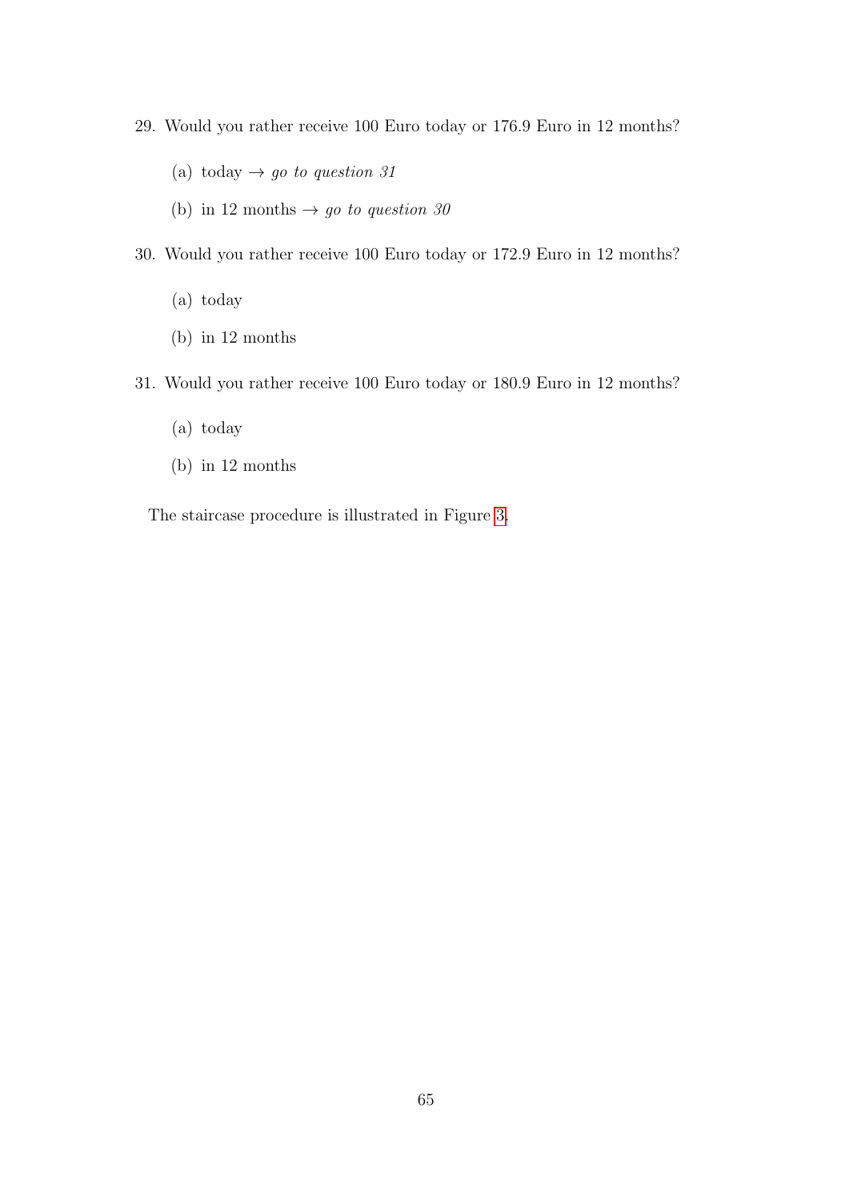29. Would you rather receive 100 Euro today or 176.9 Euro in 12 months?

    (a) today → *go to question 31*

    (b) in 12 months → *go to question 30*

30. Would you rather receive 100 Euro today or 172.9 Euro in 12 months?

    (a) today

    (b) in 12 months

31. Would you rather receive 100 Euro today or 180.9 Euro in 12 months?

    (a) today

    (b) in 12 months

The staircase procedure is illustrated in Figure 3.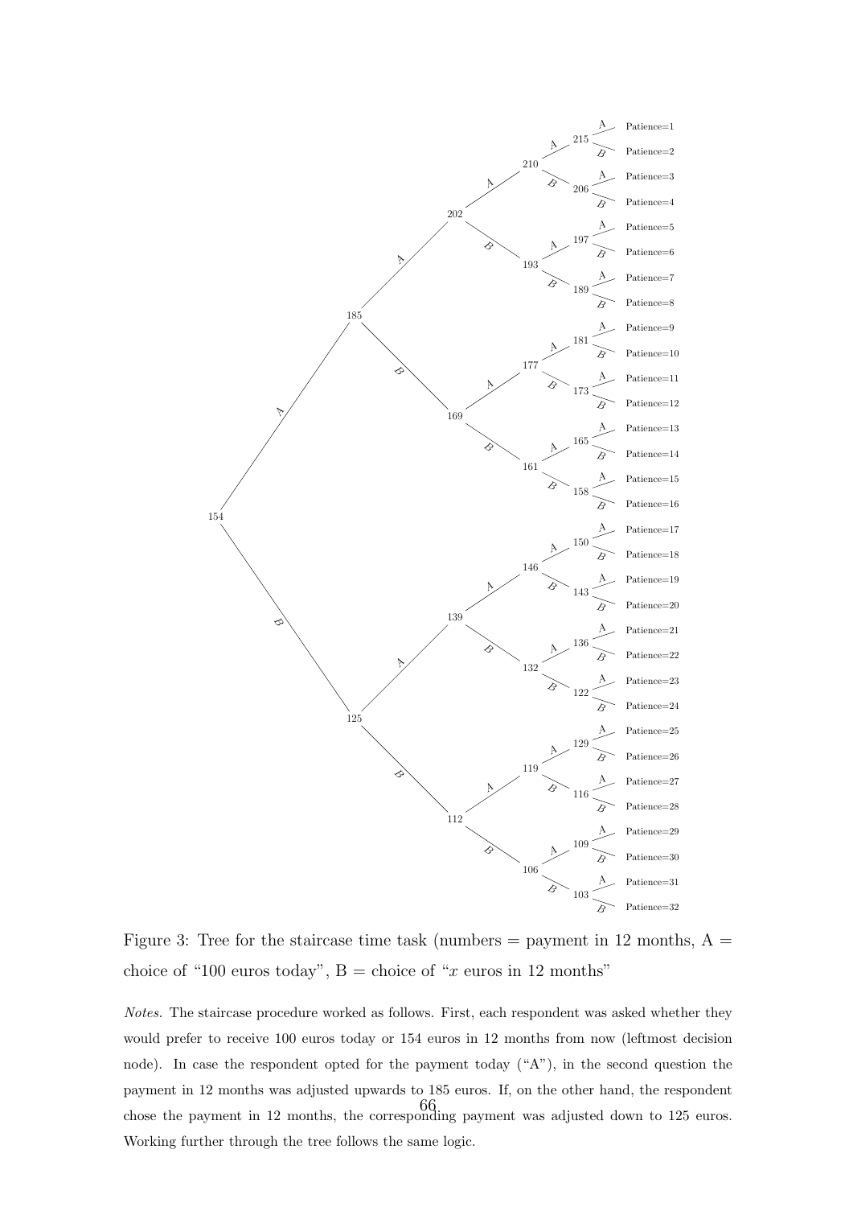154

A

B

185

125

A

B

A

B

202

169

139

112

A

B

A

B

A

B

A

B

210

193

177

161

146

132

119

106

215

206

197

189

181

173

165

158

150

143

136

122

129

116

109

103

Patience=1

Patience=2

Patience=3

Patience=4

Patience=5

Patience=6

Patience=7

Patience=8

Patience=9

Patience=10

Patience=11

Patience=12

Patience=13

Patience=14

Patience=15

Patience=16

Patience=17

Patience=18

Patience=19

Patience=20

Patience=21

Patience=22

Patience=23

Patience=24

Patience=25

Patience=26

Patience=27

Patience=28

Patience=29

Patience=30

Patience=31

Patience=32

Figure 3: Tree for the staircase time task (numbers = payment in 12 months, A = choice of "100 euros today", B = choice of "$x$ euros in 12 months"

*Notes.* The staircase procedure worked as follows. First, each respondent was asked whether they would prefer to receive 100 euros today or 154 euros in 12 months from now (leftmost decision node). In case the respondent opted for the payment today ("A"), in the second question the payment in 12 months was adjusted upwards to 185 euros. If, on the other hand, the respondent chose the payment in 12 months, the corresponding payment was adjusted down to 125 euros. Working further through the tree follows the same logic.